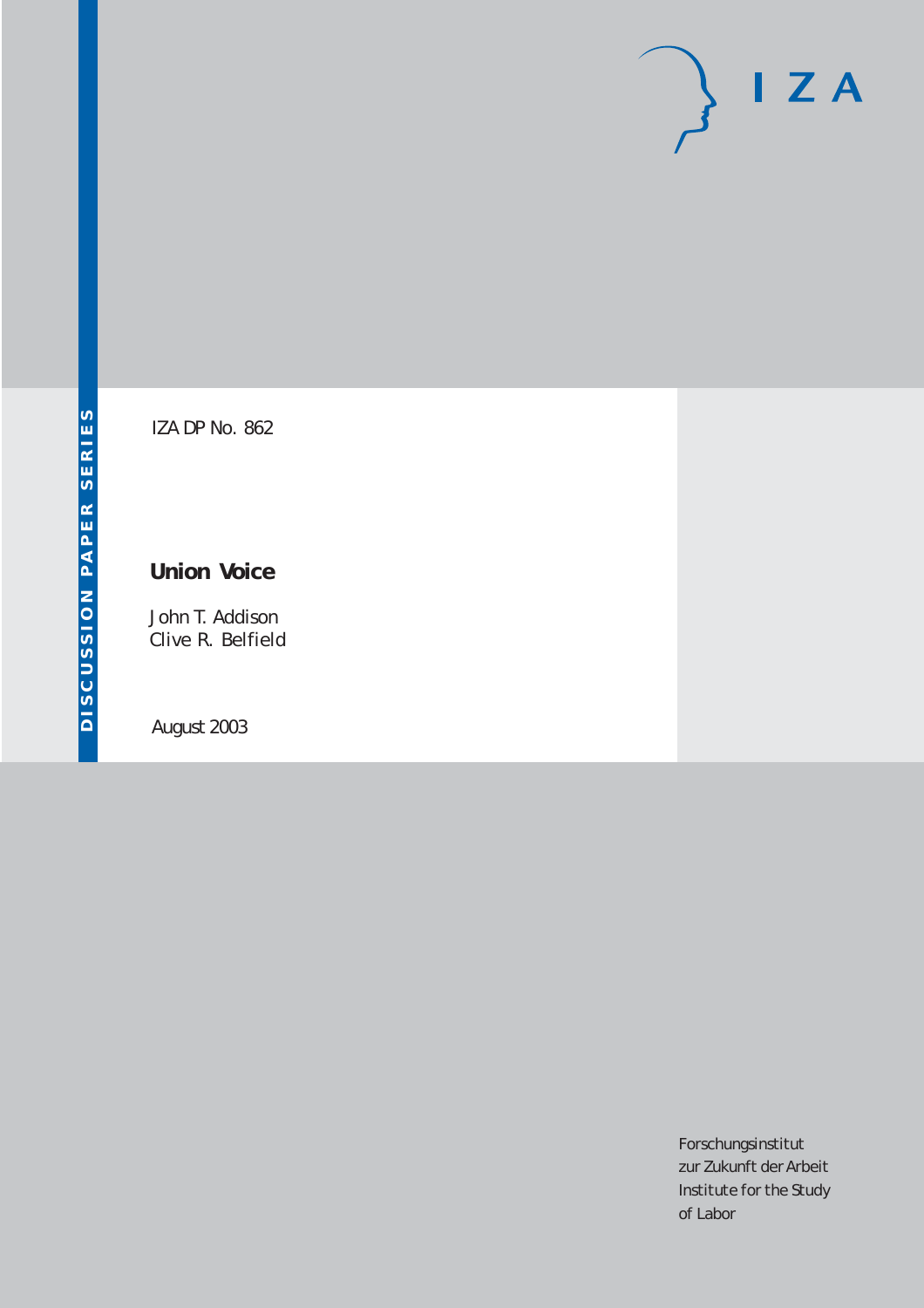DISCUSSION PAPER SERIES

IZA

IZA DP No. 862

# Union Voice

John T. Addison
Clive R. Belfield

August 2003

Forschungsinstitut
zur Zukunft der Arbeit
Institute for the Study
of Labor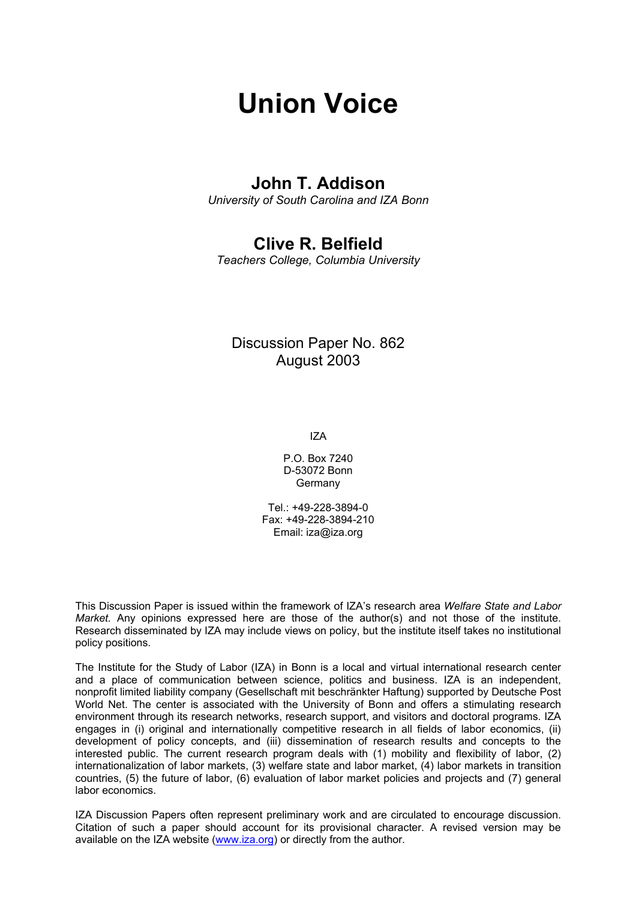# Union Voice

## John T. Addison

*University of South Carolina and IZA Bonn*

## Clive R. Belfield

*Teachers College, Columbia University*

Discussion Paper No. 862
August 2003

IZA

P.O. Box 7240
D-53072 Bonn
Germany

Tel.: +49-228-3894-0
Fax: +49-228-3894-210
Email: iza@iza.org

This Discussion Paper is issued within the framework of IZA's research area *Welfare State and Labor Market.* Any opinions expressed here are those of the author(s) and not those of the institute. Research disseminated by IZA may include views on policy, but the institute itself takes no institutional policy positions.

The Institute for the Study of Labor (IZA) in Bonn is a local and virtual international research center and a place of communication between science, politics and business. IZA is an independent, nonprofit limited liability company (Gesellschaft mit beschränkter Haftung) supported by Deutsche Post World Net. The center is associated with the University of Bonn and offers a stimulating research environment through its research networks, research support, and visitors and doctoral programs. IZA engages in (i) original and internationally competitive research in all fields of labor economics, (ii) development of policy concepts, and (iii) dissemination of research results and concepts to the interested public. The current research program deals with (1) mobility and flexibility of labor, (2) internationalization of labor markets, (3) welfare state and labor market, (4) labor markets in transition countries, (5) the future of labor, (6) evaluation of labor market policies and projects and (7) general labor economics.

IZA Discussion Papers often represent preliminary work and are circulated to encourage discussion. Citation of such a paper should account for its provisional character. A revised version may be available on the IZA website (www.iza.org) or directly from the author.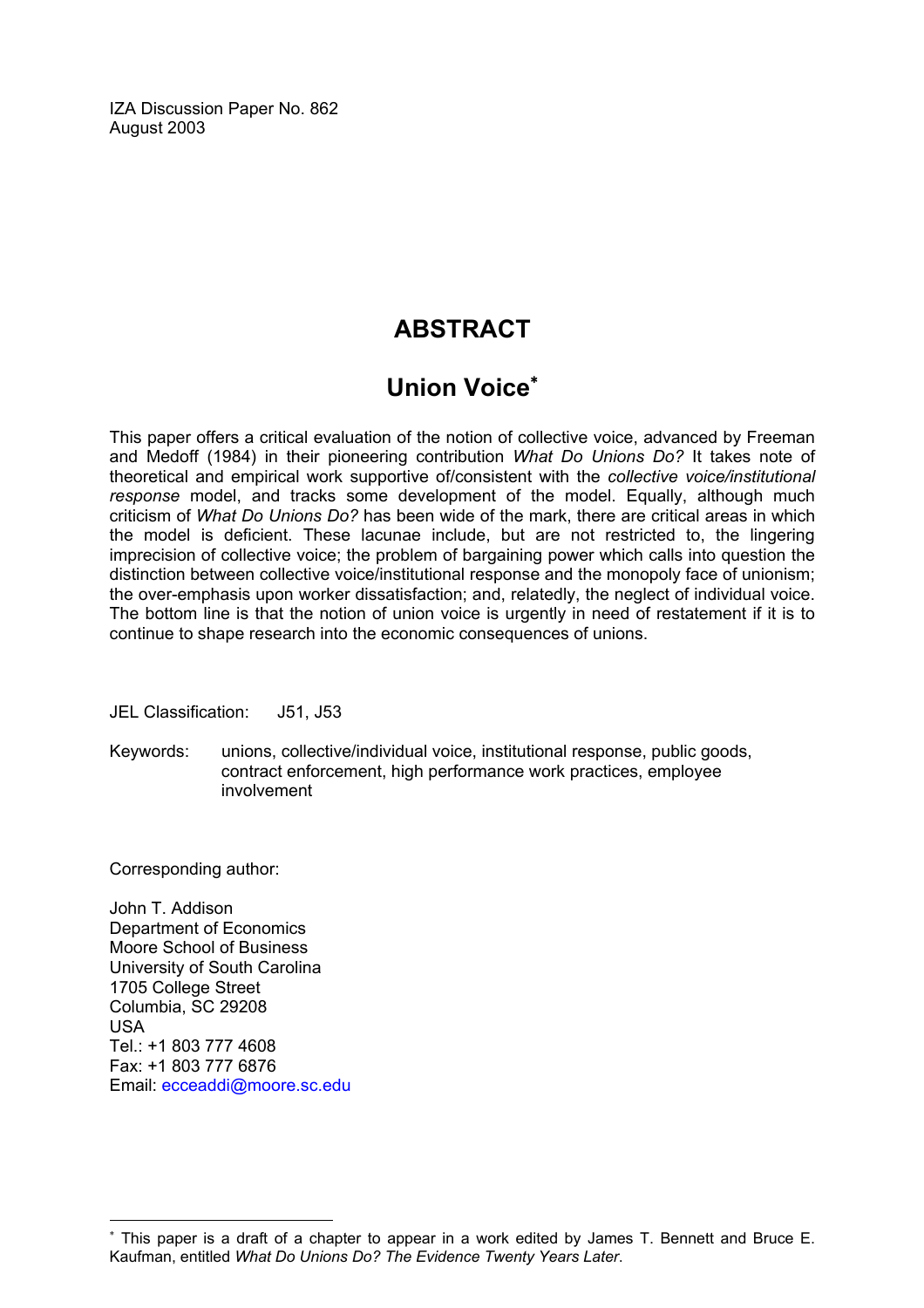IZA Discussion Paper No. 862
August 2003

# ABSTRACT

## Union Voice[*]

This paper offers a critical evaluation of the notion of collective voice, advanced by Freeman and Medoff (1984) in their pioneering contribution *What Do Unions Do?* It takes note of theoretical and empirical work supportive of/consistent with the *collective voice/institutional response* model, and tracks some development of the model. Equally, although much criticism of *What Do Unions Do?* has been wide of the mark, there are critical areas in which the model is deficient. These lacunae include, but are not restricted to, the lingering imprecision of collective voice; the problem of bargaining power which calls into question the distinction between collective voice/institutional response and the monopoly face of unionism; the over-emphasis upon worker dissatisfaction; and, relatedly, the neglect of individual voice. The bottom line is that the notion of union voice is urgently in need of restatement if it is to continue to shape research into the economic consequences of unions.

JEL Classification: J51, J53

Keywords: unions, collective/individual voice, institutional response, public goods, contract enforcement, high performance work practices, employee involvement

Corresponding author:

John T. Addison
Department of Economics
Moore School of Business
University of South Carolina
1705 College Street
Columbia, SC 29208
USA
Tel.: +1 803 777 4608
Fax: +1 803 777 6876
Email: ecceaddi@moore.sc.edu

[*] This paper is a draft of a chapter to appear in a work edited by James T. Bennett and Bruce E. Kaufman, entitled *What Do Unions Do? The Evidence Twenty Years Later*.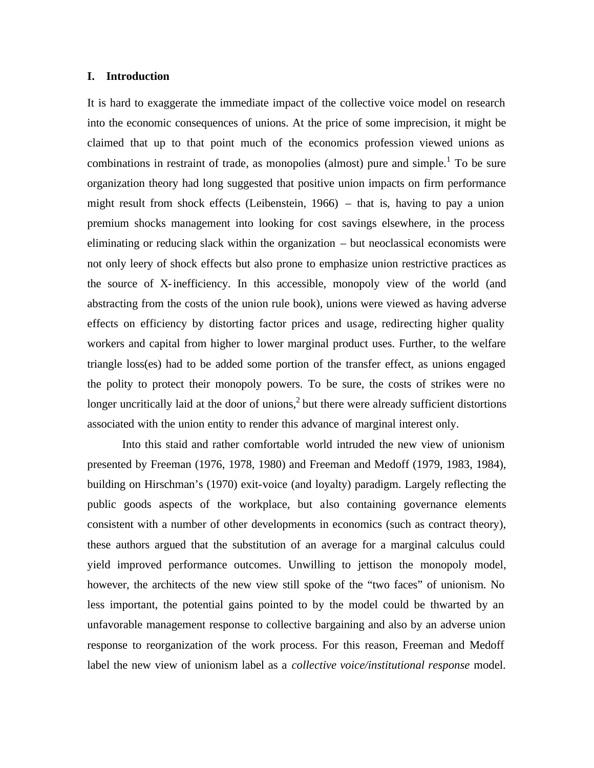## I. Introduction

It is hard to exaggerate the immediate impact of the collective voice model on research into the economic consequences of unions. At the price of some imprecision, it might be claimed that up to that point much of the economics profession viewed unions as combinations in restraint of trade, as monopolies (almost) pure and simple.[1] To be sure organization theory had long suggested that positive union impacts on firm performance might result from shock effects (Leibenstein, 1966) – that is, having to pay a union premium shocks management into looking for cost savings elsewhere, in the process eliminating or reducing slack within the organization – but neoclassical economists were not only leery of shock effects but also prone to emphasize union restrictive practices as the source of X-inefficiency. In this accessible, monopoly view of the world (and abstracting from the costs of the union rule book), unions were viewed as having adverse effects on efficiency by distorting factor prices and usage, redirecting higher quality workers and capital from higher to lower marginal product uses. Further, to the welfare triangle loss(es) had to be added some portion of the transfer effect, as unions engaged the polity to protect their monopoly powers. To be sure, the costs of strikes were no longer uncritically laid at the door of unions,[2] but there were already sufficient distortions associated with the union entity to render this advance of marginal interest only.

Into this staid and rather comfortable world intruded the new view of unionism presented by Freeman (1976, 1978, 1980) and Freeman and Medoff (1979, 1983, 1984), building on Hirschman's (1970) exit-voice (and loyalty) paradigm. Largely reflecting the public goods aspects of the workplace, but also containing governance elements consistent with a number of other developments in economics (such as contract theory), these authors argued that the substitution of an average for a marginal calculus could yield improved performance outcomes. Unwilling to jettison the monopoly model, however, the architects of the new view still spoke of the "two faces" of unionism. No less important, the potential gains pointed to by the model could be thwarted by an unfavorable management response to collective bargaining and also by an adverse union response to reorganization of the work process. For this reason, Freeman and Medoff label the new view of unionism label as a *collective voice/institutional response* model.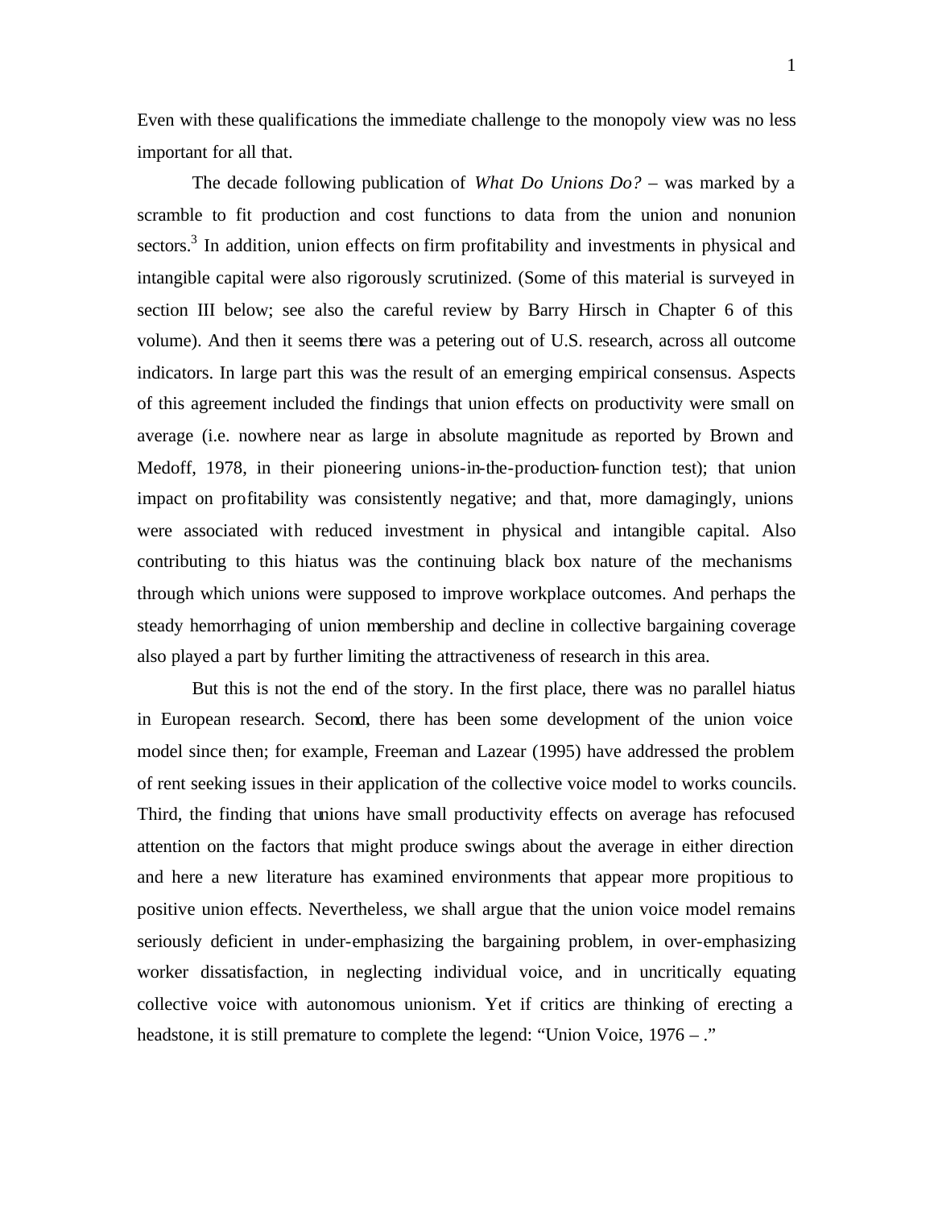Even with these qualifications the immediate challenge to the monopoly view was no less important for all that.

The decade following publication of *What Do Unions Do?* – was marked by a scramble to fit production and cost functions to data from the union and nonunion sectors.[3] In addition, union effects on firm profitability and investments in physical and intangible capital were also rigorously scrutinized. (Some of this material is surveyed in section III below; see also the careful review by Barry Hirsch in Chapter 6 of this volume). And then it seems there was a petering out of U.S. research, across all outcome indicators. In large part this was the result of an emerging empirical consensus. Aspects of this agreement included the findings that union effects on productivity were small on average (i.e. nowhere near as large in absolute magnitude as reported by Brown and Medoff, 1978, in their pioneering unions-in-the-production-function test); that union impact on profitability was consistently negative; and that, more damagingly, unions were associated with reduced investment in physical and intangible capital. Also contributing to this hiatus was the continuing black box nature of the mechanisms through which unions were supposed to improve workplace outcomes. And perhaps the steady hemorrhaging of union membership and decline in collective bargaining coverage also played a part by further limiting the attractiveness of research in this area.

But this is not the end of the story. In the first place, there was no parallel hiatus in European research. Second, there has been some development of the union voice model since then; for example, Freeman and Lazear (1995) have addressed the problem of rent seeking issues in their application of the collective voice model to works councils. Third, the finding that unions have small productivity effects on average has refocused attention on the factors that might produce swings about the average in either direction and here a new literature has examined environments that appear more propitious to positive union effects. Nevertheless, we shall argue that the union voice model remains seriously deficient in under-emphasizing the bargaining problem, in over-emphasizing worker dissatisfaction, in neglecting individual voice, and in uncritically equating collective voice with autonomous unionism. Yet if critics are thinking of erecting a headstone, it is still premature to complete the legend: "Union Voice, 1976 – ."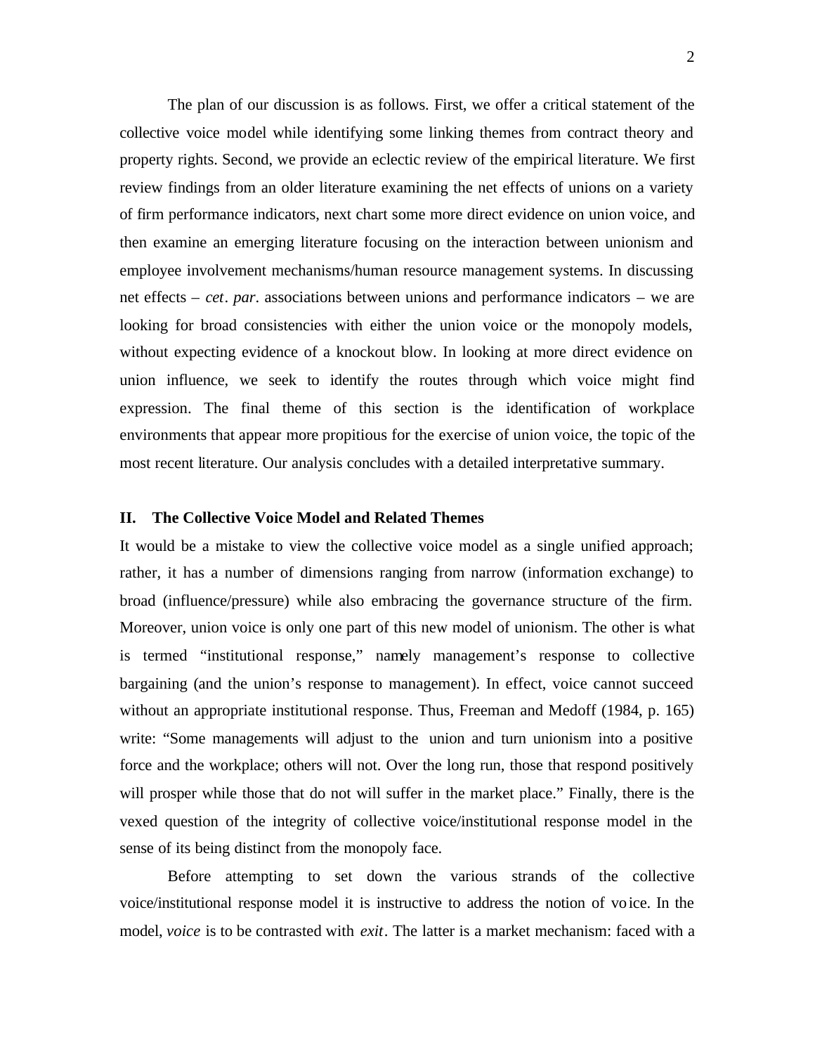The plan of our discussion is as follows. First, we offer a critical statement of the collective voice model while identifying some linking themes from contract theory and property rights. Second, we provide an eclectic review of the empirical literature. We first review findings from an older literature examining the net effects of unions on a variety of firm performance indicators, next chart some more direct evidence on union voice, and then examine an emerging literature focusing on the interaction between unionism and employee involvement mechanisms/human resource management systems. In discussing net effects – *cet. par.* associations between unions and performance indicators – we are looking for broad consistencies with either the union voice or the monopoly models, without expecting evidence of a knockout blow. In looking at more direct evidence on union influence, we seek to identify the routes through which voice might find expression. The final theme of this section is the identification of workplace environments that appear more propitious for the exercise of union voice, the topic of the most recent literature. Our analysis concludes with a detailed interpretative summary.

## II. The Collective Voice Model and Related Themes

It would be a mistake to view the collective voice model as a single unified approach; rather, it has a number of dimensions ranging from narrow (information exchange) to broad (influence/pressure) while also embracing the governance structure of the firm. Moreover, union voice is only one part of this new model of unionism. The other is what is termed "institutional response," namely management's response to collective bargaining (and the union's response to management). In effect, voice cannot succeed without an appropriate institutional response. Thus, Freeman and Medoff (1984, p. 165) write: "Some managements will adjust to the union and turn unionism into a positive force and the workplace; others will not. Over the long run, those that respond positively will prosper while those that do not will suffer in the market place." Finally, there is the vexed question of the integrity of collective voice/institutional response model in the sense of its being distinct from the monopoly face.

Before attempting to set down the various strands of the collective voice/institutional response model it is instructive to address the notion of voice. In the model, *voice* is to be contrasted with *exit*. The latter is a market mechanism: faced with a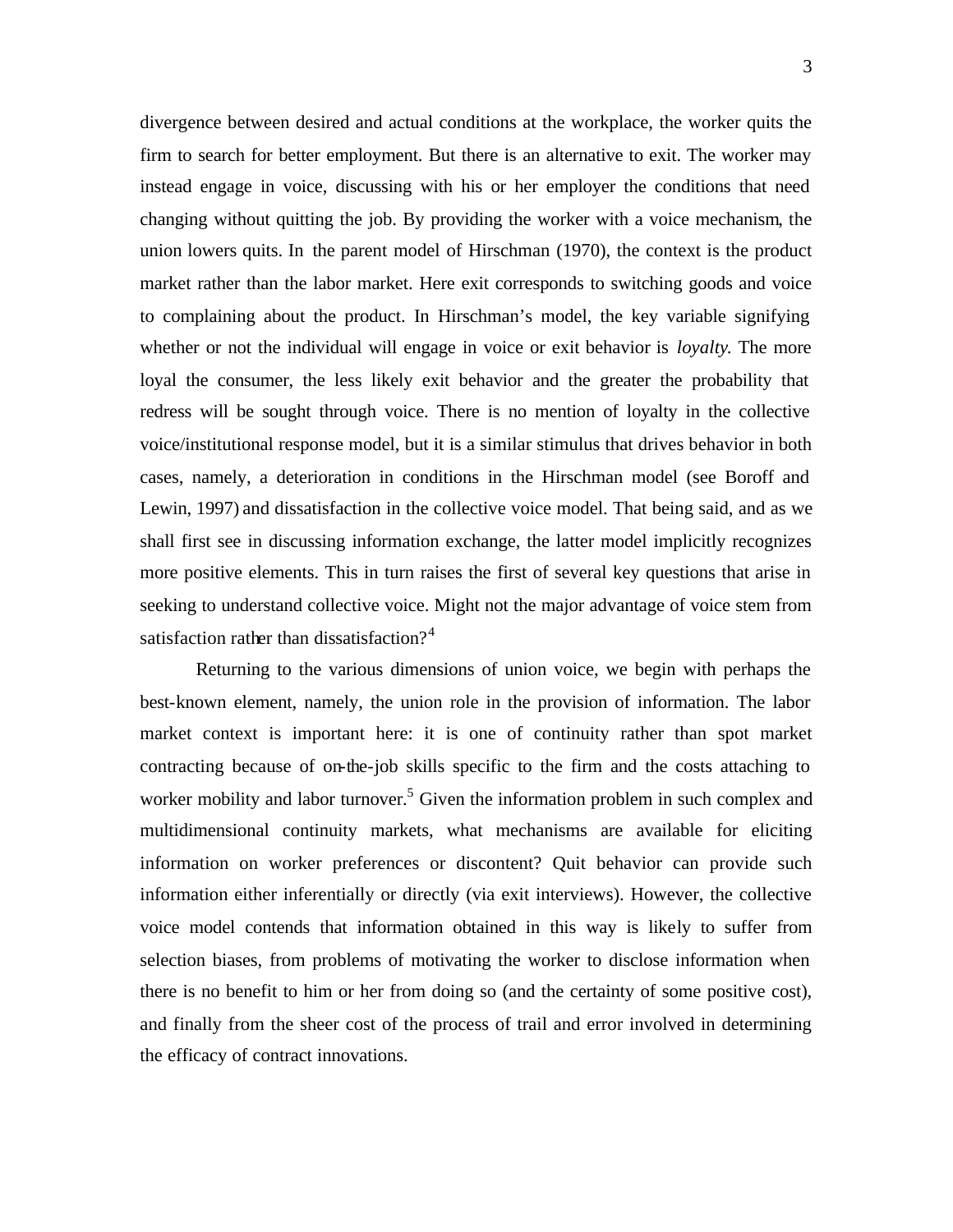divergence between desired and actual conditions at the workplace, the worker quits the firm to search for better employment. But there is an alternative to exit. The worker may instead engage in voice, discussing with his or her employer the conditions that need changing without quitting the job. By providing the worker with a voice mechanism, the union lowers quits. In the parent model of Hirschman (1970), the context is the product market rather than the labor market. Here exit corresponds to switching goods and voice to complaining about the product. In Hirschman's model, the key variable signifying whether or not the individual will engage in voice or exit behavior is *loyalty*. The more loyal the consumer, the less likely exit behavior and the greater the probability that redress will be sought through voice. There is no mention of loyalty in the collective voice/institutional response model, but it is a similar stimulus that drives behavior in both cases, namely, a deterioration in conditions in the Hirschman model (see Boroff and Lewin, 1997) and dissatisfaction in the collective voice model. That being said, and as we shall first see in discussing information exchange, the latter model implicitly recognizes more positive elements. This in turn raises the first of several key questions that arise in seeking to understand collective voice. Might not the major advantage of voice stem from satisfaction rather than dissatisfaction?[4]

Returning to the various dimensions of union voice, we begin with perhaps the best-known element, namely, the union role in the provision of information. The labor market context is important here: it is one of continuity rather than spot market contracting because of on-the-job skills specific to the firm and the costs attaching to worker mobility and labor turnover.[5] Given the information problem in such complex and multidimensional continuity markets, what mechanisms are available for eliciting information on worker preferences or discontent? Quit behavior can provide such information either inferentially or directly (via exit interviews). However, the collective voice model contends that information obtained in this way is likely to suffer from selection biases, from problems of motivating the worker to disclose information when there is no benefit to him or her from doing so (and the certainty of some positive cost), and finally from the sheer cost of the process of trail and error involved in determining the efficacy of contract innovations.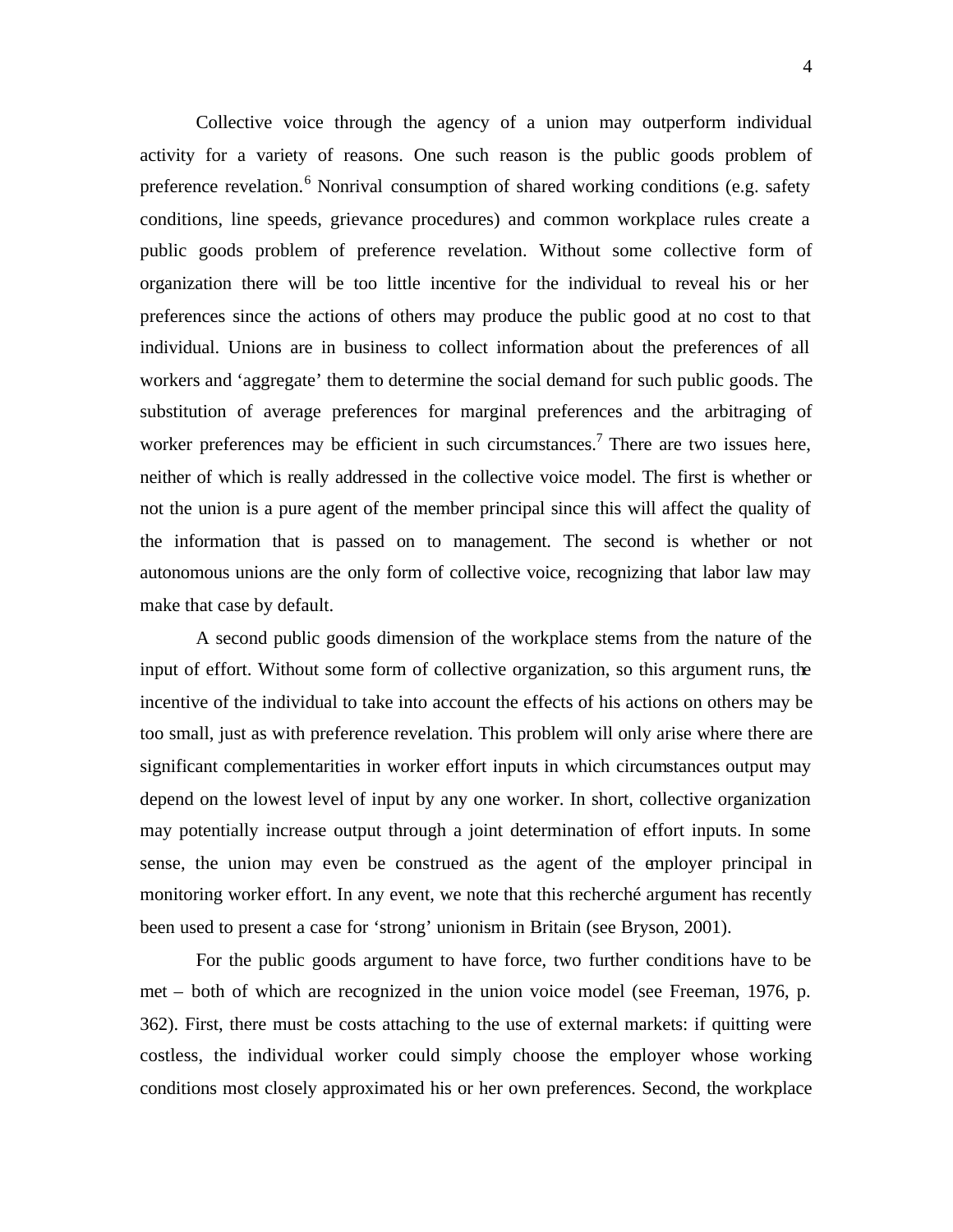Collective voice through the agency of a union may outperform individual activity for a variety of reasons. One such reason is the public goods problem of preference revelation.[6] Nonrival consumption of shared working conditions (e.g. safety conditions, line speeds, grievance procedures) and common workplace rules create a public goods problem of preference revelation. Without some collective form of organization there will be too little incentive for the individual to reveal his or her preferences since the actions of others may produce the public good at no cost to that individual. Unions are in business to collect information about the preferences of all workers and 'aggregate' them to determine the social demand for such public goods. The substitution of average preferences for marginal preferences and the arbitraging of worker preferences may be efficient in such circumstances.[7] There are two issues here, neither of which is really addressed in the collective voice model. The first is whether or not the union is a pure agent of the member principal since this will affect the quality of the information that is passed on to management. The second is whether or not autonomous unions are the only form of collective voice, recognizing that labor law may make that case by default.

A second public goods dimension of the workplace stems from the nature of the input of effort. Without some form of collective organization, so this argument runs, the incentive of the individual to take into account the effects of his actions on others may be too small, just as with preference revelation. This problem will only arise where there are significant complementarities in worker effort inputs in which circumstances output may depend on the lowest level of input by any one worker. In short, collective organization may potentially increase output through a joint determination of effort inputs. In some sense, the union may even be construed as the agent of the employer principal in monitoring worker effort. In any event, we note that this recherché argument has recently been used to present a case for 'strong' unionism in Britain (see Bryson, 2001).

For the public goods argument to have force, two further conditions have to be met – both of which are recognized in the union voice model (see Freeman, 1976, p. 362). First, there must be costs attaching to the use of external markets: if quitting were costless, the individual worker could simply choose the employer whose working conditions most closely approximated his or her own preferences. Second, the workplace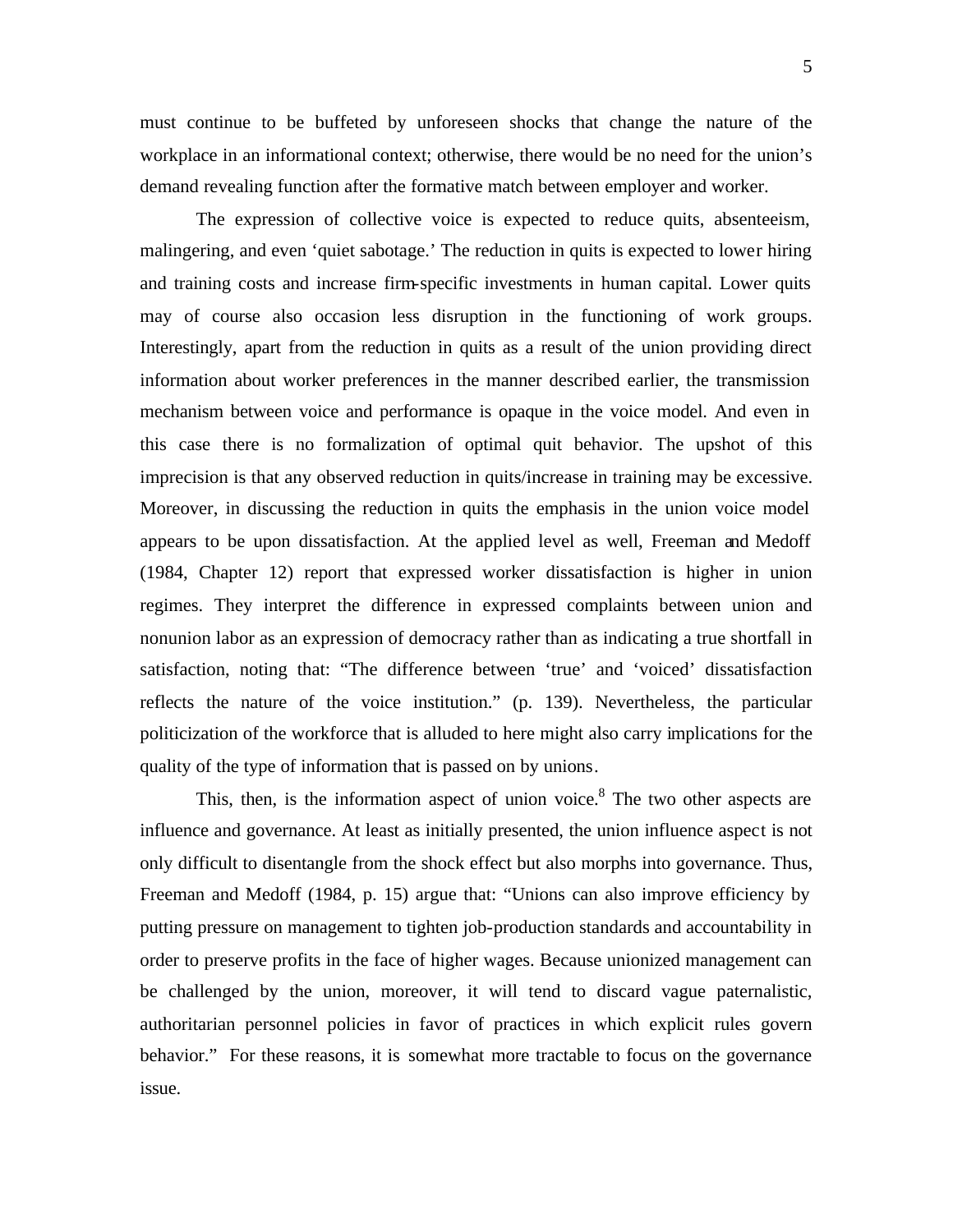must continue to be buffeted by unforeseen shocks that change the nature of the workplace in an informational context; otherwise, there would be no need for the union's demand revealing function after the formative match between employer and worker.

The expression of collective voice is expected to reduce quits, absenteeism, malingering, and even 'quiet sabotage.' The reduction in quits is expected to lower hiring and training costs and increase firm-specific investments in human capital. Lower quits may of course also occasion less disruption in the functioning of work groups. Interestingly, apart from the reduction in quits as a result of the union providing direct information about worker preferences in the manner described earlier, the transmission mechanism between voice and performance is opaque in the voice model. And even in this case there is no formalization of optimal quit behavior. The upshot of this imprecision is that any observed reduction in quits/increase in training may be excessive. Moreover, in discussing the reduction in quits the emphasis in the union voice model appears to be upon dissatisfaction. At the applied level as well, Freeman and Medoff (1984, Chapter 12) report that expressed worker dissatisfaction is higher in union regimes. They interpret the difference in expressed complaints between union and nonunion labor as an expression of democracy rather than as indicating a true shortfall in satisfaction, noting that: "The difference between 'true' and 'voiced' dissatisfaction reflects the nature of the voice institution." (p. 139). Nevertheless, the particular politicization of the workforce that is alluded to here might also carry implications for the quality of the type of information that is passed on by unions.

This, then, is the information aspect of union voice.[8] The two other aspects are influence and governance. At least as initially presented, the union influence aspect is not only difficult to disentangle from the shock effect but also morphs into governance. Thus, Freeman and Medoff (1984, p. 15) argue that: "Unions can also improve efficiency by putting pressure on management to tighten job-production standards and accountability in order to preserve profits in the face of higher wages. Because unionized management can be challenged by the union, moreover, it will tend to discard vague paternalistic, authoritarian personnel policies in favor of practices in which explicit rules govern behavior." For these reasons, it is somewhat more tractable to focus on the governance issue.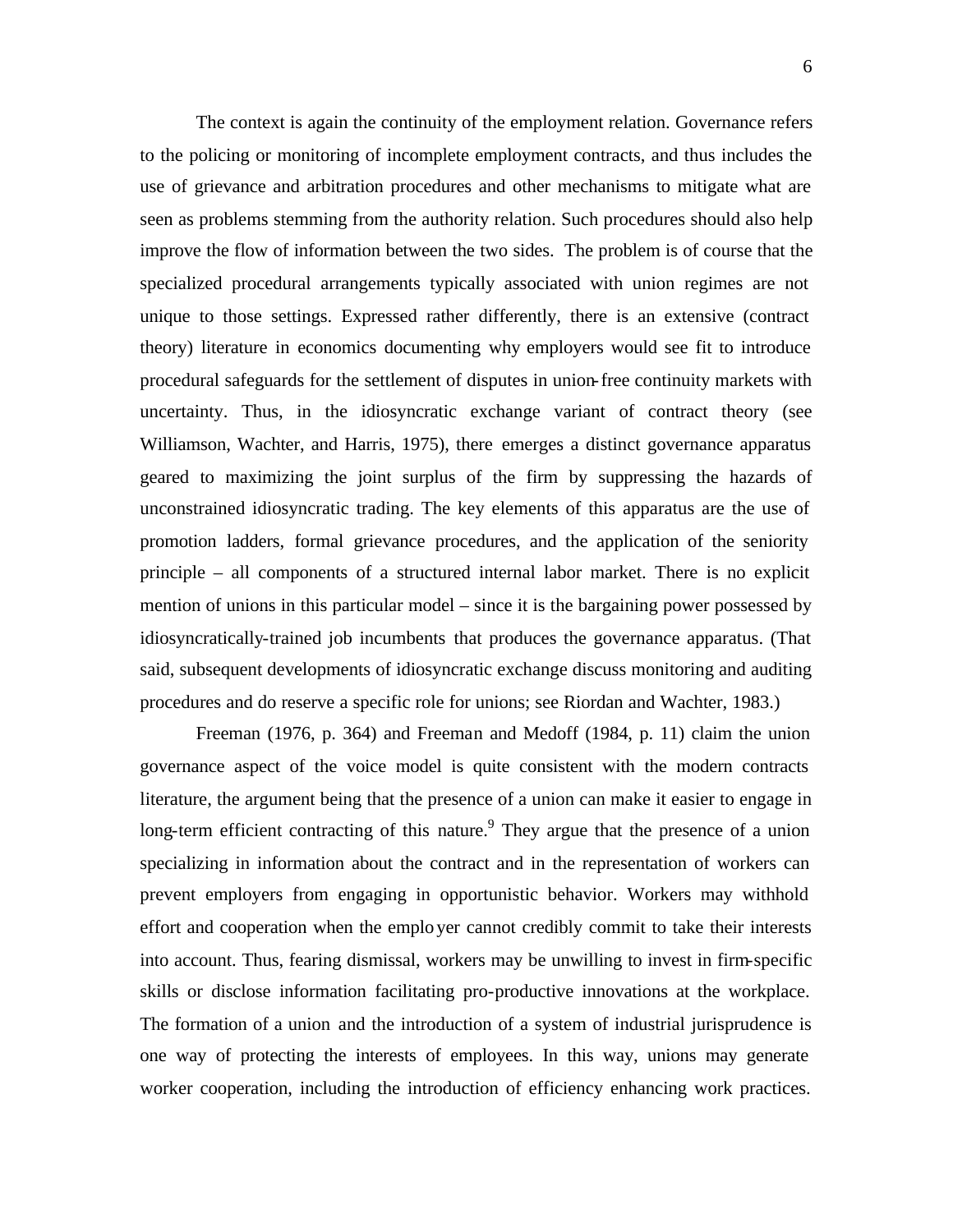The context is again the continuity of the employment relation. Governance refers to the policing or monitoring of incomplete employment contracts, and thus includes the use of grievance and arbitration procedures and other mechanisms to mitigate what are seen as problems stemming from the authority relation. Such procedures should also help improve the flow of information between the two sides. The problem is of course that the specialized procedural arrangements typically associated with union regimes are not unique to those settings. Expressed rather differently, there is an extensive (contract theory) literature in economics documenting why employers would see fit to introduce procedural safeguards for the settlement of disputes in union-free continuity markets with uncertainty. Thus, in the idiosyncratic exchange variant of contract theory (see Williamson, Wachter, and Harris, 1975), there emerges a distinct governance apparatus geared to maximizing the joint surplus of the firm by suppressing the hazards of unconstrained idiosyncratic trading. The key elements of this apparatus are the use of promotion ladders, formal grievance procedures, and the application of the seniority principle – all components of a structured internal labor market. There is no explicit mention of unions in this particular model – since it is the bargaining power possessed by idiosyncratically-trained job incumbents that produces the governance apparatus. (That said, subsequent developments of idiosyncratic exchange discuss monitoring and auditing procedures and do reserve a specific role for unions; see Riordan and Wachter, 1983.)

Freeman (1976, p. 364) and Freeman and Medoff (1984, p. 11) claim the union governance aspect of the voice model is quite consistent with the modern contracts literature, the argument being that the presence of a union can make it easier to engage in long-term efficient contracting of this nature.[9] They argue that the presence of a union specializing in information about the contract and in the representation of workers can prevent employers from engaging in opportunistic behavior. Workers may withhold effort and cooperation when the employer cannot credibly commit to take their interests into account. Thus, fearing dismissal, workers may be unwilling to invest in firm-specific skills or disclose information facilitating pro-productive innovations at the workplace. The formation of a union and the introduction of a system of industrial jurisprudence is one way of protecting the interests of employees. In this way, unions may generate worker cooperation, including the introduction of efficiency enhancing work practices.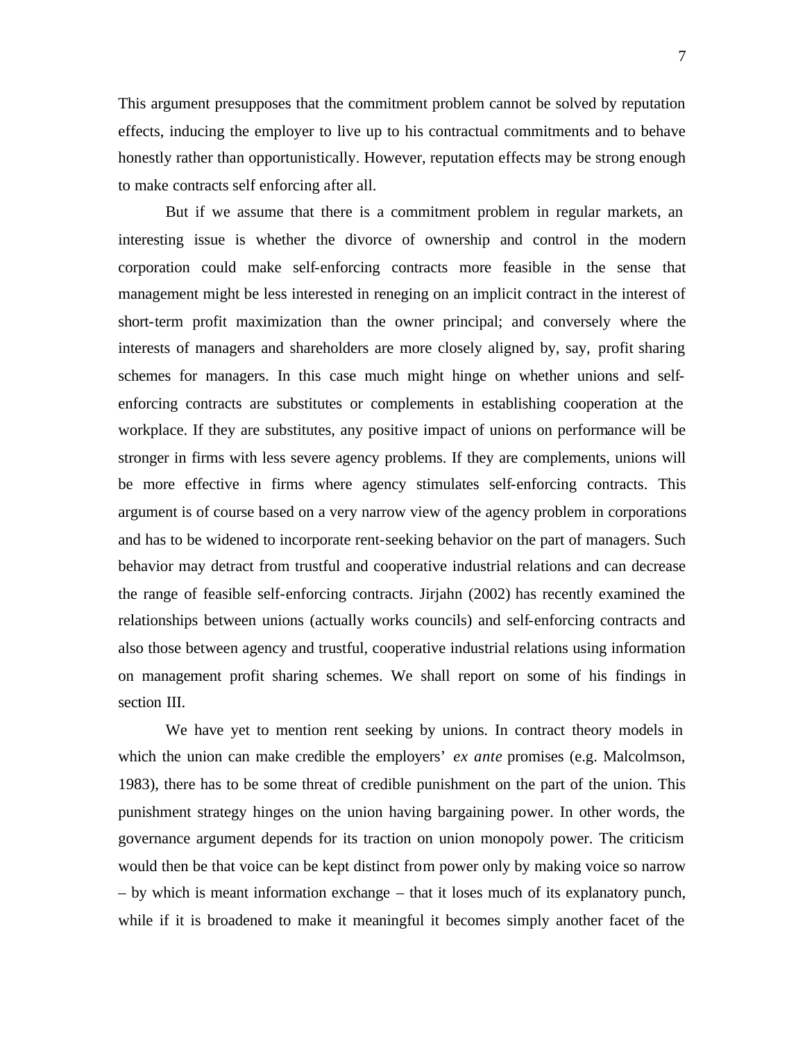This argument presupposes that the commitment problem cannot be solved by reputation effects, inducing the employer to live up to his contractual commitments and to behave honestly rather than opportunistically. However, reputation effects may be strong enough to make contracts self enforcing after all.

But if we assume that there is a commitment problem in regular markets, an interesting issue is whether the divorce of ownership and control in the modern corporation could make self-enforcing contracts more feasible in the sense that management might be less interested in reneging on an implicit contract in the interest of short-term profit maximization than the owner principal; and conversely where the interests of managers and shareholders are more closely aligned by, say, profit sharing schemes for managers. In this case much might hinge on whether unions and self-enforcing contracts are substitutes or complements in establishing cooperation at the workplace. If they are substitutes, any positive impact of unions on performance will be stronger in firms with less severe agency problems. If they are complements, unions will be more effective in firms where agency stimulates self-enforcing contracts. This argument is of course based on a very narrow view of the agency problem in corporations and has to be widened to incorporate rent-seeking behavior on the part of managers. Such behavior may detract from trustful and cooperative industrial relations and can decrease the range of feasible self-enforcing contracts. Jirjahn (2002) has recently examined the relationships between unions (actually works councils) and self-enforcing contracts and also those between agency and trustful, cooperative industrial relations using information on management profit sharing schemes. We shall report on some of his findings in section III.

We have yet to mention rent seeking by unions. In contract theory models in which the union can make credible the employers' *ex ante* promises (e.g. Malcolmson, 1983), there has to be some threat of credible punishment on the part of the union. This punishment strategy hinges on the union having bargaining power. In other words, the governance argument depends for its traction on union monopoly power. The criticism would then be that voice can be kept distinct from power only by making voice so narrow – by which is meant information exchange – that it loses much of its explanatory punch, while if it is broadened to make it meaningful it becomes simply another facet of the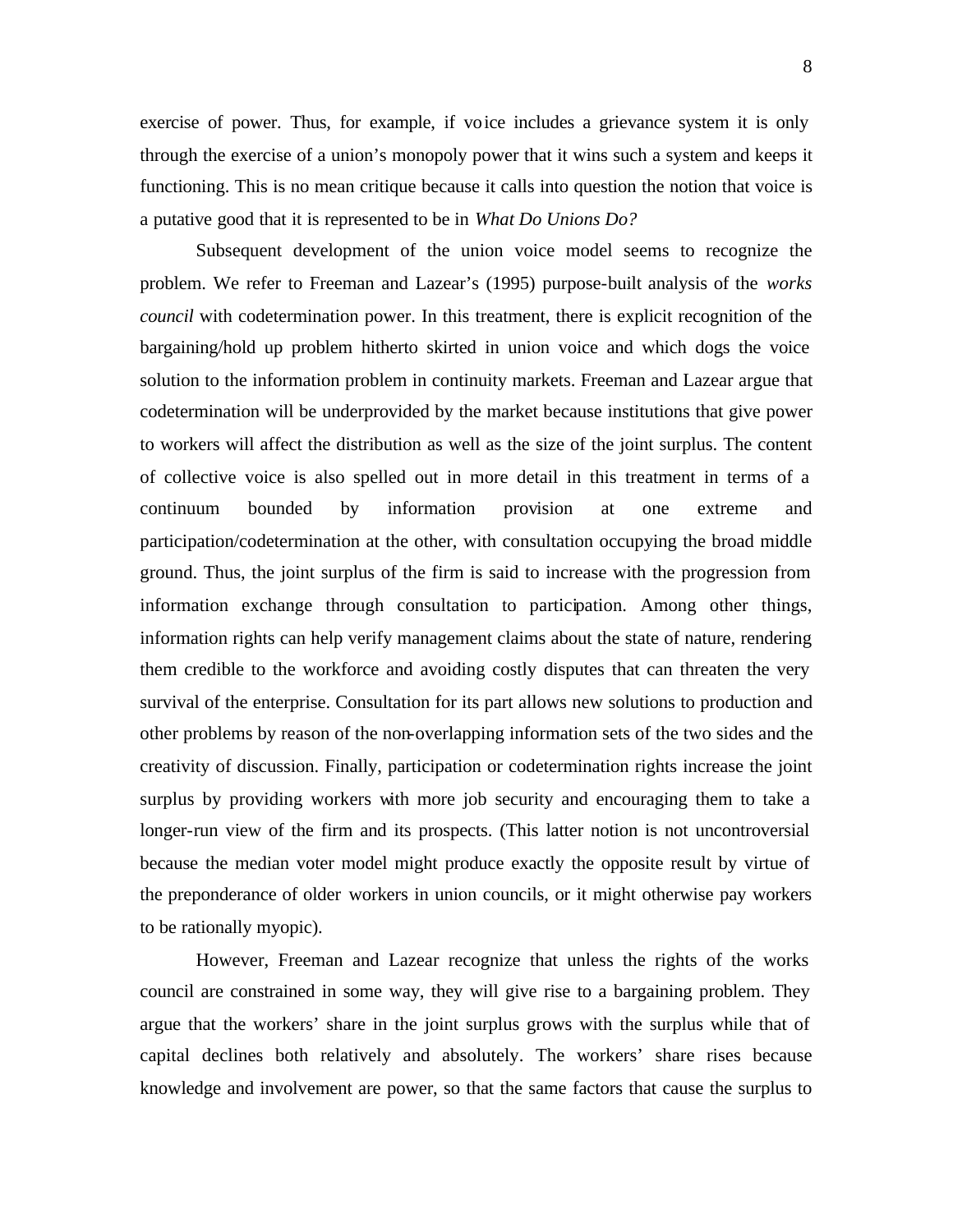exercise of power. Thus, for example, if voice includes a grievance system it is only through the exercise of a union's monopoly power that it wins such a system and keeps it functioning. This is no mean critique because it calls into question the notion that voice is a putative good that it is represented to be in *What Do Unions Do?*

Subsequent development of the union voice model seems to recognize the problem. We refer to Freeman and Lazear's (1995) purpose-built analysis of the *works council* with codetermination power. In this treatment, there is explicit recognition of the bargaining/hold up problem hitherto skirted in union voice and which dogs the voice solution to the information problem in continuity markets. Freeman and Lazear argue that codetermination will be underprovided by the market because institutions that give power to workers will affect the distribution as well as the size of the joint surplus. The content of collective voice is also spelled out in more detail in this treatment in terms of a continuum bounded by information provision at one extreme and participation/codetermination at the other, with consultation occupying the broad middle ground. Thus, the joint surplus of the firm is said to increase with the progression from information exchange through consultation to participation. Among other things, information rights can help verify management claims about the state of nature, rendering them credible to the workforce and avoiding costly disputes that can threaten the very survival of the enterprise. Consultation for its part allows new solutions to production and other problems by reason of the non-overlapping information sets of the two sides and the creativity of discussion. Finally, participation or codetermination rights increase the joint surplus by providing workers with more job security and encouraging them to take a longer-run view of the firm and its prospects. (This latter notion is not uncontroversial because the median voter model might produce exactly the opposite result by virtue of the preponderance of older workers in union councils, or it might otherwise pay workers to be rationally myopic).

However, Freeman and Lazear recognize that unless the rights of the works council are constrained in some way, they will give rise to a bargaining problem. They argue that the workers' share in the joint surplus grows with the surplus while that of capital declines both relatively and absolutely. The workers' share rises because knowledge and involvement are power, so that the same factors that cause the surplus to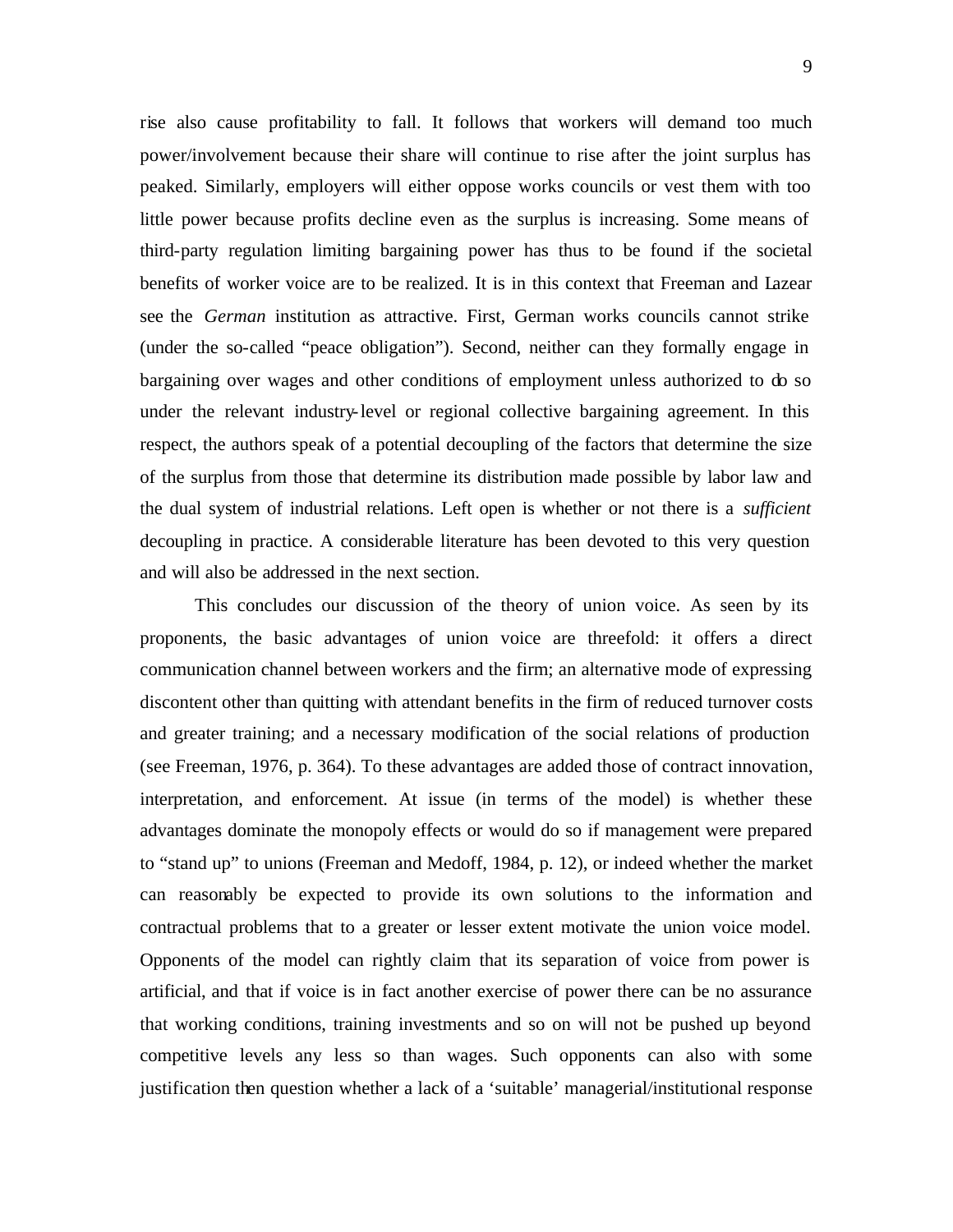rise also cause profitability to fall. It follows that workers will demand too much power/involvement because their share will continue to rise after the joint surplus has peaked. Similarly, employers will either oppose works councils or vest them with too little power because profits decline even as the surplus is increasing. Some means of third-party regulation limiting bargaining power has thus to be found if the societal benefits of worker voice are to be realized. It is in this context that Freeman and Lazear see the *German* institution as attractive. First, German works councils cannot strike (under the so-called "peace obligation"). Second, neither can they formally engage in bargaining over wages and other conditions of employment unless authorized to do so under the relevant industry-level or regional collective bargaining agreement. In this respect, the authors speak of a potential decoupling of the factors that determine the size of the surplus from those that determine its distribution made possible by labor law and the dual system of industrial relations. Left open is whether or not there is a *sufficient* decoupling in practice. A considerable literature has been devoted to this very question and will also be addressed in the next section.

This concludes our discussion of the theory of union voice. As seen by its proponents, the basic advantages of union voice are threefold: it offers a direct communication channel between workers and the firm; an alternative mode of expressing discontent other than quitting with attendant benefits in the firm of reduced turnover costs and greater training; and a necessary modification of the social relations of production (see Freeman, 1976, p. 364). To these advantages are added those of contract innovation, interpretation, and enforcement. At issue (in terms of the model) is whether these advantages dominate the monopoly effects or would do so if management were prepared to "stand up" to unions (Freeman and Medoff, 1984, p. 12), or indeed whether the market can reasonably be expected to provide its own solutions to the information and contractual problems that to a greater or lesser extent motivate the union voice model. Opponents of the model can rightly claim that its separation of voice from power is artificial, and that if voice is in fact another exercise of power there can be no assurance that working conditions, training investments and so on will not be pushed up beyond competitive levels any less so than wages. Such opponents can also with some justification then question whether a lack of a 'suitable' managerial/institutional response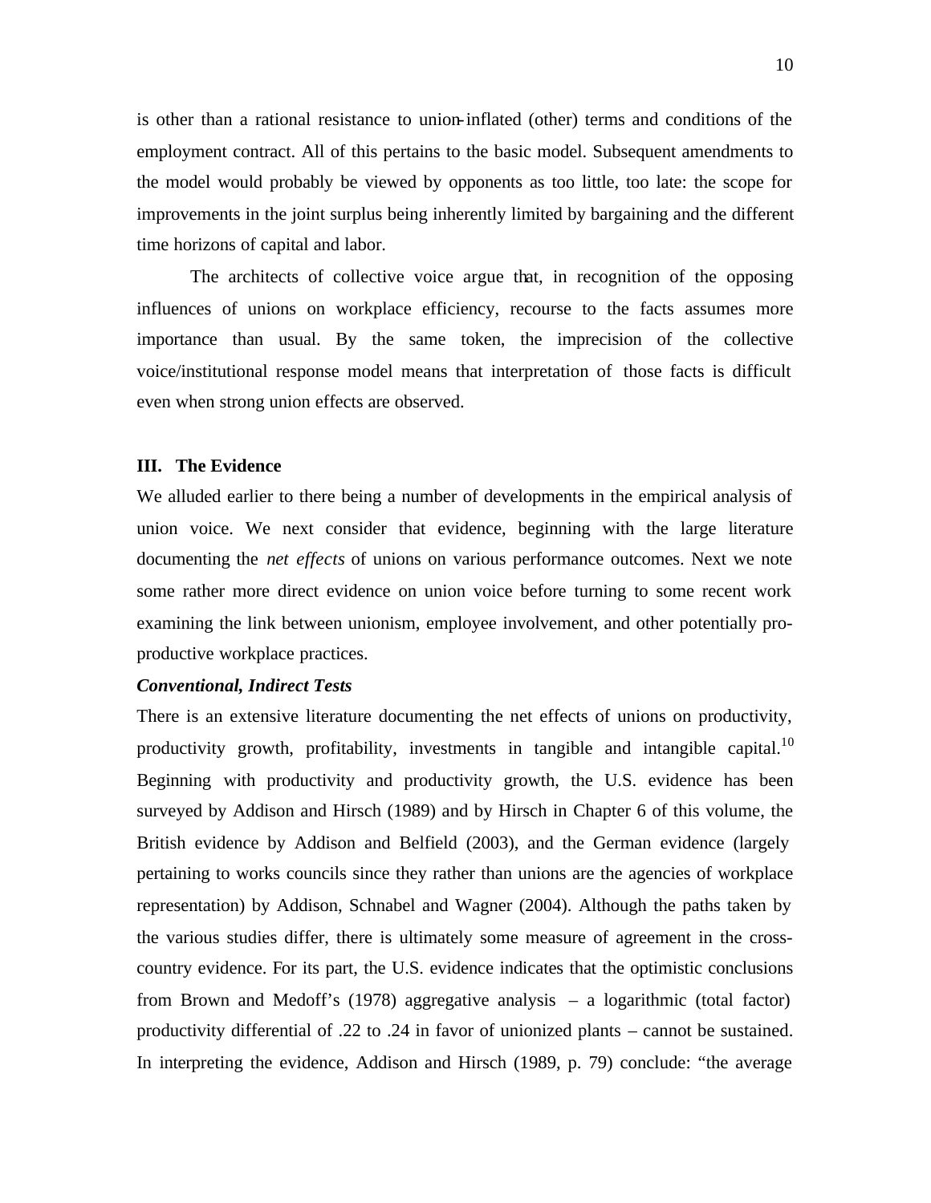is other than a rational resistance to union-inflated (other) terms and conditions of the employment contract. All of this pertains to the basic model. Subsequent amendments to the model would probably be viewed by opponents as too little, too late: the scope for improvements in the joint surplus being inherently limited by bargaining and the different time horizons of capital and labor.

The architects of collective voice argue that, in recognition of the opposing influences of unions on workplace efficiency, recourse to the facts assumes more importance than usual. By the same token, the imprecision of the collective voice/institutional response model means that interpretation of those facts is difficult even when strong union effects are observed.

## III. The Evidence

We alluded earlier to there being a number of developments in the empirical analysis of union voice. We next consider that evidence, beginning with the large literature documenting the *net effects* of unions on various performance outcomes. Next we note some rather more direct evidence on union voice before turning to some recent work examining the link between unionism, employee involvement, and other potentially pro-productive workplace practices.

### *Conventional, Indirect Tests*

There is an extensive literature documenting the net effects of unions on productivity, productivity growth, profitability, investments in tangible and intangible capital.[10] Beginning with productivity and productivity growth, the U.S. evidence has been surveyed by Addison and Hirsch (1989) and by Hirsch in Chapter 6 of this volume, the British evidence by Addison and Belfield (2003), and the German evidence (largely pertaining to works councils since they rather than unions are the agencies of workplace representation) by Addison, Schnabel and Wagner (2004). Although the paths taken by the various studies differ, there is ultimately some measure of agreement in the cross-country evidence. For its part, the U.S. evidence indicates that the optimistic conclusions from Brown and Medoff's (1978) aggregative analysis – a logarithmic (total factor) productivity differential of .22 to .24 in favor of unionized plants – cannot be sustained. In interpreting the evidence, Addison and Hirsch (1989, p. 79) conclude: "the average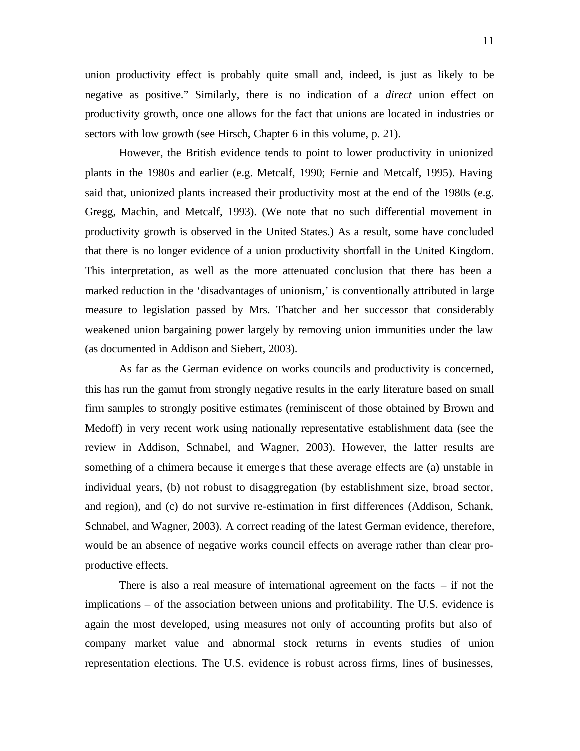union productivity effect is probably quite small and, indeed, is just as likely to be negative as positive." Similarly, there is no indication of a *direct* union effect on productivity growth, once one allows for the fact that unions are located in industries or sectors with low growth (see Hirsch, Chapter 6 in this volume, p. 21).

However, the British evidence tends to point to lower productivity in unionized plants in the 1980s and earlier (e.g. Metcalf, 1990; Fernie and Metcalf, 1995). Having said that, unionized plants increased their productivity most at the end of the 1980s (e.g. Gregg, Machin, and Metcalf, 1993). (We note that no such differential movement in productivity growth is observed in the United States.) As a result, some have concluded that there is no longer evidence of a union productivity shortfall in the United Kingdom. This interpretation, as well as the more attenuated conclusion that there has been a marked reduction in the 'disadvantages of unionism,' is conventionally attributed in large measure to legislation passed by Mrs. Thatcher and her successor that considerably weakened union bargaining power largely by removing union immunities under the law (as documented in Addison and Siebert, 2003).

As far as the German evidence on works councils and productivity is concerned, this has run the gamut from strongly negative results in the early literature based on small firm samples to strongly positive estimates (reminiscent of those obtained by Brown and Medoff) in very recent work using nationally representative establishment data (see the review in Addison, Schnabel, and Wagner, 2003). However, the latter results are something of a chimera because it emerges that these average effects are (a) unstable in individual years, (b) not robust to disaggregation (by establishment size, broad sector, and region), and (c) do not survive re-estimation in first differences (Addison, Schank, Schnabel, and Wagner, 2003). A correct reading of the latest German evidence, therefore, would be an absence of negative works council effects on average rather than clear pro-productive effects.

There is also a real measure of international agreement on the facts – if not the implications – of the association between unions and profitability. The U.S. evidence is again the most developed, using measures not only of accounting profits but also of company market value and abnormal stock returns in events studies of union representation elections. The U.S. evidence is robust across firms, lines of businesses,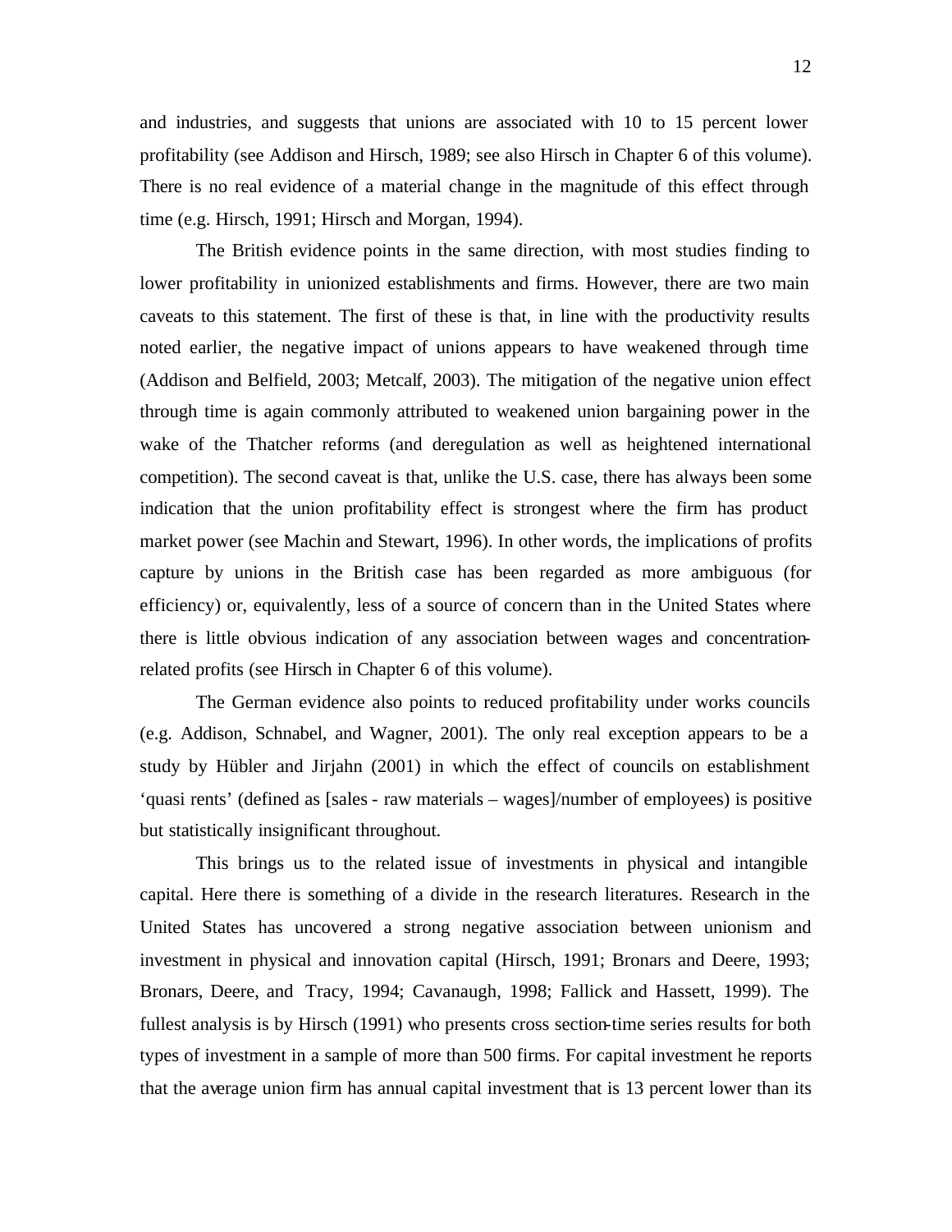and industries, and suggests that unions are associated with 10 to 15 percent lower profitability (see Addison and Hirsch, 1989; see also Hirsch in Chapter 6 of this volume). There is no real evidence of a material change in the magnitude of this effect through time (e.g. Hirsch, 1991; Hirsch and Morgan, 1994).

The British evidence points in the same direction, with most studies finding to lower profitability in unionized establishments and firms. However, there are two main caveats to this statement. The first of these is that, in line with the productivity results noted earlier, the negative impact of unions appears to have weakened through time (Addison and Belfield, 2003; Metcalf, 2003). The mitigation of the negative union effect through time is again commonly attributed to weakened union bargaining power in the wake of the Thatcher reforms (and deregulation as well as heightened international competition). The second caveat is that, unlike the U.S. case, there has always been some indication that the union profitability effect is strongest where the firm has product market power (see Machin and Stewart, 1996). In other words, the implications of profits capture by unions in the British case has been regarded as more ambiguous (for efficiency) or, equivalently, less of a source of concern than in the United States where there is little obvious indication of any association between wages and concentration-related profits (see Hirsch in Chapter 6 of this volume).

The German evidence also points to reduced profitability under works councils (e.g. Addison, Schnabel, and Wagner, 2001). The only real exception appears to be a study by Hübler and Jirjahn (2001) in which the effect of councils on establishment 'quasi rents' (defined as [sales - raw materials – wages]/number of employees) is positive but statistically insignificant throughout.

This brings us to the related issue of investments in physical and intangible capital. Here there is something of a divide in the research literatures. Research in the United States has uncovered a strong negative association between unionism and investment in physical and innovation capital (Hirsch, 1991; Bronars and Deere, 1993; Bronars, Deere, and Tracy, 1994; Cavanaugh, 1998; Fallick and Hassett, 1999). The fullest analysis is by Hirsch (1991) who presents cross section-time series results for both types of investment in a sample of more than 500 firms. For capital investment he reports that the average union firm has annual capital investment that is 13 percent lower than its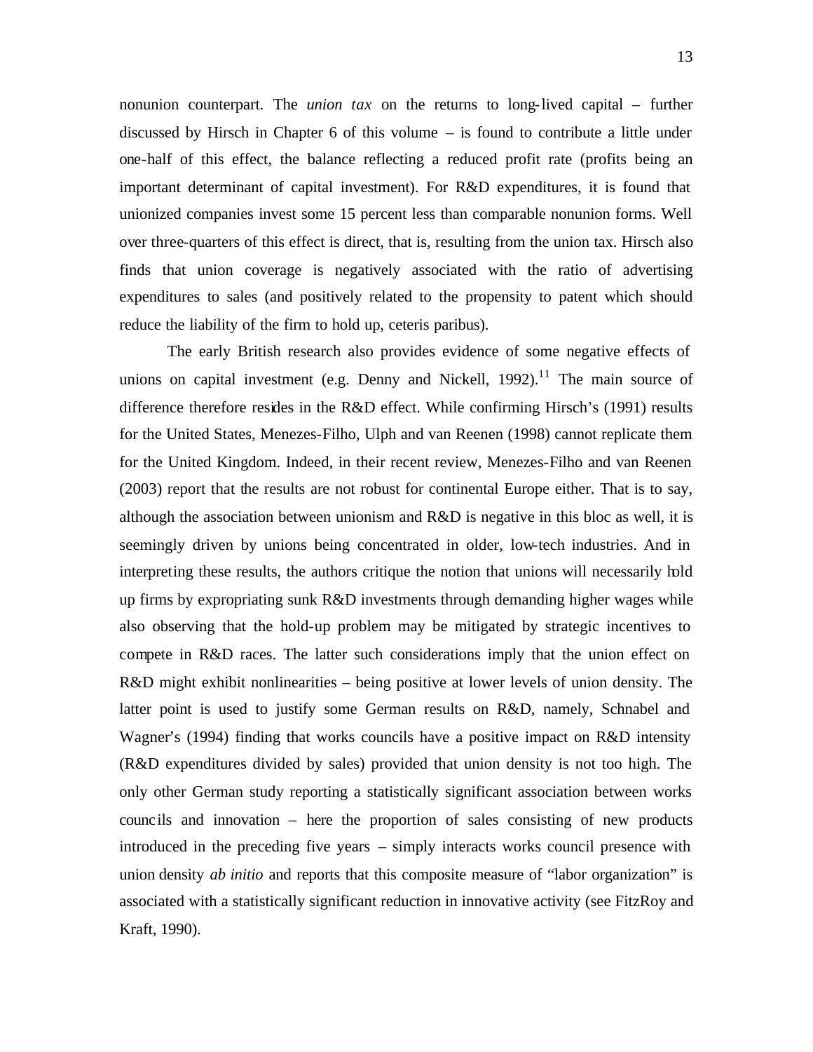nonunion counterpart. The *union tax* on the returns to long-lived capital – further discussed by Hirsch in Chapter 6 of this volume – is found to contribute a little under one-half of this effect, the balance reflecting a reduced profit rate (profits being an important determinant of capital investment). For R&D expenditures, it is found that unionized companies invest some 15 percent less than comparable nonunion forms. Well over three-quarters of this effect is direct, that is, resulting from the union tax. Hirsch also finds that union coverage is negatively associated with the ratio of advertising expenditures to sales (and positively related to the propensity to patent which should reduce the liability of the firm to hold up, ceteris paribus).

The early British research also provides evidence of some negative effects of unions on capital investment (e.g. Denny and Nickell, 1992).[11] The main source of difference therefore resides in the R&D effect. While confirming Hirsch's (1991) results for the United States, Menezes-Filho, Ulph and van Reenen (1998) cannot replicate them for the United Kingdom. Indeed, in their recent review, Menezes-Filho and van Reenen (2003) report that the results are not robust for continental Europe either. That is to say, although the association between unionism and R&D is negative in this bloc as well, it is seemingly driven by unions being concentrated in older, low-tech industries. And in interpreting these results, the authors critique the notion that unions will necessarily hold up firms by expropriating sunk R&D investments through demanding higher wages while also observing that the hold-up problem may be mitigated by strategic incentives to compete in R&D races. The latter such considerations imply that the union effect on R&D might exhibit nonlinearities – being positive at lower levels of union density. The latter point is used to justify some German results on R&D, namely, Schnabel and Wagner's (1994) finding that works councils have a positive impact on R&D intensity (R&D expenditures divided by sales) provided that union density is not too high. The only other German study reporting a statistically significant association between works councils and innovation – here the proportion of sales consisting of new products introduced in the preceding five years – simply interacts works council presence with union density *ab initio* and reports that this composite measure of "labor organization" is associated with a statistically significant reduction in innovative activity (see FitzRoy and Kraft, 1990).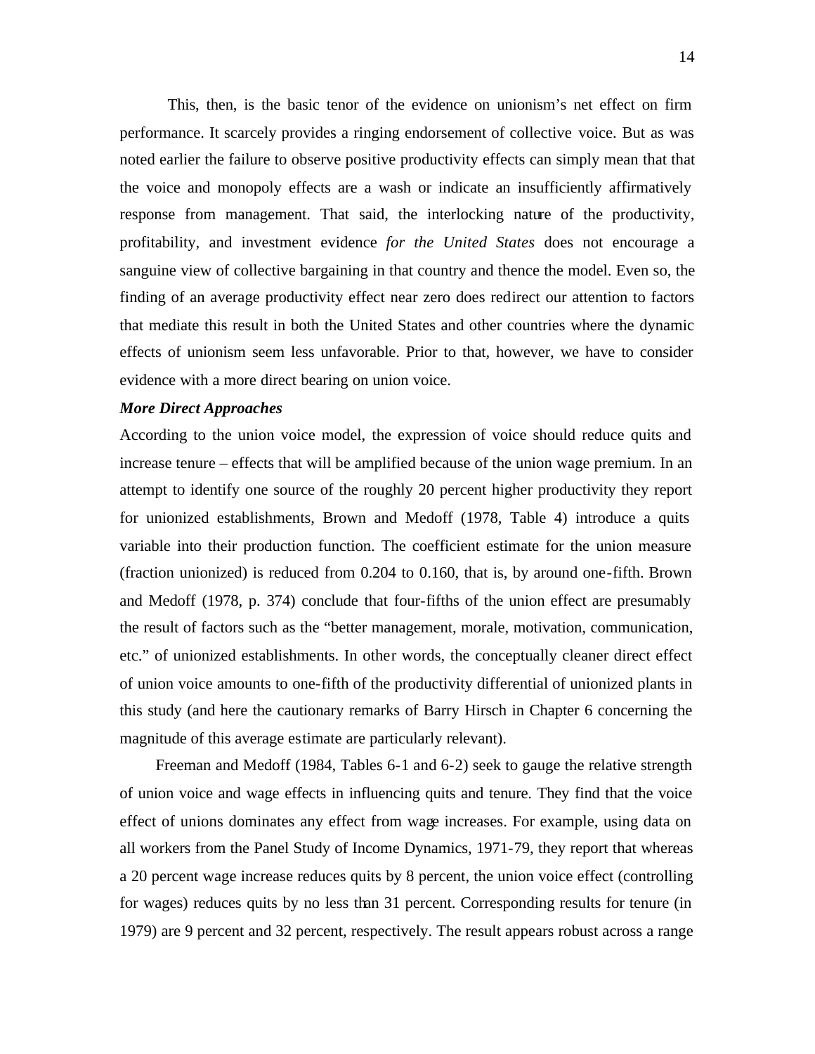This, then, is the basic tenor of the evidence on unionism's net effect on firm performance. It scarcely provides a ringing endorsement of collective voice. But as was noted earlier the failure to observe positive productivity effects can simply mean that that the voice and monopoly effects are a wash or indicate an insufficiently affirmatively response from management. That said, the interlocking nature of the productivity, profitability, and investment evidence *for the United States* does not encourage a sanguine view of collective bargaining in that country and thence the model. Even so, the finding of an average productivity effect near zero does redirect our attention to factors that mediate this result in both the United States and other countries where the dynamic effects of unionism seem less unfavorable. Prior to that, however, we have to consider evidence with a more direct bearing on union voice.

***More Direct Approaches***

According to the union voice model, the expression of voice should reduce quits and increase tenure – effects that will be amplified because of the union wage premium. In an attempt to identify one source of the roughly 20 percent higher productivity they report for unionized establishments, Brown and Medoff (1978, Table 4) introduce a quits variable into their production function. The coefficient estimate for the union measure (fraction unionized) is reduced from 0.204 to 0.160, that is, by around one-fifth. Brown and Medoff (1978, p. 374) conclude that four-fifths of the union effect are presumably the result of factors such as the "better management, morale, motivation, communication, etc." of unionized establishments. In other words, the conceptually cleaner direct effect of union voice amounts to one-fifth of the productivity differential of unionized plants in this study (and here the cautionary remarks of Barry Hirsch in Chapter 6 concerning the magnitude of this average estimate are particularly relevant).

Freeman and Medoff (1984, Tables 6-1 and 6-2) seek to gauge the relative strength of union voice and wage effects in influencing quits and tenure. They find that the voice effect of unions dominates any effect from wage increases. For example, using data on all workers from the Panel Study of Income Dynamics, 1971-79, they report that whereas a 20 percent wage increase reduces quits by 8 percent, the union voice effect (controlling for wages) reduces quits by no less than 31 percent. Corresponding results for tenure (in 1979) are 9 percent and 32 percent, respectively. The result appears robust across a range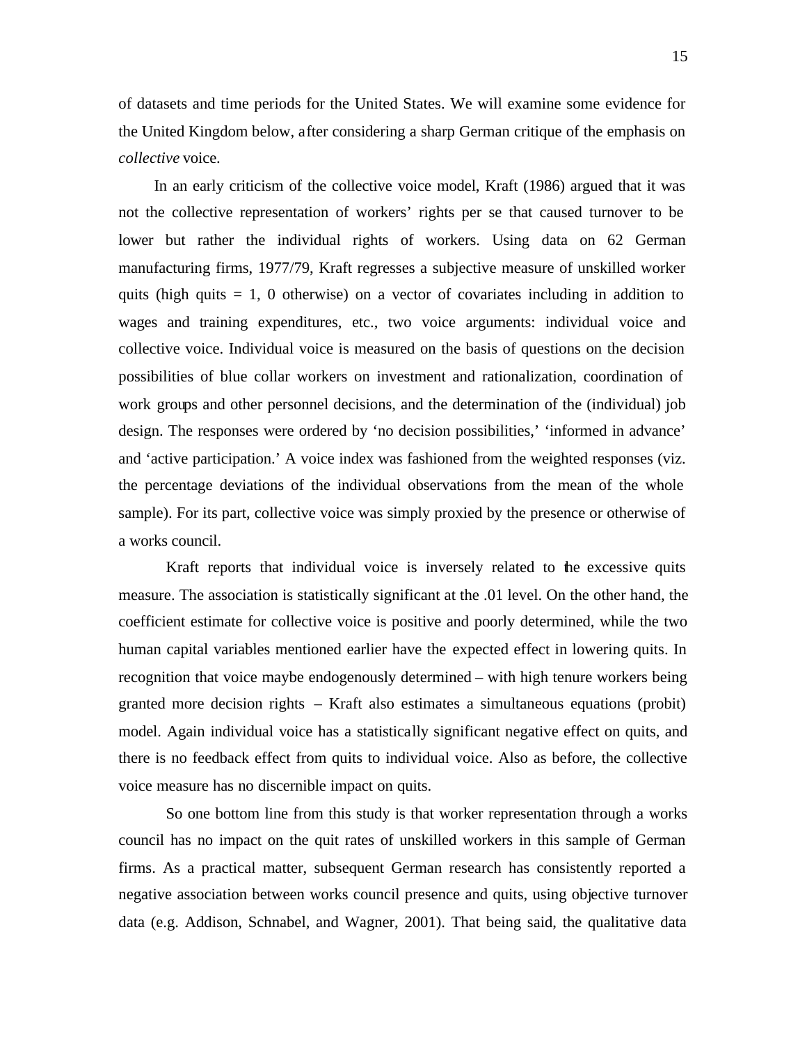of datasets and time periods for the United States. We will examine some evidence for the United Kingdom below, after considering a sharp German critique of the emphasis on *collective* voice.

In an early criticism of the collective voice model, Kraft (1986) argued that it was not the collective representation of workers' rights per se that caused turnover to be lower but rather the individual rights of workers. Using data on 62 German manufacturing firms, 1977/79, Kraft regresses a subjective measure of unskilled worker quits (high quits = 1, 0 otherwise) on a vector of covariates including in addition to wages and training expenditures, etc., two voice arguments: individual voice and collective voice. Individual voice is measured on the basis of questions on the decision possibilities of blue collar workers on investment and rationalization, coordination of work groups and other personnel decisions, and the determination of the (individual) job design. The responses were ordered by 'no decision possibilities,' 'informed in advance' and 'active participation.' A voice index was fashioned from the weighted responses (viz. the percentage deviations of the individual observations from the mean of the whole sample). For its part, collective voice was simply proxied by the presence or otherwise of a works council.

Kraft reports that individual voice is inversely related to the excessive quits measure. The association is statistically significant at the .01 level. On the other hand, the coefficient estimate for collective voice is positive and poorly determined, while the two human capital variables mentioned earlier have the expected effect in lowering quits. In recognition that voice maybe endogenously determined – with high tenure workers being granted more decision rights – Kraft also estimates a simultaneous equations (probit) model. Again individual voice has a statistically significant negative effect on quits, and there is no feedback effect from quits to individual voice. Also as before, the collective voice measure has no discernible impact on quits.

So one bottom line from this study is that worker representation through a works council has no impact on the quit rates of unskilled workers in this sample of German firms. As a practical matter, subsequent German research has consistently reported a negative association between works council presence and quits, using objective turnover data (e.g. Addison, Schnabel, and Wagner, 2001). That being said, the qualitative data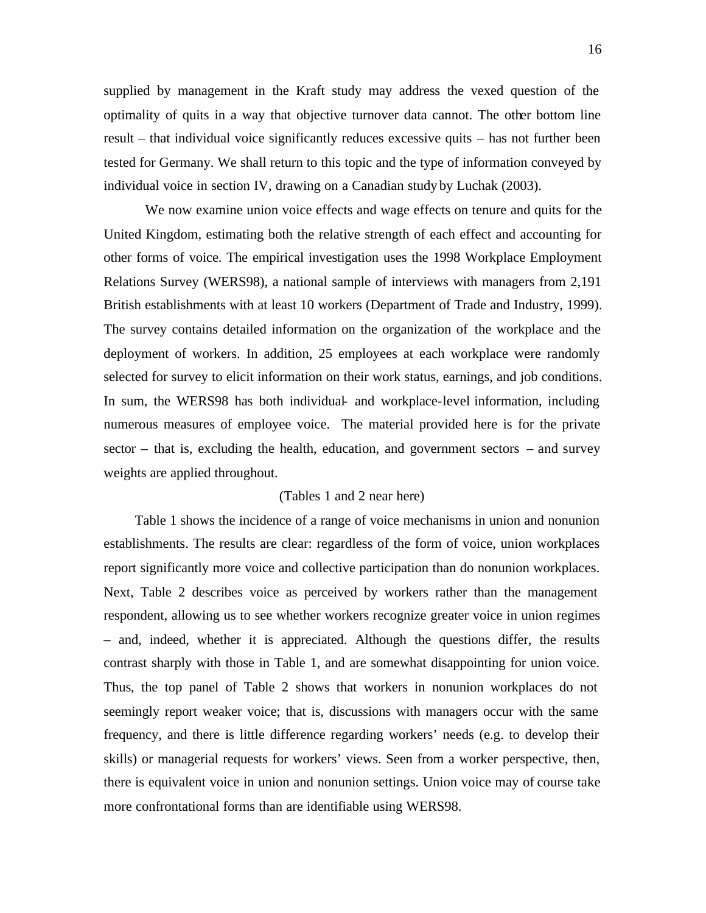supplied by management in the Kraft study may address the vexed question of the optimality of quits in a way that objective turnover data cannot. The other bottom line result – that individual voice significantly reduces excessive quits – has not further been tested for Germany. We shall return to this topic and the type of information conveyed by individual voice in section IV, drawing on a Canadian study by Luchak (2003).

We now examine union voice effects and wage effects on tenure and quits for the United Kingdom, estimating both the relative strength of each effect and accounting for other forms of voice. The empirical investigation uses the 1998 Workplace Employment Relations Survey (WERS98), a national sample of interviews with managers from 2,191 British establishments with at least 10 workers (Department of Trade and Industry, 1999). The survey contains detailed information on the organization of the workplace and the deployment of workers. In addition, 25 employees at each workplace were randomly selected for survey to elicit information on their work status, earnings, and job conditions. In sum, the WERS98 has both individual- and workplace-level information, including numerous measures of employee voice. The material provided here is for the private sector – that is, excluding the health, education, and government sectors – and survey weights are applied throughout.

(Tables 1 and 2 near here)

Table 1 shows the incidence of a range of voice mechanisms in union and nonunion establishments. The results are clear: regardless of the form of voice, union workplaces report significantly more voice and collective participation than do nonunion workplaces. Next, Table 2 describes voice as perceived by workers rather than the management respondent, allowing us to see whether workers recognize greater voice in union regimes – and, indeed, whether it is appreciated. Although the questions differ, the results contrast sharply with those in Table 1, and are somewhat disappointing for union voice. Thus, the top panel of Table 2 shows that workers in nonunion workplaces do not seemingly report weaker voice; that is, discussions with managers occur with the same frequency, and there is little difference regarding workers' needs (e.g. to develop their skills) or managerial requests for workers' views. Seen from a worker perspective, then, there is equivalent voice in union and nonunion settings. Union voice may of course take more confrontational forms than are identifiable using WERS98.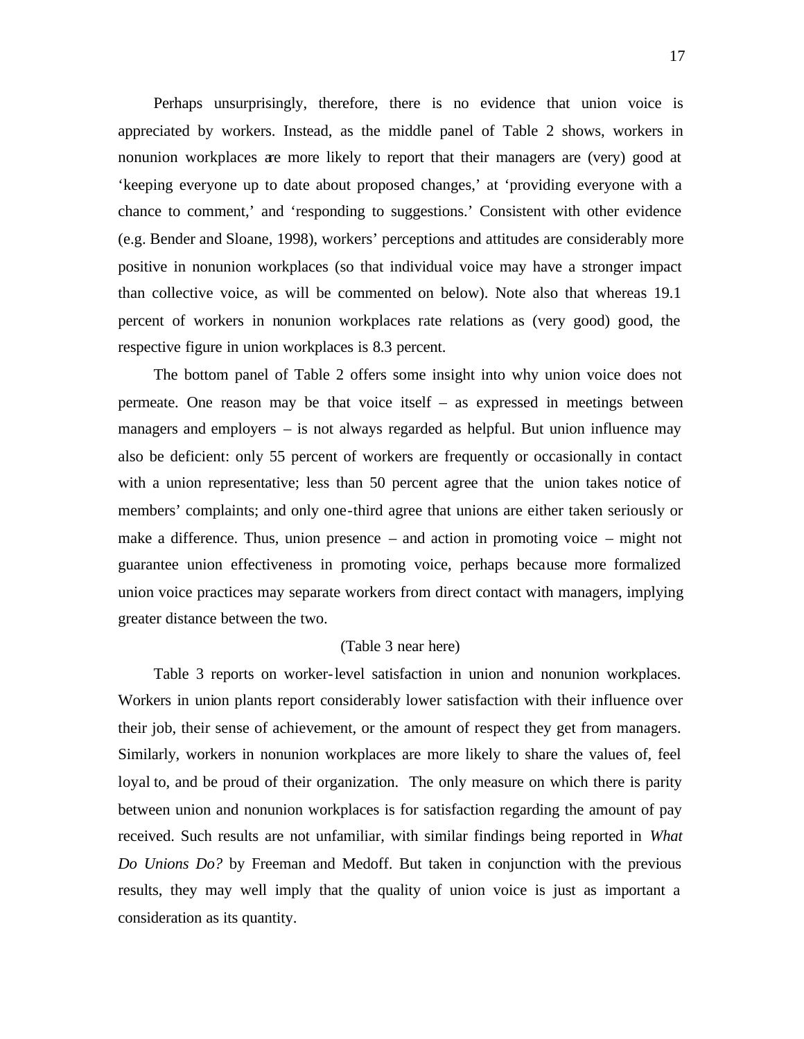Perhaps unsurprisingly, therefore, there is no evidence that union voice is appreciated by workers. Instead, as the middle panel of Table 2 shows, workers in nonunion workplaces are more likely to report that their managers are (very) good at 'keeping everyone up to date about proposed changes,' at 'providing everyone with a chance to comment,' and 'responding to suggestions.' Consistent with other evidence (e.g. Bender and Sloane, 1998), workers' perceptions and attitudes are considerably more positive in nonunion workplaces (so that individual voice may have a stronger impact than collective voice, as will be commented on below). Note also that whereas 19.1 percent of workers in nonunion workplaces rate relations as (very good) good, the respective figure in union workplaces is 8.3 percent.

The bottom panel of Table 2 offers some insight into why union voice does not permeate. One reason may be that voice itself – as expressed in meetings between managers and employers – is not always regarded as helpful. But union influence may also be deficient: only 55 percent of workers are frequently or occasionally in contact with a union representative; less than 50 percent agree that the union takes notice of members' complaints; and only one-third agree that unions are either taken seriously or make a difference. Thus, union presence – and action in promoting voice – might not guarantee union effectiveness in promoting voice, perhaps because more formalized union voice practices may separate workers from direct contact with managers, implying greater distance between the two.

(Table 3 near here)

Table 3 reports on worker-level satisfaction in union and nonunion workplaces. Workers in union plants report considerably lower satisfaction with their influence over their job, their sense of achievement, or the amount of respect they get from managers. Similarly, workers in nonunion workplaces are more likely to share the values of, feel loyal to, and be proud of their organization. The only measure on which there is parity between union and nonunion workplaces is for satisfaction regarding the amount of pay received. Such results are not unfamiliar, with similar findings being reported in *What Do Unions Do?* by Freeman and Medoff. But taken in conjunction with the previous results, they may well imply that the quality of union voice is just as important a consideration as its quantity.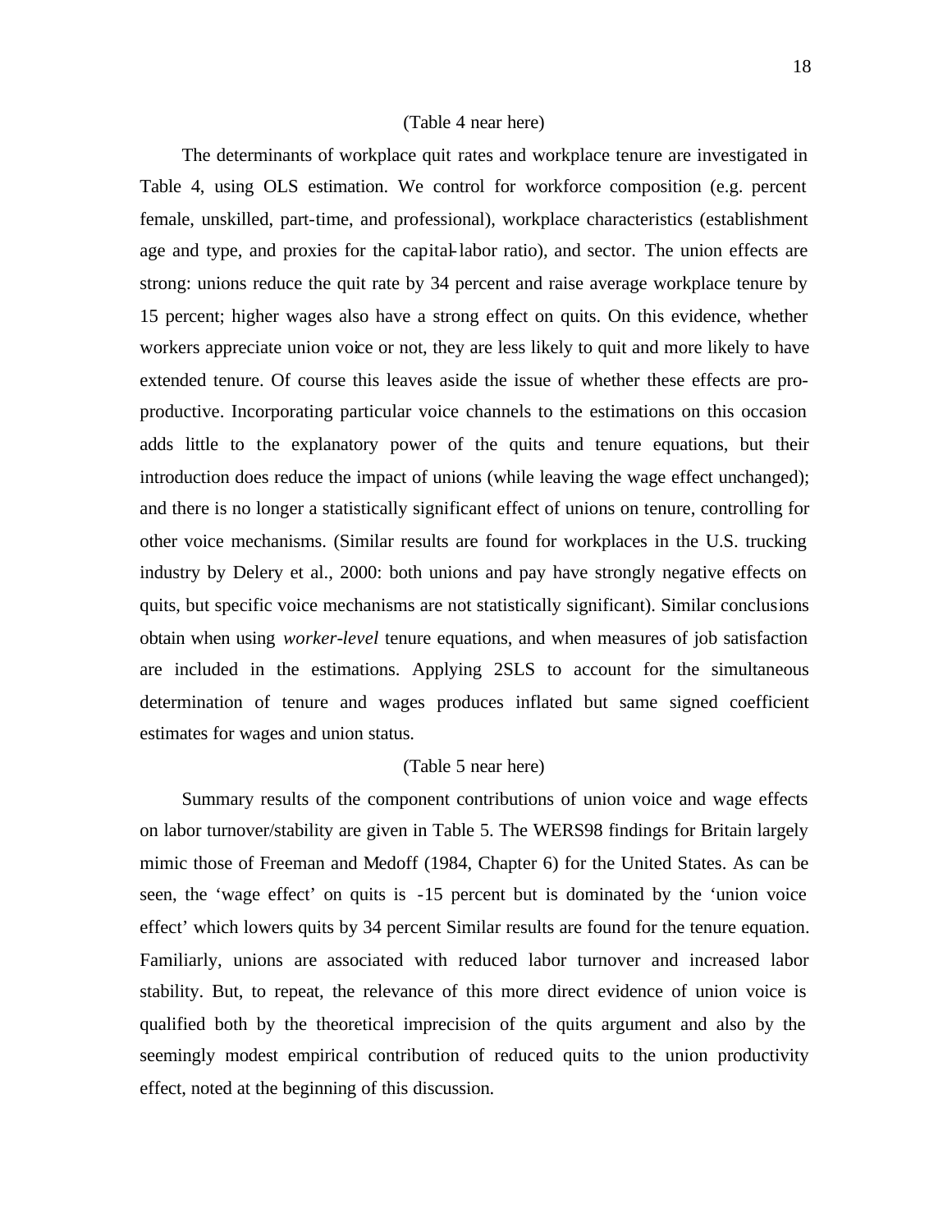(Table 4 near here)

The determinants of workplace quit rates and workplace tenure are investigated in Table 4, using OLS estimation. We control for workforce composition (e.g. percent female, unskilled, part-time, and professional), workplace characteristics (establishment age and type, and proxies for the capital-labor ratio), and sector. The union effects are strong: unions reduce the quit rate by 34 percent and raise average workplace tenure by 15 percent; higher wages also have a strong effect on quits. On this evidence, whether workers appreciate union voice or not, they are less likely to quit and more likely to have extended tenure. Of course this leaves aside the issue of whether these effects are pro-productive. Incorporating particular voice channels to the estimations on this occasion adds little to the explanatory power of the quits and tenure equations, but their introduction does reduce the impact of unions (while leaving the wage effect unchanged); and there is no longer a statistically significant effect of unions on tenure, controlling for other voice mechanisms. (Similar results are found for workplaces in the U.S. trucking industry by Delery et al., 2000: both unions and pay have strongly negative effects on quits, but specific voice mechanisms are not statistically significant). Similar conclusions obtain when using *worker-level* tenure equations, and when measures of job satisfaction are included in the estimations. Applying 2SLS to account for the simultaneous determination of tenure and wages produces inflated but same signed coefficient estimates for wages and union status.

(Table 5 near here)

Summary results of the component contributions of union voice and wage effects on labor turnover/stability are given in Table 5. The WERS98 findings for Britain largely mimic those of Freeman and Medoff (1984, Chapter 6) for the United States. As can be seen, the 'wage effect' on quits is -15 percent but is dominated by the 'union voice effect' which lowers quits by 34 percent Similar results are found for the tenure equation. Familiarly, unions are associated with reduced labor turnover and increased labor stability. But, to repeat, the relevance of this more direct evidence of union voice is qualified both by the theoretical imprecision of the quits argument and also by the seemingly modest empirical contribution of reduced quits to the union productivity effect, noted at the beginning of this discussion.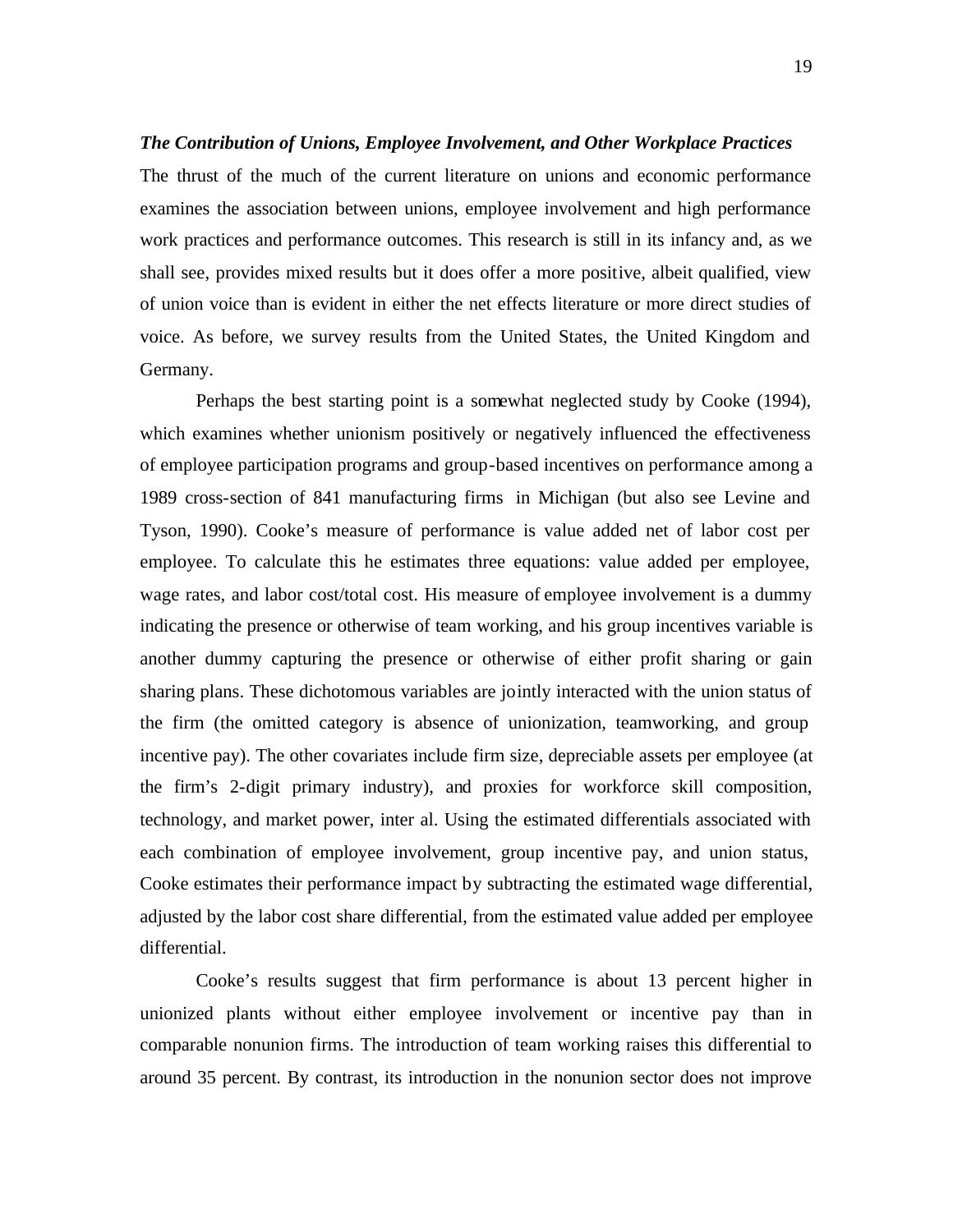***The Contribution of Unions, Employee Involvement, and Other Workplace Practices***

The thrust of the much of the current literature on unions and economic performance examines the association between unions, employee involvement and high performance work practices and performance outcomes. This research is still in its infancy and, as we shall see, provides mixed results but it does offer a more positive, albeit qualified, view of union voice than is evident in either the net effects literature or more direct studies of voice. As before, we survey results from the United States, the United Kingdom and Germany.

Perhaps the best starting point is a somewhat neglected study by Cooke (1994), which examines whether unionism positively or negatively influenced the effectiveness of employee participation programs and group-based incentives on performance among a 1989 cross-section of 841 manufacturing firms in Michigan (but also see Levine and Tyson, 1990). Cooke's measure of performance is value added net of labor cost per employee. To calculate this he estimates three equations: value added per employee, wage rates, and labor cost/total cost. His measure of employee involvement is a dummy indicating the presence or otherwise of team working, and his group incentives variable is another dummy capturing the presence or otherwise of either profit sharing or gain sharing plans. These dichotomous variables are jointly interacted with the union status of the firm (the omitted category is absence of unionization, teamworking, and group incentive pay). The other covariates include firm size, depreciable assets per employee (at the firm's 2-digit primary industry), and proxies for workforce skill composition, technology, and market power, inter al. Using the estimated differentials associated with each combination of employee involvement, group incentive pay, and union status, Cooke estimates their performance impact by subtracting the estimated wage differential, adjusted by the labor cost share differential, from the estimated value added per employee differential.

Cooke's results suggest that firm performance is about 13 percent higher in unionized plants without either employee involvement or incentive pay than in comparable nonunion firms. The introduction of team working raises this differential to around 35 percent. By contrast, its introduction in the nonunion sector does not improve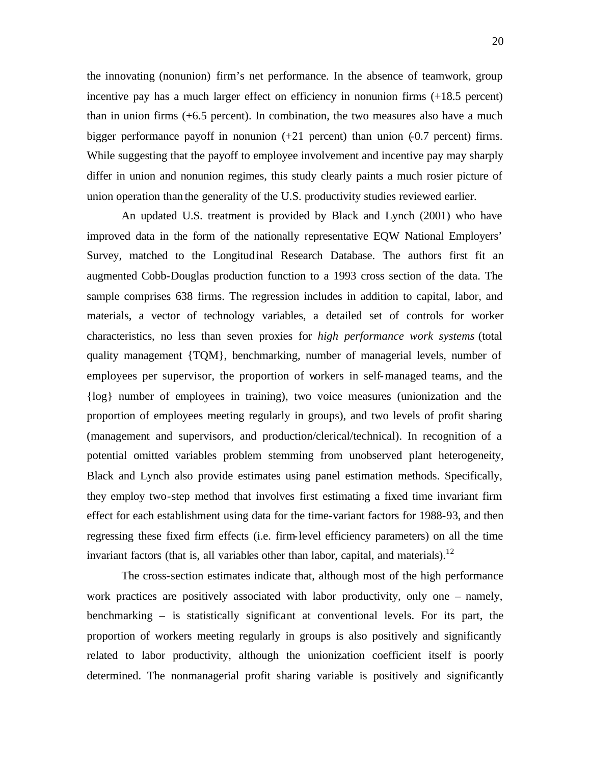the innovating (nonunion) firm's net performance. In the absence of teamwork, group incentive pay has a much larger effect on efficiency in nonunion firms (+18.5 percent) than in union firms (+6.5 percent). In combination, the two measures also have a much bigger performance payoff in nonunion (+21 percent) than union (-0.7 percent) firms. While suggesting that the payoff to employee involvement and incentive pay may sharply differ in union and nonunion regimes, this study clearly paints a much rosier picture of union operation than the generality of the U.S. productivity studies reviewed earlier.

An updated U.S. treatment is provided by Black and Lynch (2001) who have improved data in the form of the nationally representative EQW National Employers' Survey, matched to the Longitudinal Research Database. The authors first fit an augmented Cobb-Douglas production function to a 1993 cross section of the data. The sample comprises 638 firms. The regression includes in addition to capital, labor, and materials, a vector of technology variables, a detailed set of controls for worker characteristics, no less than seven proxies for *high performance work systems* (total quality management {TQM}, benchmarking, number of managerial levels, number of employees per supervisor, the proportion of workers in self-managed teams, and the {log} number of employees in training), two voice measures (unionization and the proportion of employees meeting regularly in groups), and two levels of profit sharing (management and supervisors, and production/clerical/technical). In recognition of a potential omitted variables problem stemming from unobserved plant heterogeneity, Black and Lynch also provide estimates using panel estimation methods. Specifically, they employ two-step method that involves first estimating a fixed time invariant firm effect for each establishment using data for the time-variant factors for 1988-93, and then regressing these fixed firm effects (i.e. firm-level efficiency parameters) on all the time invariant factors (that is, all variables other than labor, capital, and materials).[12]

The cross-section estimates indicate that, although most of the high performance work practices are positively associated with labor productivity, only one – namely, benchmarking – is statistically significant at conventional levels. For its part, the proportion of workers meeting regularly in groups is also positively and significantly related to labor productivity, although the unionization coefficient itself is poorly determined. The nonmanagerial profit sharing variable is positively and significantly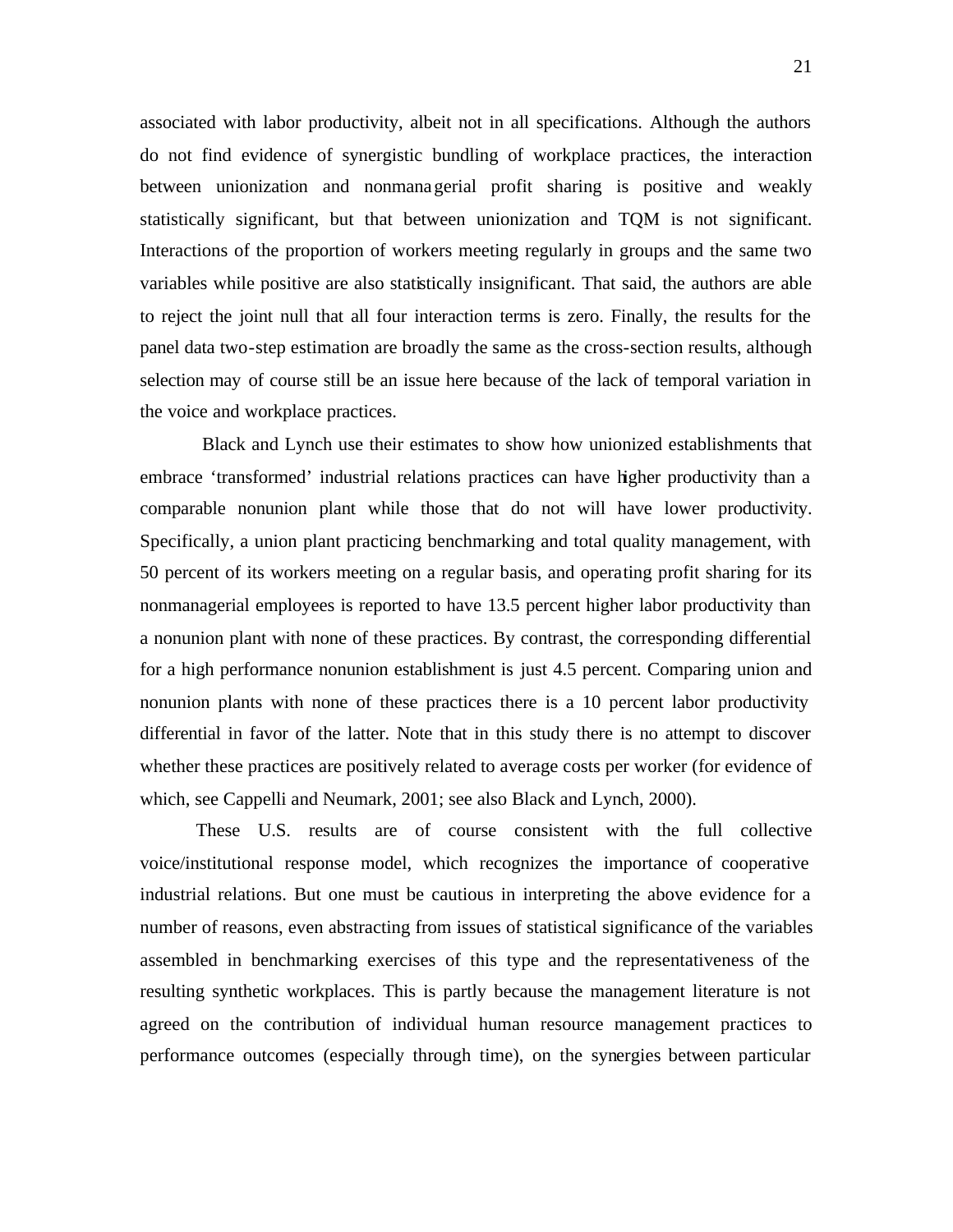associated with labor productivity, albeit not in all specifications. Although the authors do not find evidence of synergistic bundling of workplace practices, the interaction between unionization and nonmanagerial profit sharing is positive and weakly statistically significant, but that between unionization and TQM is not significant. Interactions of the proportion of workers meeting regularly in groups and the same two variables while positive are also statistically insignificant. That said, the authors are able to reject the joint null that all four interaction terms is zero. Finally, the results for the panel data two-step estimation are broadly the same as the cross-section results, although selection may of course still be an issue here because of the lack of temporal variation in the voice and workplace practices.

Black and Lynch use their estimates to show how unionized establishments that embrace 'transformed' industrial relations practices can have higher productivity than a comparable nonunion plant while those that do not will have lower productivity. Specifically, a union plant practicing benchmarking and total quality management, with 50 percent of its workers meeting on a regular basis, and operating profit sharing for its nonmanagerial employees is reported to have 13.5 percent higher labor productivity than a nonunion plant with none of these practices. By contrast, the corresponding differential for a high performance nonunion establishment is just 4.5 percent. Comparing union and nonunion plants with none of these practices there is a 10 percent labor productivity differential in favor of the latter. Note that in this study there is no attempt to discover whether these practices are positively related to average costs per worker (for evidence of which, see Cappelli and Neumark, 2001; see also Black and Lynch, 2000).

These U.S. results are of course consistent with the full collective voice/institutional response model, which recognizes the importance of cooperative industrial relations. But one must be cautious in interpreting the above evidence for a number of reasons, even abstracting from issues of statistical significance of the variables assembled in benchmarking exercises of this type and the representativeness of the resulting synthetic workplaces. This is partly because the management literature is not agreed on the contribution of individual human resource management practices to performance outcomes (especially through time), on the synergies between particular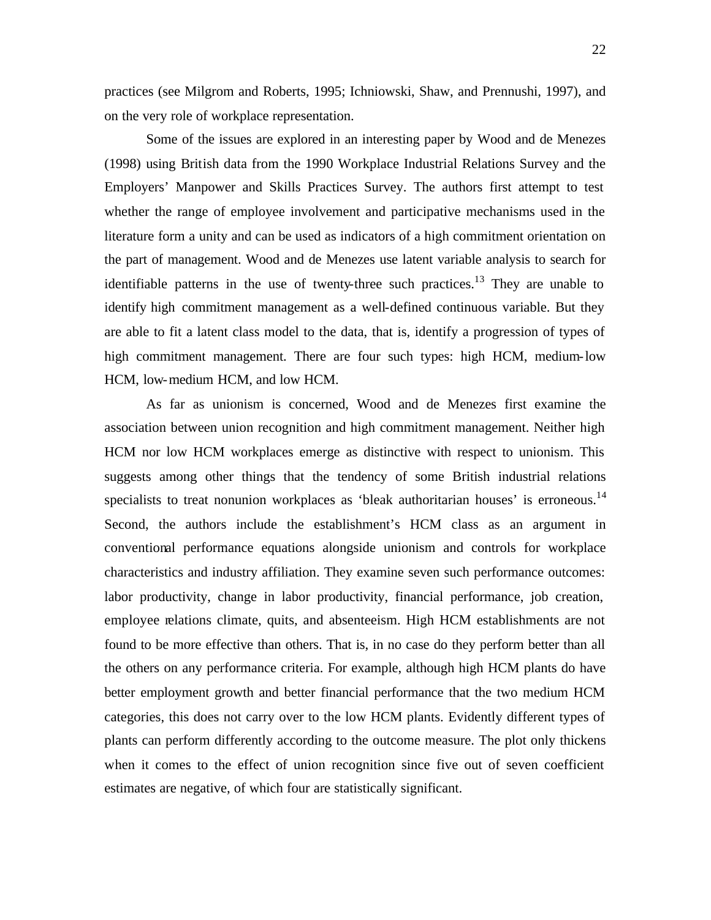practices (see Milgrom and Roberts, 1995; Ichniowski, Shaw, and Prennushi, 1997), and on the very role of workplace representation.

Some of the issues are explored in an interesting paper by Wood and de Menezes (1998) using British data from the 1990 Workplace Industrial Relations Survey and the Employers' Manpower and Skills Practices Survey. The authors first attempt to test whether the range of employee involvement and participative mechanisms used in the literature form a unity and can be used as indicators of a high commitment orientation on the part of management. Wood and de Menezes use latent variable analysis to search for identifiable patterns in the use of twenty-three such practices.[13] They are unable to identify high commitment management as a well-defined continuous variable. But they are able to fit a latent class model to the data, that is, identify a progression of types of high commitment management. There are four such types: high HCM, medium-low HCM, low-medium HCM, and low HCM.

As far as unionism is concerned, Wood and de Menezes first examine the association between union recognition and high commitment management. Neither high HCM nor low HCM workplaces emerge as distinctive with respect to unionism. This suggests among other things that the tendency of some British industrial relations specialists to treat nonunion workplaces as 'bleak authoritarian houses' is erroneous.[14] Second, the authors include the establishment's HCM class as an argument in conventional performance equations alongside unionism and controls for workplace characteristics and industry affiliation. They examine seven such performance outcomes: labor productivity, change in labor productivity, financial performance, job creation, employee relations climate, quits, and absenteeism. High HCM establishments are not found to be more effective than others. That is, in no case do they perform better than all the others on any performance criteria. For example, although high HCM plants do have better employment growth and better financial performance that the two medium HCM categories, this does not carry over to the low HCM plants. Evidently different types of plants can perform differently according to the outcome measure. The plot only thickens when it comes to the effect of union recognition since five out of seven coefficient estimates are negative, of which four are statistically significant.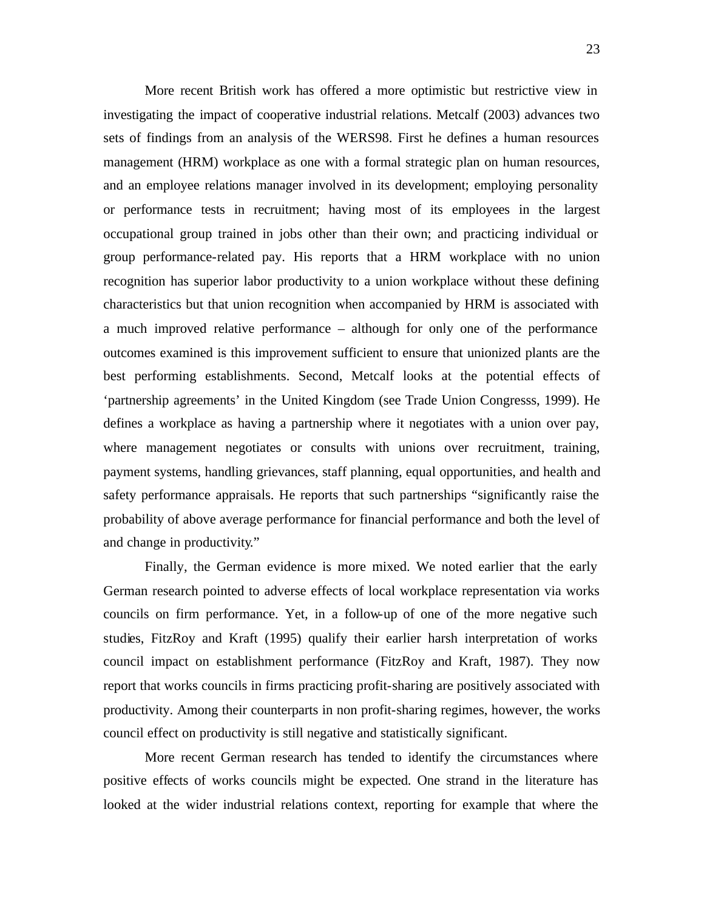More recent British work has offered a more optimistic but restrictive view in investigating the impact of cooperative industrial relations. Metcalf (2003) advances two sets of findings from an analysis of the WERS98. First he defines a human resources management (HRM) workplace as one with a formal strategic plan on human resources, and an employee relations manager involved in its development; employing personality or performance tests in recruitment; having most of its employees in the largest occupational group trained in jobs other than their own; and practicing individual or group performance-related pay. His reports that a HRM workplace with no union recognition has superior labor productivity to a union workplace without these defining characteristics but that union recognition when accompanied by HRM is associated with a much improved relative performance – although for only one of the performance outcomes examined is this improvement sufficient to ensure that unionized plants are the best performing establishments. Second, Metcalf looks at the potential effects of 'partnership agreements' in the United Kingdom (see Trade Union Congresss, 1999). He defines a workplace as having a partnership where it negotiates with a union over pay, where management negotiates or consults with unions over recruitment, training, payment systems, handling grievances, staff planning, equal opportunities, and health and safety performance appraisals. He reports that such partnerships "significantly raise the probability of above average performance for financial performance and both the level of and change in productivity."

Finally, the German evidence is more mixed. We noted earlier that the early German research pointed to adverse effects of local workplace representation via works councils on firm performance. Yet, in a follow-up of one of the more negative such studies, FitzRoy and Kraft (1995) qualify their earlier harsh interpretation of works council impact on establishment performance (FitzRoy and Kraft, 1987). They now report that works councils in firms practicing profit-sharing are positively associated with productivity. Among their counterparts in non profit-sharing regimes, however, the works council effect on productivity is still negative and statistically significant.

More recent German research has tended to identify the circumstances where positive effects of works councils might be expected. One strand in the literature has looked at the wider industrial relations context, reporting for example that where the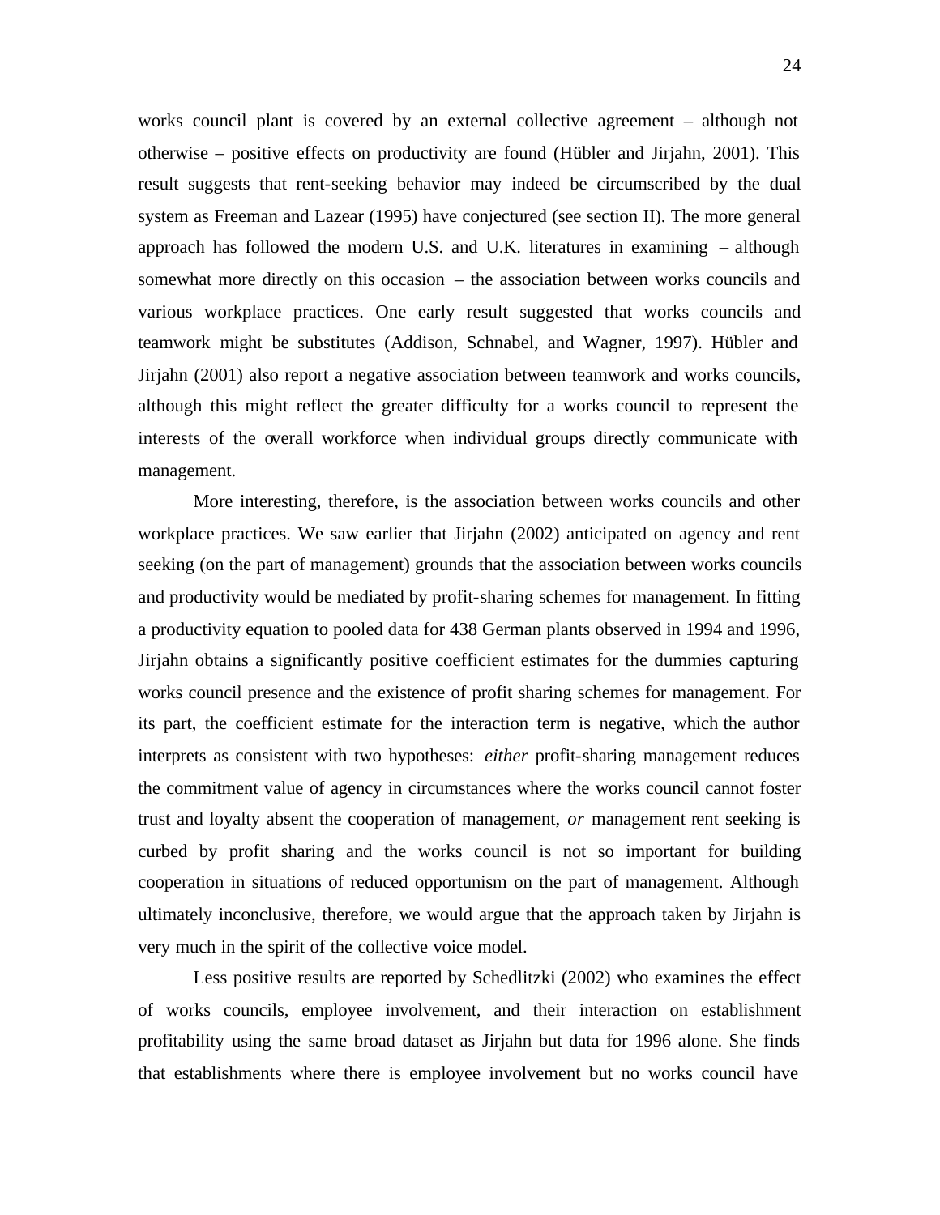works council plant is covered by an external collective agreement – although not otherwise – positive effects on productivity are found (Hübler and Jirjahn, 2001). This result suggests that rent-seeking behavior may indeed be circumscribed by the dual system as Freeman and Lazear (1995) have conjectured (see section II). The more general approach has followed the modern U.S. and U.K. literatures in examining – although somewhat more directly on this occasion – the association between works councils and various workplace practices. One early result suggested that works councils and teamwork might be substitutes (Addison, Schnabel, and Wagner, 1997). Hübler and Jirjahn (2001) also report a negative association between teamwork and works councils, although this might reflect the greater difficulty for a works council to represent the interests of the overall workforce when individual groups directly communicate with management.

More interesting, therefore, is the association between works councils and other workplace practices. We saw earlier that Jirjahn (2002) anticipated on agency and rent seeking (on the part of management) grounds that the association between works councils and productivity would be mediated by profit-sharing schemes for management. In fitting a productivity equation to pooled data for 438 German plants observed in 1994 and 1996, Jirjahn obtains a significantly positive coefficient estimates for the dummies capturing works council presence and the existence of profit sharing schemes for management. For its part, the coefficient estimate for the interaction term is negative, which the author interprets as consistent with two hypotheses: *either* profit-sharing management reduces the commitment value of agency in circumstances where the works council cannot foster trust and loyalty absent the cooperation of management, *or* management rent seeking is curbed by profit sharing and the works council is not so important for building cooperation in situations of reduced opportunism on the part of management. Although ultimately inconclusive, therefore, we would argue that the approach taken by Jirjahn is very much in the spirit of the collective voice model.

Less positive results are reported by Schedlitzki (2002) who examines the effect of works councils, employee involvement, and their interaction on establishment profitability using the same broad dataset as Jirjahn but data for 1996 alone. She finds that establishments where there is employee involvement but no works council have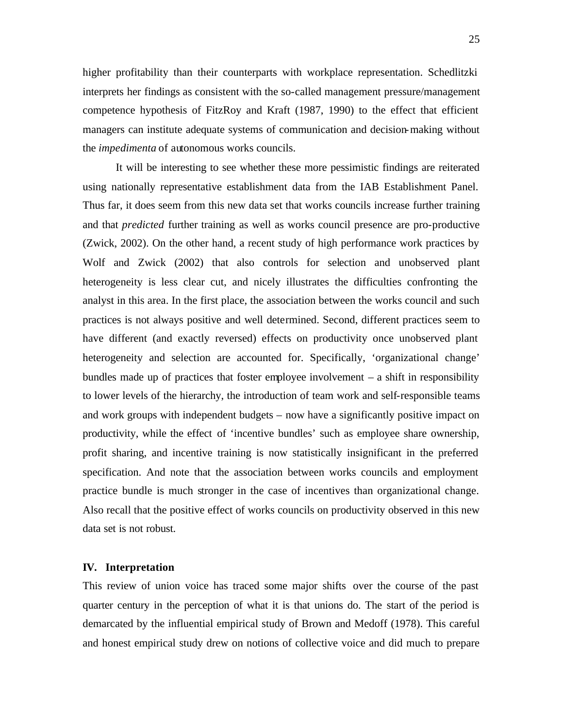higher profitability than their counterparts with workplace representation. Schedlitzki interprets her findings as consistent with the so-called management pressure/management competence hypothesis of FitzRoy and Kraft (1987, 1990) to the effect that efficient managers can institute adequate systems of communication and decision-making without the *impedimenta* of autonomous works councils.

It will be interesting to see whether these more pessimistic findings are reiterated using nationally representative establishment data from the IAB Establishment Panel. Thus far, it does seem from this new data set that works councils increase further training and that *predicted* further training as well as works council presence are pro-productive (Zwick, 2002). On the other hand, a recent study of high performance work practices by Wolf and Zwick (2002) that also controls for selection and unobserved plant heterogeneity is less clear cut, and nicely illustrates the difficulties confronting the analyst in this area. In the first place, the association between the works council and such practices is not always positive and well determined. Second, different practices seem to have different (and exactly reversed) effects on productivity once unobserved plant heterogeneity and selection are accounted for. Specifically, 'organizational change' bundles made up of practices that foster employee involvement – a shift in responsibility to lower levels of the hierarchy, the introduction of team work and self-responsible teams and work groups with independent budgets – now have a significantly positive impact on productivity, while the effect of 'incentive bundles' such as employee share ownership, profit sharing, and incentive training is now statistically insignificant in the preferred specification. And note that the association between works councils and employment practice bundle is much stronger in the case of incentives than organizational change. Also recall that the positive effect of works councils on productivity observed in this new data set is not robust.

## IV. Interpretation

This review of union voice has traced some major shifts over the course of the past quarter century in the perception of what it is that unions do. The start of the period is demarcated by the influential empirical study of Brown and Medoff (1978). This careful and honest empirical study drew on notions of collective voice and did much to prepare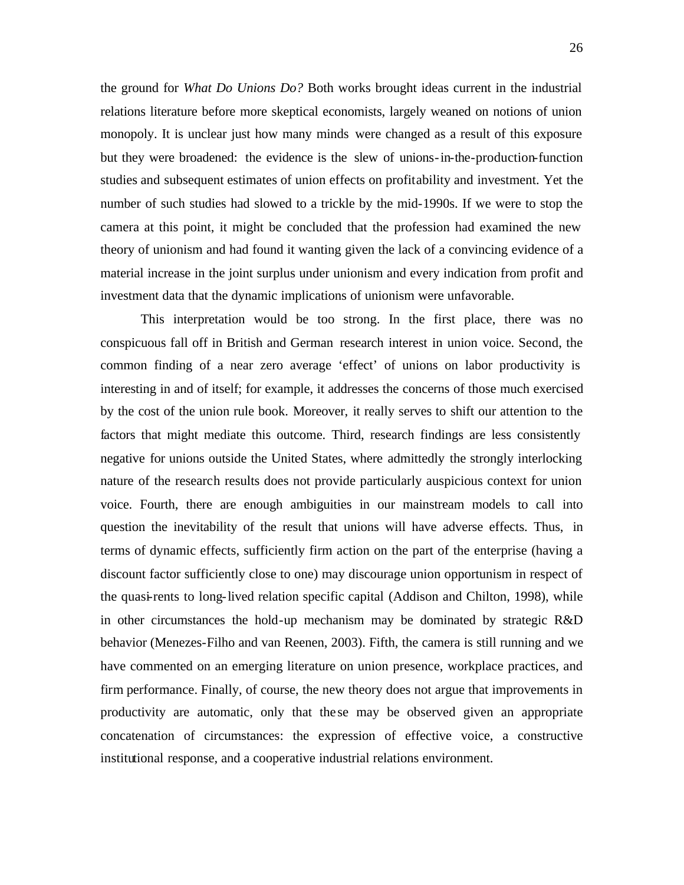the ground for *What Do Unions Do?* Both works brought ideas current in the industrial relations literature before more skeptical economists, largely weaned on notions of union monopoly. It is unclear just how many minds were changed as a result of this exposure but they were broadened: the evidence is the slew of unions-in-the-production-function studies and subsequent estimates of union effects on profitability and investment. Yet the number of such studies had slowed to a trickle by the mid-1990s. If we were to stop the camera at this point, it might be concluded that the profession had examined the new theory of unionism and had found it wanting given the lack of a convincing evidence of a material increase in the joint surplus under unionism and every indication from profit and investment data that the dynamic implications of unionism were unfavorable.

This interpretation would be too strong. In the first place, there was no conspicuous fall off in British and German research interest in union voice. Second, the common finding of a near zero average 'effect' of unions on labor productivity is interesting in and of itself; for example, it addresses the concerns of those much exercised by the cost of the union rule book. Moreover, it really serves to shift our attention to the factors that might mediate this outcome. Third, research findings are less consistently negative for unions outside the United States, where admittedly the strongly interlocking nature of the research results does not provide particularly auspicious context for union voice. Fourth, there are enough ambiguities in our mainstream models to call into question the inevitability of the result that unions will have adverse effects. Thus, in terms of dynamic effects, sufficiently firm action on the part of the enterprise (having a discount factor sufficiently close to one) may discourage union opportunism in respect of the quasi-rents to long-lived relation specific capital (Addison and Chilton, 1998), while in other circumstances the hold-up mechanism may be dominated by strategic R&D behavior (Menezes-Filho and van Reenen, 2003). Fifth, the camera is still running and we have commented on an emerging literature on union presence, workplace practices, and firm performance. Finally, of course, the new theory does not argue that improvements in productivity are automatic, only that these may be observed given an appropriate concatenation of circumstances: the expression of effective voice, a constructive institutional response, and a cooperative industrial relations environment.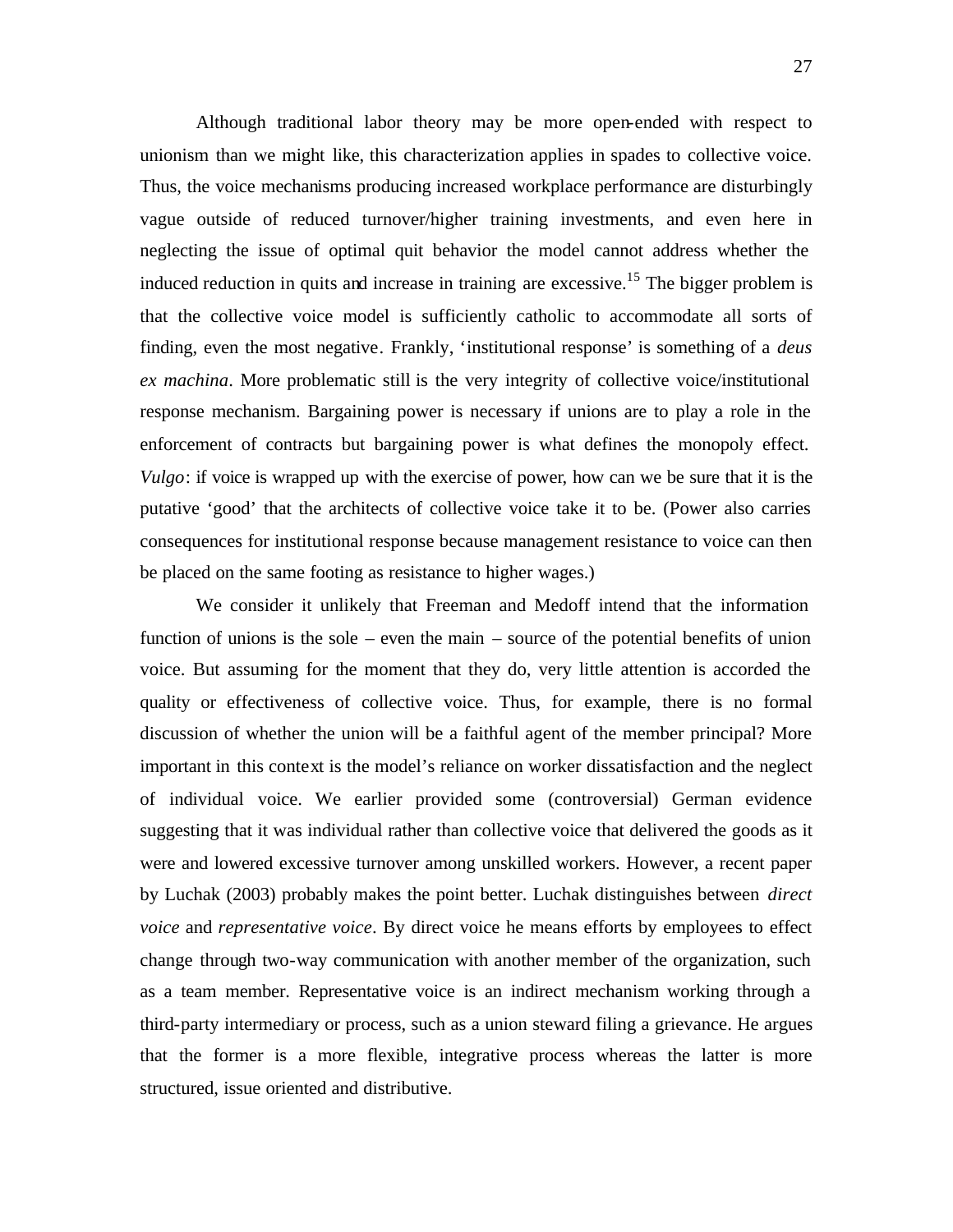Although traditional labor theory may be more open-ended with respect to unionism than we might like, this characterization applies in spades to collective voice. Thus, the voice mechanisms producing increased workplace performance are disturbingly vague outside of reduced turnover/higher training investments, and even here in neglecting the issue of optimal quit behavior the model cannot address whether the induced reduction in quits and increase in training are excessive.[15] The bigger problem is that the collective voice model is sufficiently catholic to accommodate all sorts of finding, even the most negative. Frankly, 'institutional response' is something of a *deus ex machina*. More problematic still is the very integrity of collective voice/institutional response mechanism. Bargaining power is necessary if unions are to play a role in the enforcement of contracts but bargaining power is what defines the monopoly effect. *Vulgo*: if voice is wrapped up with the exercise of power, how can we be sure that it is the putative 'good' that the architects of collective voice take it to be. (Power also carries consequences for institutional response because management resistance to voice can then be placed on the same footing as resistance to higher wages.)

We consider it unlikely that Freeman and Medoff intend that the information function of unions is the sole – even the main – source of the potential benefits of union voice. But assuming for the moment that they do, very little attention is accorded the quality or effectiveness of collective voice. Thus, for example, there is no formal discussion of whether the union will be a faithful agent of the member principal? More important in this context is the model's reliance on worker dissatisfaction and the neglect of individual voice. We earlier provided some (controversial) German evidence suggesting that it was individual rather than collective voice that delivered the goods as it were and lowered excessive turnover among unskilled workers. However, a recent paper by Luchak (2003) probably makes the point better. Luchak distinguishes between *direct voice* and *representative voice*. By direct voice he means efforts by employees to effect change through two-way communication with another member of the organization, such as a team member. Representative voice is an indirect mechanism working through a third-party intermediary or process, such as a union steward filing a grievance. He argues that the former is a more flexible, integrative process whereas the latter is more structured, issue oriented and distributive.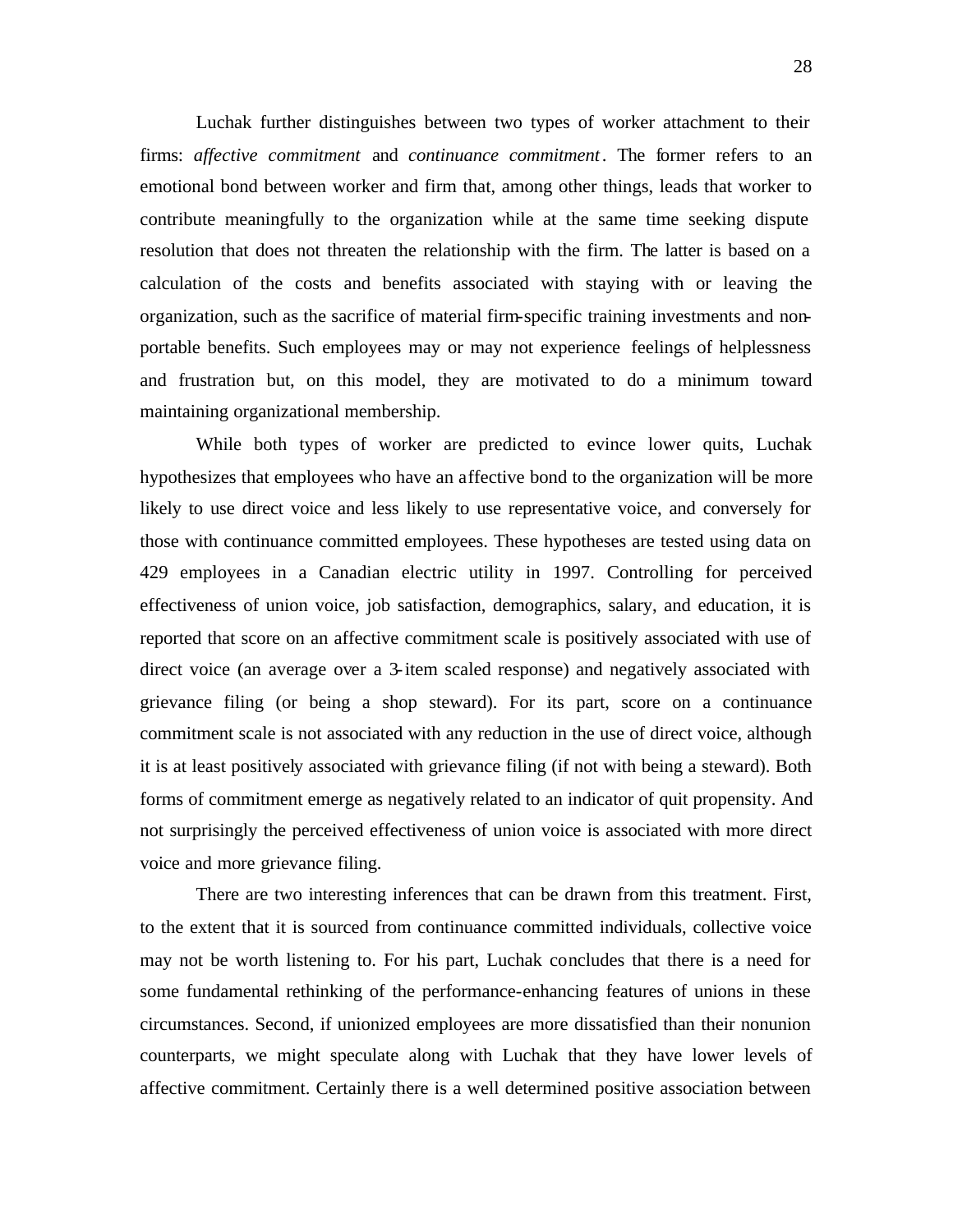Luchak further distinguishes between two types of worker attachment to their firms: *affective commitment* and *continuance commitment*. The former refers to an emotional bond between worker and firm that, among other things, leads that worker to contribute meaningfully to the organization while at the same time seeking dispute resolution that does not threaten the relationship with the firm. The latter is based on a calculation of the costs and benefits associated with staying with or leaving the organization, such as the sacrifice of material firm-specific training investments and non-portable benefits. Such employees may or may not experience feelings of helplessness and frustration but, on this model, they are motivated to do a minimum toward maintaining organizational membership.

While both types of worker are predicted to evince lower quits, Luchak hypothesizes that employees who have an affective bond to the organization will be more likely to use direct voice and less likely to use representative voice, and conversely for those with continuance committed employees. These hypotheses are tested using data on 429 employees in a Canadian electric utility in 1997. Controlling for perceived effectiveness of union voice, job satisfaction, demographics, salary, and education, it is reported that score on an affective commitment scale is positively associated with use of direct voice (an average over a 3-item scaled response) and negatively associated with grievance filing (or being a shop steward). For its part, score on a continuance commitment scale is not associated with any reduction in the use of direct voice, although it is at least positively associated with grievance filing (if not with being a steward). Both forms of commitment emerge as negatively related to an indicator of quit propensity. And not surprisingly the perceived effectiveness of union voice is associated with more direct voice and more grievance filing.

There are two interesting inferences that can be drawn from this treatment. First, to the extent that it is sourced from continuance committed individuals, collective voice may not be worth listening to. For his part, Luchak concludes that there is a need for some fundamental rethinking of the performance-enhancing features of unions in these circumstances. Second, if unionized employees are more dissatisfied than their nonunion counterparts, we might speculate along with Luchak that they have lower levels of affective commitment. Certainly there is a well determined positive association between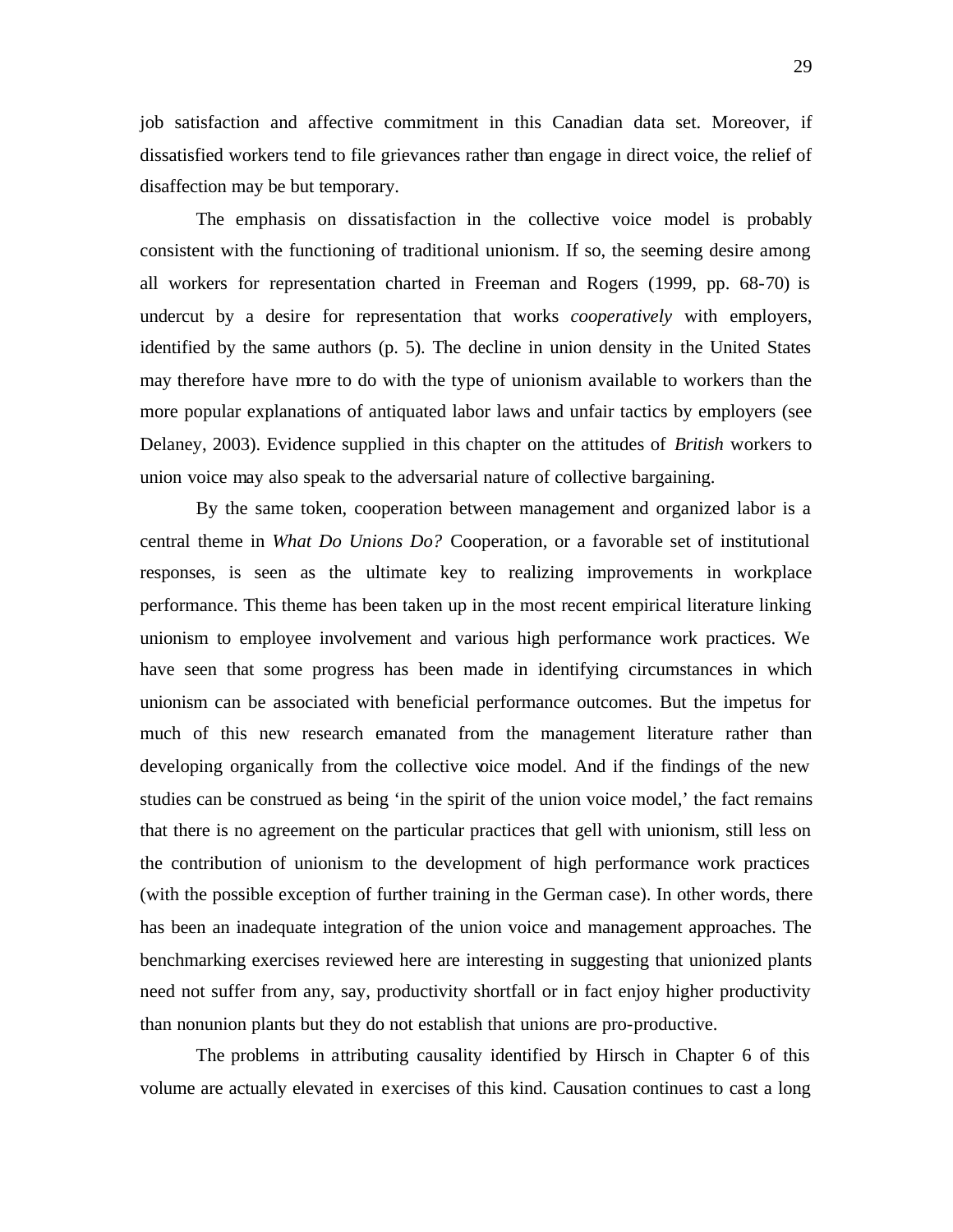job satisfaction and affective commitment in this Canadian data set. Moreover, if dissatisfied workers tend to file grievances rather than engage in direct voice, the relief of disaffection may be but temporary.

The emphasis on dissatisfaction in the collective voice model is probably consistent with the functioning of traditional unionism. If so, the seeming desire among all workers for representation charted in Freeman and Rogers (1999, pp. 68-70) is undercut by a desire for representation that works *cooperatively* with employers, identified by the same authors (p. 5). The decline in union density in the United States may therefore have more to do with the type of unionism available to workers than the more popular explanations of antiquated labor laws and unfair tactics by employers (see Delaney, 2003). Evidence supplied in this chapter on the attitudes of *British* workers to union voice may also speak to the adversarial nature of collective bargaining.

By the same token, cooperation between management and organized labor is a central theme in *What Do Unions Do?* Cooperation, or a favorable set of institutional responses, is seen as the ultimate key to realizing improvements in workplace performance. This theme has been taken up in the most recent empirical literature linking unionism to employee involvement and various high performance work practices. We have seen that some progress has been made in identifying circumstances in which unionism can be associated with beneficial performance outcomes. But the impetus for much of this new research emanated from the management literature rather than developing organically from the collective voice model. And if the findings of the new studies can be construed as being 'in the spirit of the union voice model,' the fact remains that there is no agreement on the particular practices that gell with unionism, still less on the contribution of unionism to the development of high performance work practices (with the possible exception of further training in the German case). In other words, there has been an inadequate integration of the union voice and management approaches. The benchmarking exercises reviewed here are interesting in suggesting that unionized plants need not suffer from any, say, productivity shortfall or in fact enjoy higher productivity than nonunion plants but they do not establish that unions are pro-productive.

The problems in attributing causality identified by Hirsch in Chapter 6 of this volume are actually elevated in exercises of this kind. Causation continues to cast a long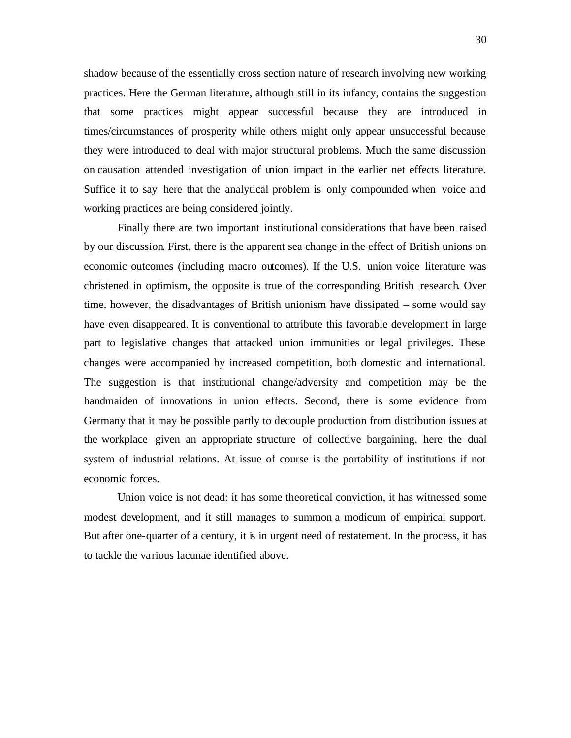shadow because of the essentially cross section nature of research involving new working practices. Here the German literature, although still in its infancy, contains the suggestion that some practices might appear successful because they are introduced in times/circumstances of prosperity while others might only appear unsuccessful because they were introduced to deal with major structural problems. Much the same discussion on causation attended investigation of union impact in the earlier net effects literature. Suffice it to say here that the analytical problem is only compounded when voice and working practices are being considered jointly.

Finally there are two important institutional considerations that have been raised by our discussion. First, there is the apparent sea change in the effect of British unions on economic outcomes (including macro outcomes). If the U.S. union voice literature was christened in optimism, the opposite is true of the corresponding British research. Over time, however, the disadvantages of British unionism have dissipated – some would say have even disappeared. It is conventional to attribute this favorable development in large part to legislative changes that attacked union immunities or legal privileges. These changes were accompanied by increased competition, both domestic and international. The suggestion is that institutional change/adversity and competition may be the handmaiden of innovations in union effects. Second, there is some evidence from Germany that it may be possible partly to decouple production from distribution issues at the workplace given an appropriate structure of collective bargaining, here the dual system of industrial relations. At issue of course is the portability of institutions if not economic forces.

Union voice is not dead: it has some theoretical conviction, it has witnessed some modest development, and it still manages to summon a modicum of empirical support. But after one-quarter of a century, it is in urgent need of restatement. In the process, it has to tackle the various lacunae identified above.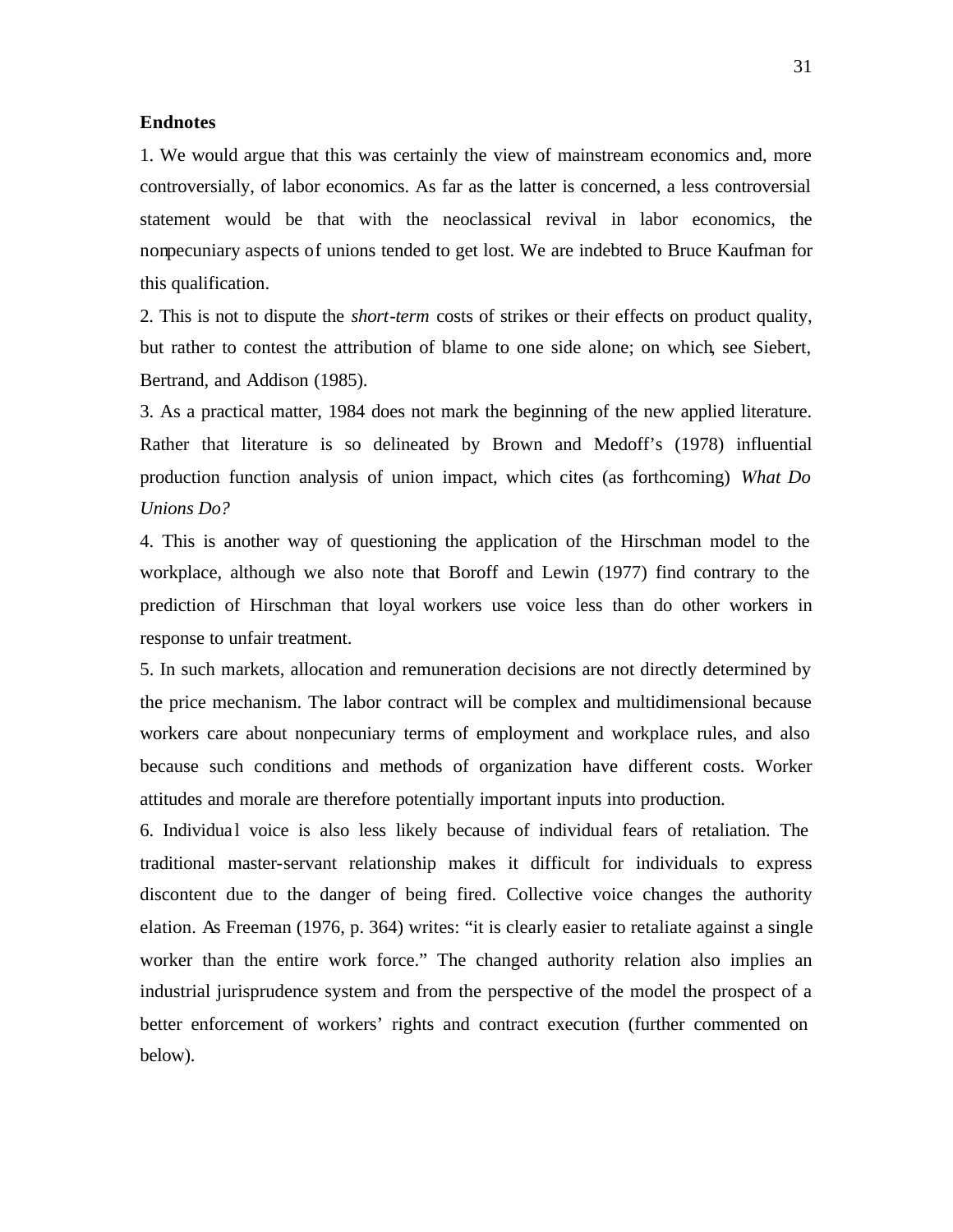**Endnotes**

1. We would argue that this was certainly the view of mainstream economics and, more controversially, of labor economics. As far as the latter is concerned, a less controversial statement would be that with the neoclassical revival in labor economics, the nonpecuniary aspects of unions tended to get lost. We are indebted to Bruce Kaufman for this qualification.

2. This is not to dispute the *short-term* costs of strikes or their effects on product quality, but rather to contest the attribution of blame to one side alone; on which, see Siebert, Bertrand, and Addison (1985).

3. As a practical matter, 1984 does not mark the beginning of the new applied literature. Rather that literature is so delineated by Brown and Medoff's (1978) influential production function analysis of union impact, which cites (as forthcoming) *What Do Unions Do?*

4. This is another way of questioning the application of the Hirschman model to the workplace, although we also note that Boroff and Lewin (1977) find contrary to the prediction of Hirschman that loyal workers use voice less than do other workers in response to unfair treatment.

5. In such markets, allocation and remuneration decisions are not directly determined by the price mechanism. The labor contract will be complex and multidimensional because workers care about nonpecuniary terms of employment and workplace rules, and also because such conditions and methods of organization have different costs. Worker attitudes and morale are therefore potentially important inputs into production.

6. Individual voice is also less likely because of individual fears of retaliation. The traditional master-servant relationship makes it difficult for individuals to express discontent due to the danger of being fired. Collective voice changes the authority elation. As Freeman (1976, p. 364) writes: "it is clearly easier to retaliate against a single worker than the entire work force." The changed authority relation also implies an industrial jurisprudence system and from the perspective of the model the prospect of a better enforcement of workers' rights and contract execution (further commented on below).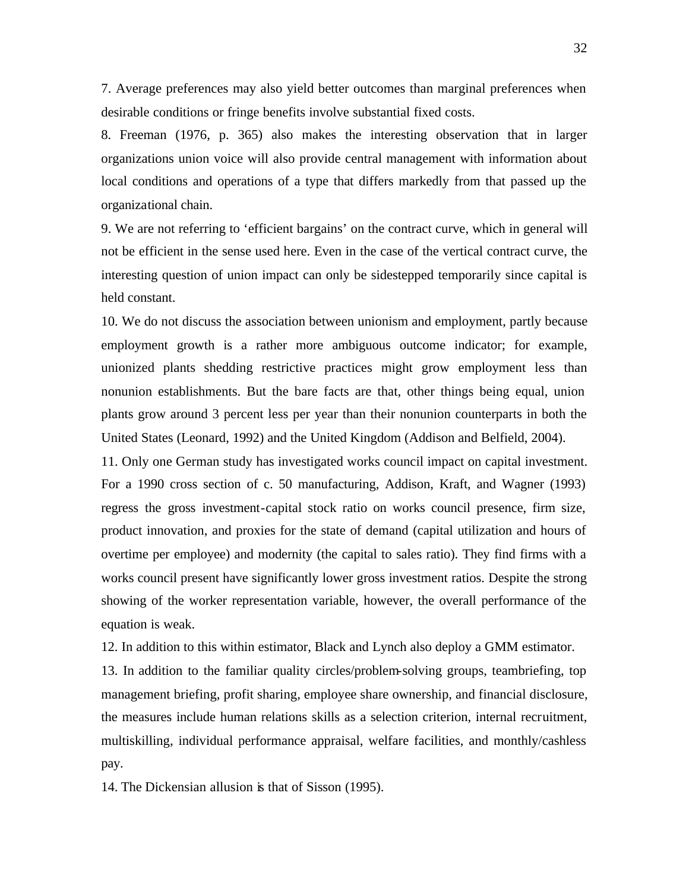7. Average preferences may also yield better outcomes than marginal preferences when desirable conditions or fringe benefits involve substantial fixed costs.

8. Freeman (1976, p. 365) also makes the interesting observation that in larger organizations union voice will also provide central management with information about local conditions and operations of a type that differs markedly from that passed up the organizational chain.

9. We are not referring to 'efficient bargains' on the contract curve, which in general will not be efficient in the sense used here. Even in the case of the vertical contract curve, the interesting question of union impact can only be sidestepped temporarily since capital is held constant.

10. We do not discuss the association between unionism and employment, partly because employment growth is a rather more ambiguous outcome indicator; for example, unionized plants shedding restrictive practices might grow employment less than nonunion establishments. But the bare facts are that, other things being equal, union plants grow around 3 percent less per year than their nonunion counterparts in both the United States (Leonard, 1992) and the United Kingdom (Addison and Belfield, 2004).

11. Only one German study has investigated works council impact on capital investment. For a 1990 cross section of c. 50 manufacturing, Addison, Kraft, and Wagner (1993) regress the gross investment-capital stock ratio on works council presence, firm size, product innovation, and proxies for the state of demand (capital utilization and hours of overtime per employee) and modernity (the capital to sales ratio). They find firms with a works council present have significantly lower gross investment ratios. Despite the strong showing of the worker representation variable, however, the overall performance of the equation is weak.

12. In addition to this within estimator, Black and Lynch also deploy a GMM estimator.

13. In addition to the familiar quality circles/problem-solving groups, teambriefing, top management briefing, profit sharing, employee share ownership, and financial disclosure, the measures include human relations skills as a selection criterion, internal recruitment, multiskilling, individual performance appraisal, welfare facilities, and monthly/cashless pay.

14. The Dickensian allusion is that of Sisson (1995).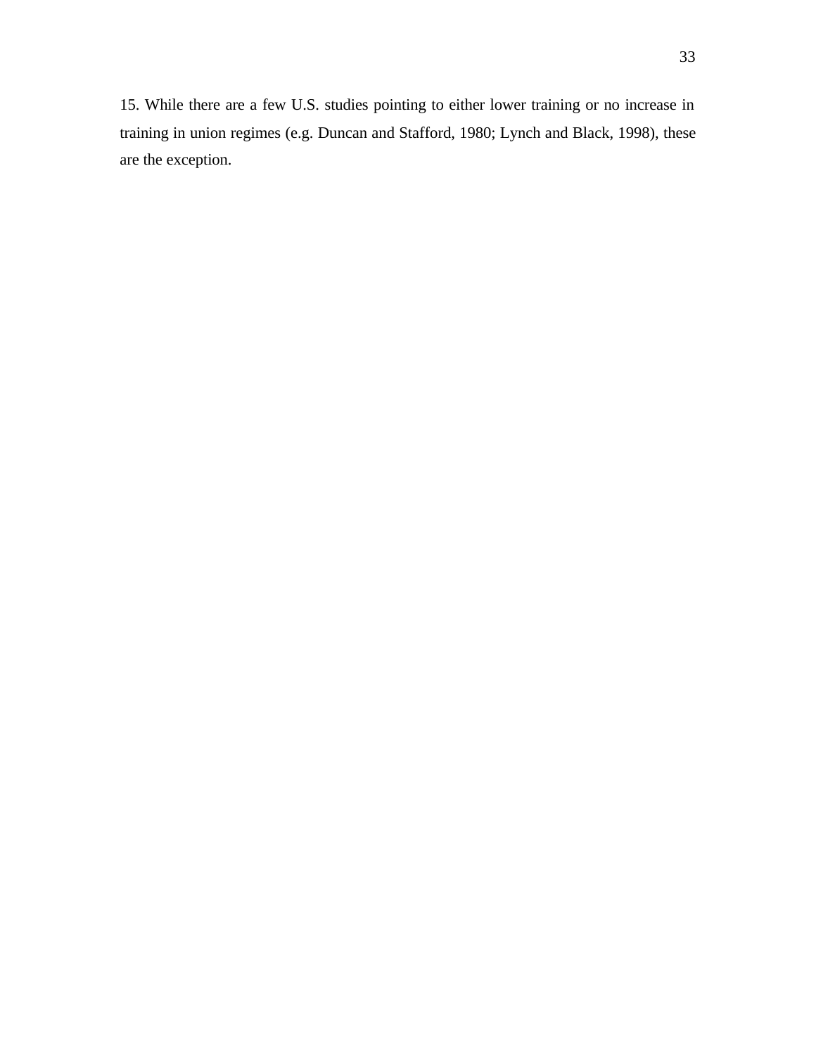15. While there are a few U.S. studies pointing to either lower training or no increase in training in union regimes (e.g. Duncan and Stafford, 1980; Lynch and Black, 1998), these are the exception.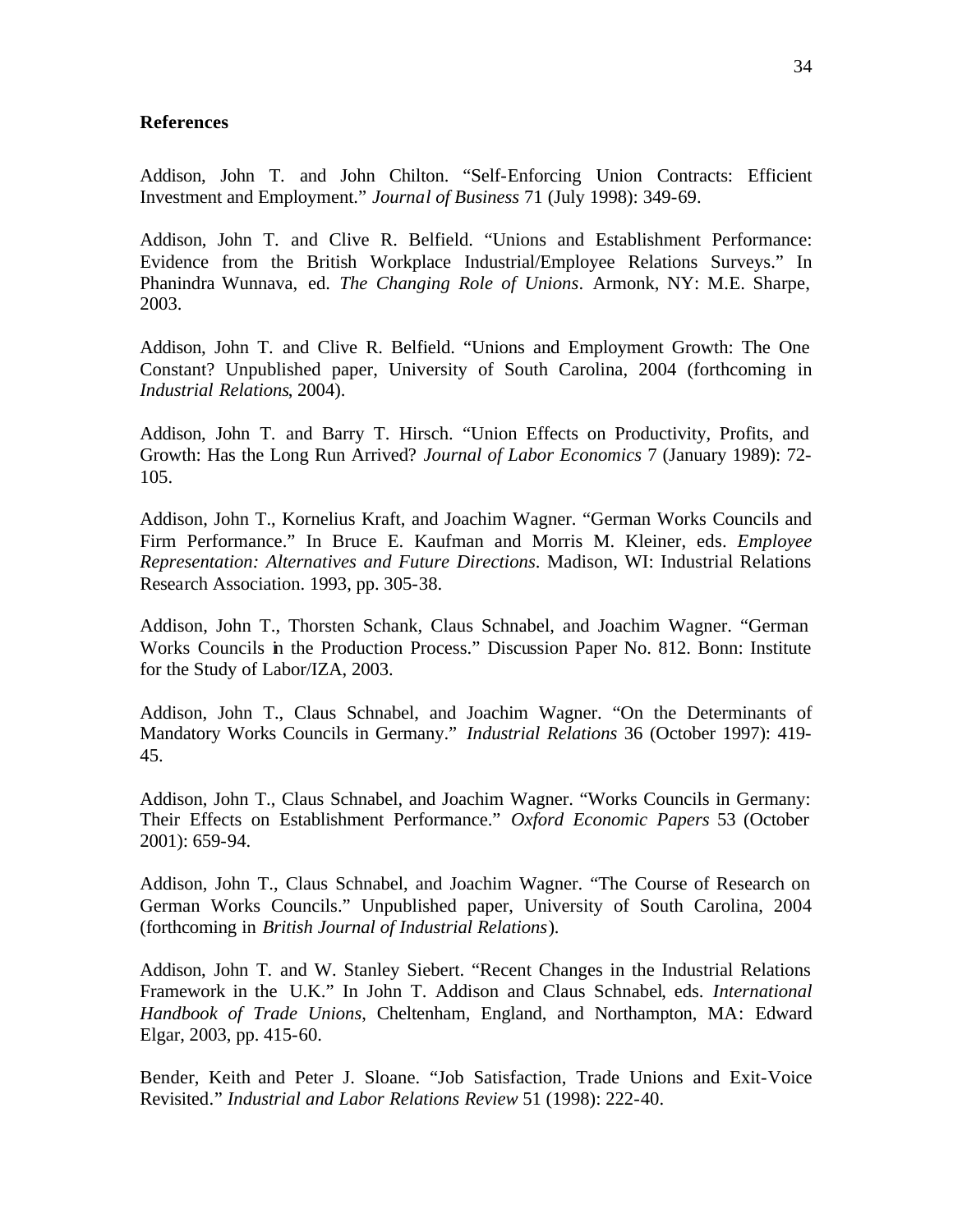**References**

Addison, John T. and John Chilton. "Self-Enforcing Union Contracts: Efficient Investment and Employment." *Journal of Business* 71 (July 1998): 349-69.

Addison, John T. and Clive R. Belfield. "Unions and Establishment Performance: Evidence from the British Workplace Industrial/Employee Relations Surveys." In Phanindra Wunnava, ed. *The Changing Role of Unions*. Armonk, NY: M.E. Sharpe, 2003.

Addison, John T. and Clive R. Belfield. "Unions and Employment Growth: The One Constant? Unpublished paper, University of South Carolina, 2004 (forthcoming in *Industrial Relations*, 2004).

Addison, John T. and Barry T. Hirsch. "Union Effects on Productivity, Profits, and Growth: Has the Long Run Arrived? *Journal of Labor Economics* 7 (January 1989): 72-105.

Addison, John T., Kornelius Kraft, and Joachim Wagner. "German Works Councils and Firm Performance." In Bruce E. Kaufman and Morris M. Kleiner, eds. *Employee Representation: Alternatives and Future Directions*. Madison, WI: Industrial Relations Research Association. 1993, pp. 305-38.

Addison, John T., Thorsten Schank, Claus Schnabel, and Joachim Wagner. "German Works Councils in the Production Process." Discussion Paper No. 812. Bonn: Institute for the Study of Labor/IZA, 2003.

Addison, John T., Claus Schnabel, and Joachim Wagner. "On the Determinants of Mandatory Works Councils in Germany." *Industrial Relations* 36 (October 1997): 419-45.

Addison, John T., Claus Schnabel, and Joachim Wagner. "Works Councils in Germany: Their Effects on Establishment Performance." *Oxford Economic Papers* 53 (October 2001): 659-94.

Addison, John T., Claus Schnabel, and Joachim Wagner. "The Course of Research on German Works Councils." Unpublished paper, University of South Carolina, 2004 (forthcoming in *British Journal of Industrial Relations*).

Addison, John T. and W. Stanley Siebert. "Recent Changes in the Industrial Relations Framework in the U.K." In John T. Addison and Claus Schnabel, eds. *International Handbook of Trade Unions*, Cheltenham, England, and Northampton, MA: Edward Elgar, 2003, pp. 415-60.

Bender, Keith and Peter J. Sloane. "Job Satisfaction, Trade Unions and Exit-Voice Revisited." *Industrial and Labor Relations Review* 51 (1998): 222-40.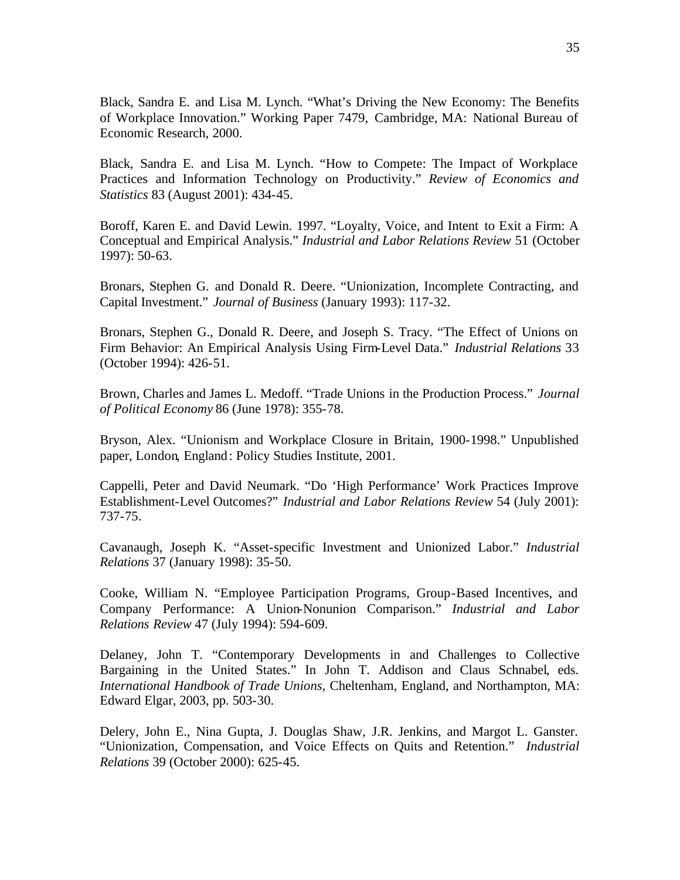Black, Sandra E. and Lisa M. Lynch. "What's Driving the New Economy: The Benefits of Workplace Innovation." Working Paper 7479, Cambridge, MA: National Bureau of Economic Research, 2000.

Black, Sandra E. and Lisa M. Lynch. "How to Compete: The Impact of Workplace Practices and Information Technology on Productivity." *Review of Economics and Statistics* 83 (August 2001): 434-45.

Boroff, Karen E. and David Lewin. 1997. "Loyalty, Voice, and Intent to Exit a Firm: A Conceptual and Empirical Analysis." *Industrial and Labor Relations Review* 51 (October 1997): 50-63.

Bronars, Stephen G. and Donald R. Deere. "Unionization, Incomplete Contracting, and Capital Investment." *Journal of Business* (January 1993): 117-32.

Bronars, Stephen G., Donald R. Deere, and Joseph S. Tracy. "The Effect of Unions on Firm Behavior: An Empirical Analysis Using Firm-Level Data." *Industrial Relations* 33 (October 1994): 426-51.

Brown, Charles and James L. Medoff. "Trade Unions in the Production Process." *Journal of Political Economy* 86 (June 1978): 355-78.

Bryson, Alex. "Unionism and Workplace Closure in Britain, 1900-1998." Unpublished paper, London, England: Policy Studies Institute, 2001.

Cappelli, Peter and David Neumark. "Do 'High Performance' Work Practices Improve Establishment-Level Outcomes?" *Industrial and Labor Relations Review* 54 (July 2001): 737-75.

Cavanaugh, Joseph K. "Asset-specific Investment and Unionized Labor." *Industrial Relations* 37 (January 1998): 35-50.

Cooke, William N. "Employee Participation Programs, Group-Based Incentives, and Company Performance: A Union-Nonunion Comparison." *Industrial and Labor Relations Review* 47 (July 1994): 594-609.

Delaney, John T. "Contemporary Developments in and Challenges to Collective Bargaining in the United States." In John T. Addison and Claus Schnabel, eds. *International Handbook of Trade Unions*, Cheltenham, England, and Northampton, MA: Edward Elgar, 2003, pp. 503-30.

Delery, John E., Nina Gupta, J. Douglas Shaw, J.R. Jenkins, and Margot L. Ganster. "Unionization, Compensation, and Voice Effects on Quits and Retention." *Industrial Relations* 39 (October 2000): 625-45.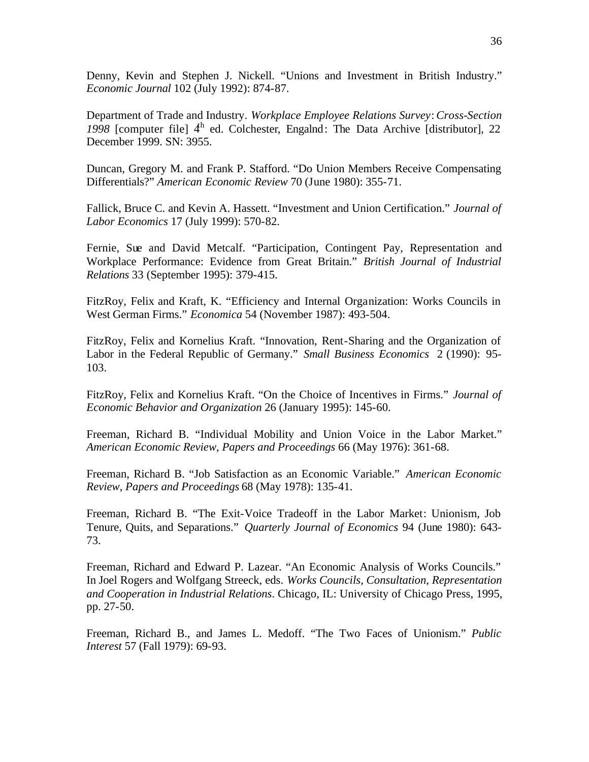Denny, Kevin and Stephen J. Nickell. “Unions and Investment in British Industry.” *Economic Journal* 102 (July 1992): 874-87.

Department of Trade and Industry. *Workplace Employee Relations Survey*: *Cross-Section 1998* [computer file] 4th ed. Colchester, Engalnd: The Data Archive [distributor], 22 December 1999. SN: 3955.

Duncan, Gregory M. and Frank P. Stafford. “Do Union Members Receive Compensating Differentials?” *American Economic Review* 70 (June 1980): 355-71.

Fallick, Bruce C. and Kevin A. Hassett. “Investment and Union Certification.” *Journal of Labor Economics* 17 (July 1999): 570-82.

Fernie, Sue and David Metcalf. “Participation, Contingent Pay, Representation and Workplace Performance: Evidence from Great Britain.” *British Journal of Industrial Relations* 33 (September 1995): 379-415.

FitzRoy, Felix and Kraft, K. “Efficiency and Internal Organization: Works Councils in West German Firms.” *Economica* 54 (November 1987): 493-504.

FitzRoy, Felix and Kornelius Kraft. “Innovation, Rent-Sharing and the Organization of Labor in the Federal Republic of Germany.” *Small Business Economics* 2 (1990): 95-103.

FitzRoy, Felix and Kornelius Kraft. “On the Choice of Incentives in Firms.” *Journal of Economic Behavior and Organization* 26 (January 1995): 145-60.

Freeman, Richard B. “Individual Mobility and Union Voice in the Labor Market.” *American Economic Review*, *Papers and Proceedings* 66 (May 1976): 361-68.

Freeman, Richard B. “Job Satisfaction as an Economic Variable.” *American Economic Review*, *Papers and Proceedings* 68 (May 1978): 135-41.

Freeman, Richard B. “The Exit-Voice Tradeoff in the Labor Market: Unionism, Job Tenure, Quits, and Separations.” *Quarterly Journal of Economics* 94 (June 1980): 643-73.

Freeman, Richard and Edward P. Lazear. “An Economic Analysis of Works Councils.” In Joel Rogers and Wolfgang Streeck, eds. *Works Councils, Consultation, Representation and Cooperation in Industrial Relations*. Chicago, IL: University of Chicago Press, 1995, pp. 27-50.

Freeman, Richard B., and James L. Medoff. “The Two Faces of Unionism.” *Public Interest* 57 (Fall 1979): 69-93.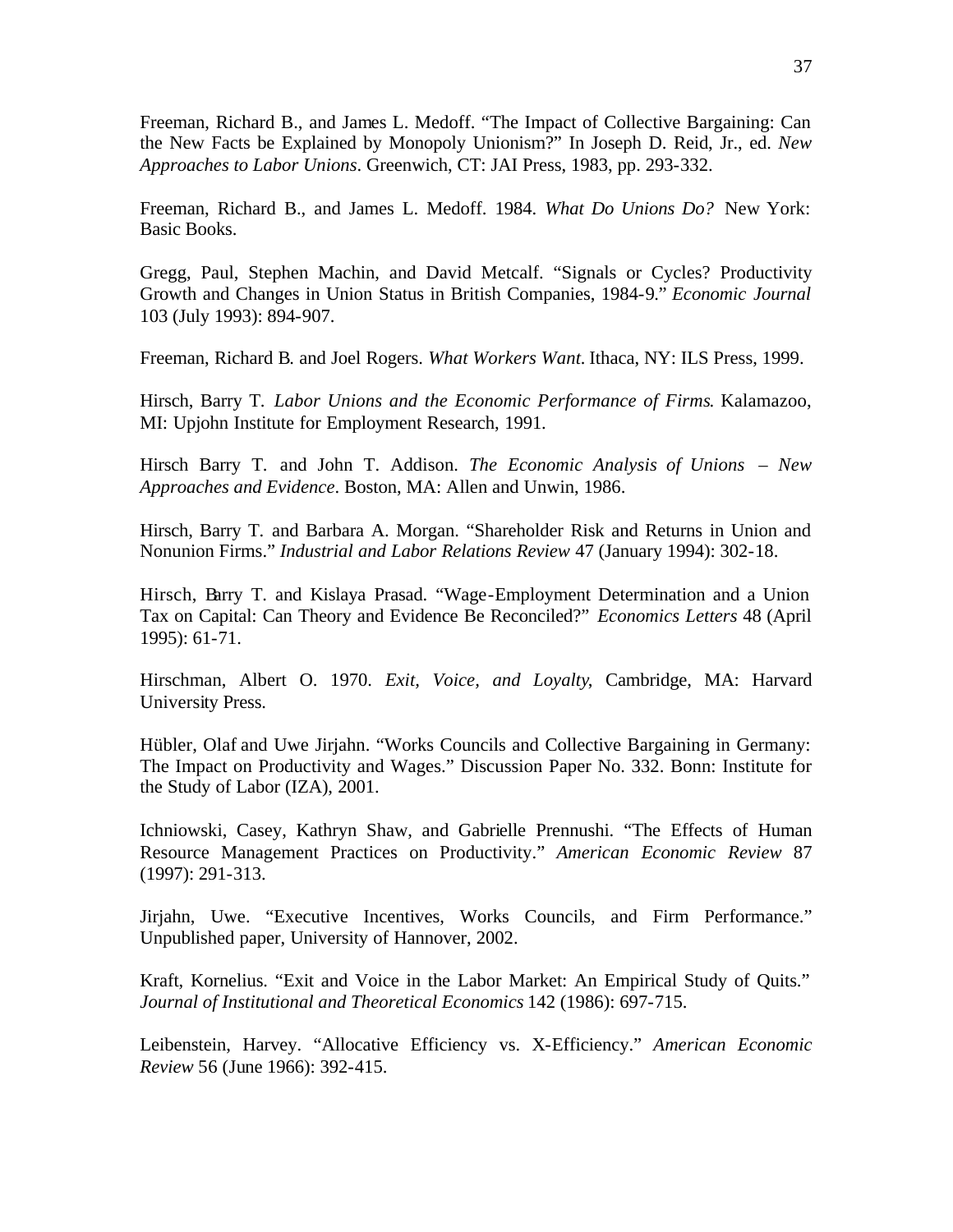Freeman, Richard B., and James L. Medoff. "The Impact of Collective Bargaining: Can the New Facts be Explained by Monopoly Unionism?" In Joseph D. Reid, Jr., ed. *New Approaches to Labor Unions*. Greenwich, CT: JAI Press, 1983, pp. 293-332.

Freeman, Richard B., and James L. Medoff. 1984. *What Do Unions Do?* New York: Basic Books.

Gregg, Paul, Stephen Machin, and David Metcalf. "Signals or Cycles? Productivity Growth and Changes in Union Status in British Companies, 1984-9." *Economic Journal* 103 (July 1993): 894-907.

Freeman, Richard B. and Joel Rogers. *What Workers Want*. Ithaca, NY: ILS Press, 1999.

Hirsch, Barry T. *Labor Unions and the Economic Performance of Firms*. Kalamazoo, MI: Upjohn Institute for Employment Research, 1991.

Hirsch Barry T. and John T. Addison. *The Economic Analysis of Unions – New Approaches and Evidence*. Boston, MA: Allen and Unwin, 1986.

Hirsch, Barry T. and Barbara A. Morgan. "Shareholder Risk and Returns in Union and Nonunion Firms." *Industrial and Labor Relations Review* 47 (January 1994): 302-18.

Hirsch, Barry T. and Kislaya Prasad. "Wage-Employment Determination and a Union Tax on Capital: Can Theory and Evidence Be Reconciled?" *Economics Letters* 48 (April 1995): 61-71.

Hirschman, Albert O. 1970. *Exit, Voice, and Loyalty*, Cambridge, MA: Harvard University Press.

Hübler, Olaf and Uwe Jirjahn. "Works Councils and Collective Bargaining in Germany: The Impact on Productivity and Wages." Discussion Paper No. 332. Bonn: Institute for the Study of Labor (IZA), 2001.

Ichniowski, Casey, Kathryn Shaw, and Gabrielle Prennushi. "The Effects of Human Resource Management Practices on Productivity." *American Economic Review* 87 (1997): 291-313.

Jirjahn, Uwe. "Executive Incentives, Works Councils, and Firm Performance." Unpublished paper, University of Hannover, 2002.

Kraft, Kornelius. "Exit and Voice in the Labor Market: An Empirical Study of Quits." *Journal of Institutional and Theoretical Economics* 142 (1986): 697-715.

Leibenstein, Harvey. "Allocative Efficiency vs. X-Efficiency." *American Economic Review* 56 (June 1966): 392-415.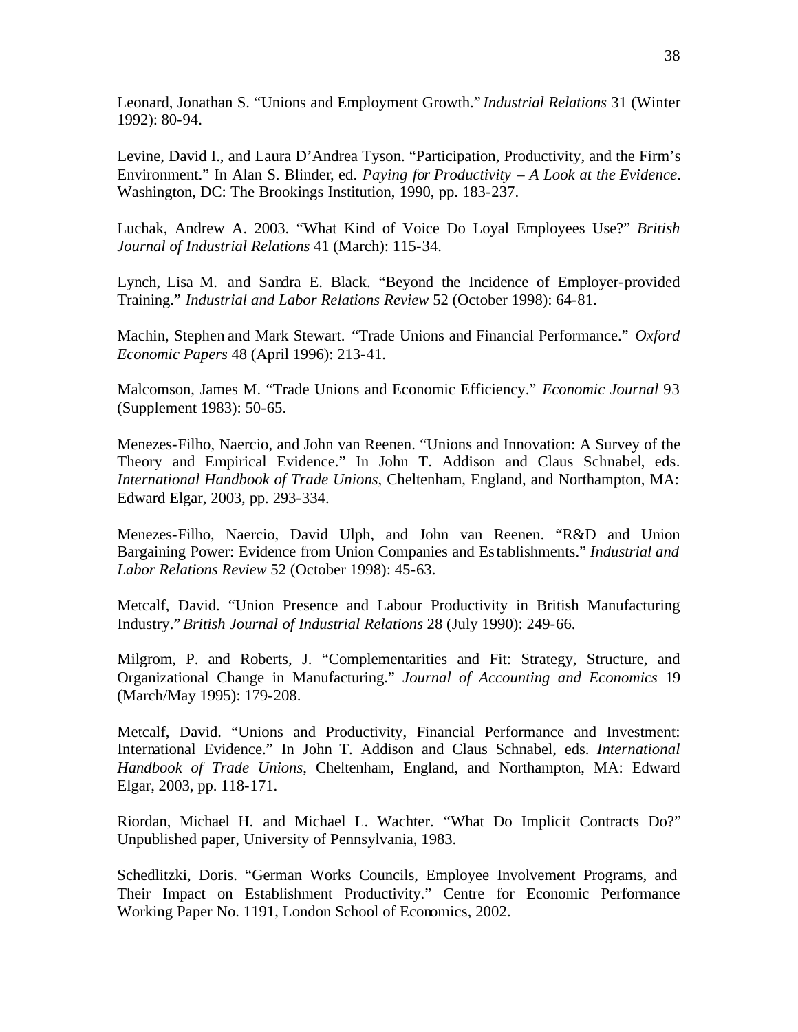Leonard, Jonathan S. "Unions and Employment Growth." *Industrial Relations* 31 (Winter 1992): 80-94.

Levine, David I., and Laura D'Andrea Tyson. "Participation, Productivity, and the Firm's Environment." In Alan S. Blinder, ed. *Paying for Productivity – A Look at the Evidence*. Washington, DC: The Brookings Institution, 1990, pp. 183-237.

Luchak, Andrew A. 2003. "What Kind of Voice Do Loyal Employees Use?" *British Journal of Industrial Relations* 41 (March): 115-34.

Lynch, Lisa M. and Sandra E. Black. "Beyond the Incidence of Employer-provided Training." *Industrial and Labor Relations Review* 52 (October 1998): 64-81.

Machin, Stephen and Mark Stewart. "Trade Unions and Financial Performance." *Oxford Economic Papers* 48 (April 1996): 213-41.

Malcomson, James M. "Trade Unions and Economic Efficiency." *Economic Journal* 93 (Supplement 1983): 50-65.

Menezes-Filho, Naercio, and John van Reenen. "Unions and Innovation: A Survey of the Theory and Empirical Evidence." In John T. Addison and Claus Schnabel, eds. *International Handbook of Trade Unions*, Cheltenham, England, and Northampton, MA: Edward Elgar, 2003, pp. 293-334.

Menezes-Filho, Naercio, David Ulph, and John van Reenen. "R&D and Union Bargaining Power: Evidence from Union Companies and Establishments." *Industrial and Labor Relations Review* 52 (October 1998): 45-63.

Metcalf, David. "Union Presence and Labour Productivity in British Manufacturing Industry." *British Journal of Industrial Relations* 28 (July 1990): 249-66.

Milgrom, P. and Roberts, J. "Complementarities and Fit: Strategy, Structure, and Organizational Change in Manufacturing." *Journal of Accounting and Economics* 19 (March/May 1995): 179-208.

Metcalf, David. "Unions and Productivity, Financial Performance and Investment: International Evidence." In John T. Addison and Claus Schnabel, eds. *International Handbook of Trade Unions*, Cheltenham, England, and Northampton, MA: Edward Elgar, 2003, pp. 118-171.

Riordan, Michael H. and Michael L. Wachter. "What Do Implicit Contracts Do?" Unpublished paper, University of Pennsylvania, 1983.

Schedlitzki, Doris. "German Works Councils, Employee Involvement Programs, and Their Impact on Establishment Productivity." Centre for Economic Performance Working Paper No. 1191, London School of Economics, 2002.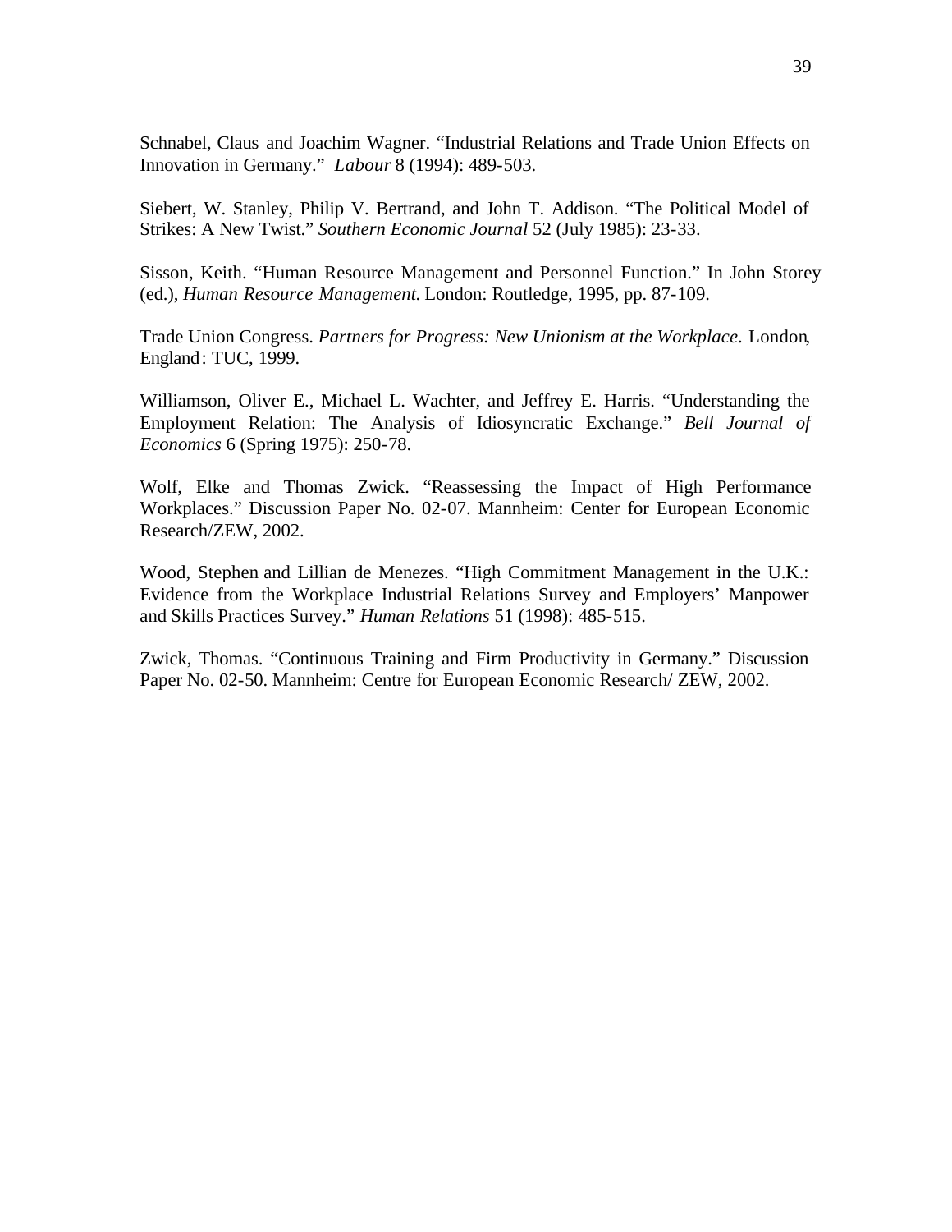Schnabel, Claus and Joachim Wagner. “Industrial Relations and Trade Union Effects on Innovation in Germany.” *Labour* 8 (1994): 489-503.

Siebert, W. Stanley, Philip V. Bertrand, and John T. Addison. “The Political Model of Strikes: A New Twist.” *Southern Economic Journal* 52 (July 1985): 23-33.

Sisson, Keith. “Human Resource Management and Personnel Function.” In John Storey (ed.), *Human Resource Management*. London: Routledge, 1995, pp. 87-109.

Trade Union Congress. *Partners for Progress: New Unionism at the Workplace*. London, England: TUC, 1999.

Williamson, Oliver E., Michael L. Wachter, and Jeffrey E. Harris. “Understanding the Employment Relation: The Analysis of Idiosyncratic Exchange.” *Bell Journal of Economics* 6 (Spring 1975): 250-78.

Wolf, Elke and Thomas Zwick. “Reassessing the Impact of High Performance Workplaces.” Discussion Paper No. 02-07. Mannheim: Center for European Economic Research/ZEW, 2002.

Wood, Stephen and Lillian de Menezes. “High Commitment Management in the U.K.: Evidence from the Workplace Industrial Relations Survey and Employers’ Manpower and Skills Practices Survey.” *Human Relations* 51 (1998): 485-515.

Zwick, Thomas. “Continuous Training and Firm Productivity in Germany.” Discussion Paper No. 02-50. Mannheim: Centre for European Economic Research/ ZEW, 2002.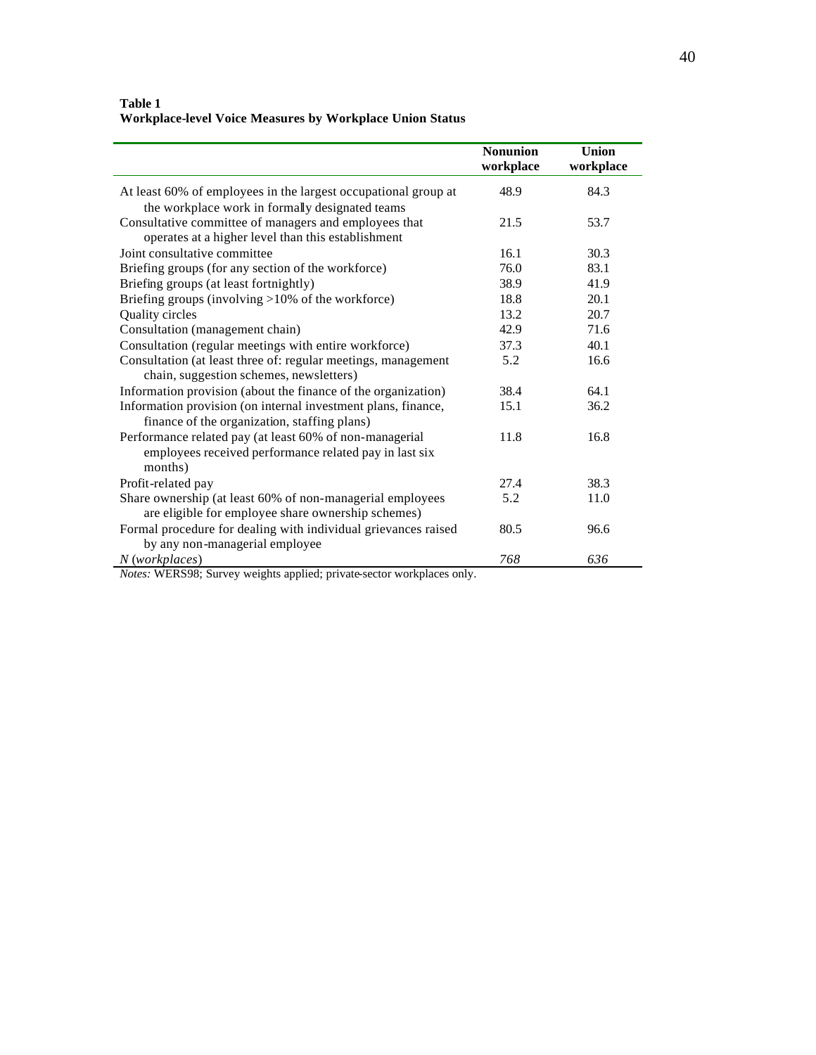**Table 1**
**Workplace-level Voice Measures by Workplace Union Status**

| | Nonunion workplace | Union workplace |
|---|---|---|
| At least 60% of employees in the largest occupational group at the workplace work in formally designated teams | 48.9 | 84.3 |
| Consultative committee of managers and employees that operates at a higher level than this establishment | 21.5 | 53.7 |
| Joint consultative committee | 16.1 | 30.3 |
| Briefing groups (for any section of the workforce) | 76.0 | 83.1 |
| Briefing groups (at least fortnightly) | 38.9 | 41.9 |
| Briefing groups (involving >10% of the workforce) | 18.8 | 20.1 |
| Quality circles | 13.2 | 20.7 |
| Consultation (management chain) | 42.9 | 71.6 |
| Consultation (regular meetings with entire workforce) | 37.3 | 40.1 |
| Consultation (at least three of: regular meetings, management chain, suggestion schemes, newsletters) | 5.2 | 16.6 |
| Information provision (about the finance of the organization) | 38.4 | 64.1 |
| Information provision (on internal investment plans, finance, finance of the organization, staffing plans) | 15.1 | 36.2 |
| Performance related pay (at least 60% of non-managerial employees received performance related pay in last six months) | 11.8 | 16.8 |
| Profit-related pay | 27.4 | 38.3 |
| Share ownership (at least 60% of non-managerial employees are eligible for employee share ownership schemes) | 5.2 | 11.0 |
| Formal procedure for dealing with individual grievances raised by any non-managerial employee | 80.5 | 96.6 |
| *N (workplaces)* | *768* | *636* |

*Notes:* WERS98; Survey weights applied; private-sector workplaces only.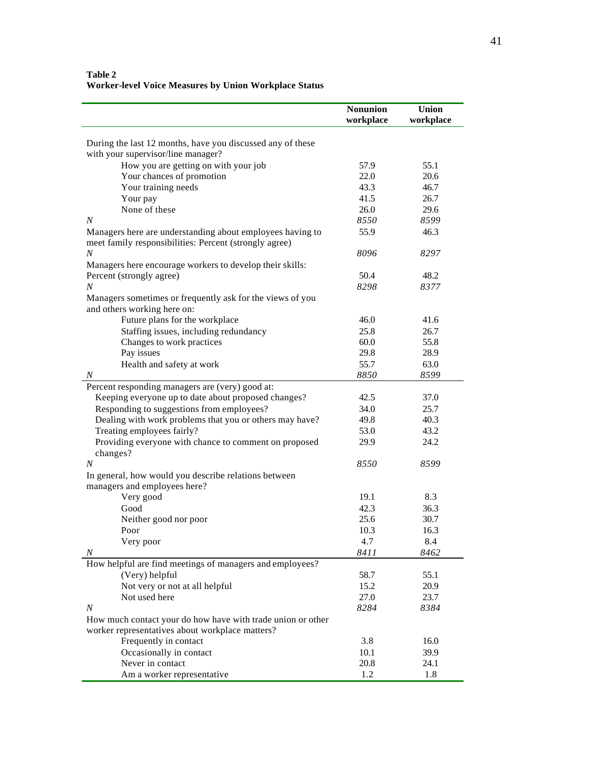**Table 2**
**Worker-level Voice Measures by Union Workplace Status**

| | Nonunion workplace | Union workplace |
|---|---|---|
| During the last 12 months, have you discussed any of these with your supervisor/line manager? | | |
| How you are getting on with your job | 57.9 | 55.1 |
| Your chances of promotion | 22.0 | 20.6 |
| Your training needs | 43.3 | 46.7 |
| Your pay | 41.5 | 26.7 |
| None of these | 26.0 | 29.6 |
| *N* | *8550* | *8599* |
| Managers here are understanding about employees having to meet family responsibilities: Percent (strongly agree) | 55.9 | 46.3 |
| *N* | *8096* | *8297* |
| Managers here encourage workers to develop their skills: Percent (strongly agree) | 50.4 | 48.2 |
| *N* | *8298* | *8377* |
| Managers sometimes or frequently ask for the views of you and others working here on: | | |
| Future plans for the workplace | 46.0 | 41.6 |
| Staffing issues, including redundancy | 25.8 | 26.7 |
| Changes to work practices | 60.0 | 55.8 |
| Pay issues | 29.8 | 28.9 |
| Health and safety at work | 55.7 | 63.0 |
| *N* | *8850* | *8599* |
| Percent responding managers are (very) good at: | | |
| Keeping everyone up to date about proposed changes? | 42.5 | 37.0 |
| Responding to suggestions from employees? | 34.0 | 25.7 |
| Dealing with work problems that you or others may have? | 49.8 | 40.3 |
| Treating employees fairly? | 53.0 | 43.2 |
| Providing everyone with chance to comment on proposed changes? | 29.9 | 24.2 |
| *N* | *8550* | *8599* |
| In general, how would you describe relations between managers and employees here? | | |
| Very good | 19.1 | 8.3 |
| Good | 42.3 | 36.3 |
| Neither good nor poor | 25.6 | 30.7 |
| Poor | 10.3 | 16.3 |
| Very poor | 4.7 | 8.4 |
| *N* | *8411* | *8462* |
| How helpful are find meetings of managers and employees? | | |
| (Very) helpful | 58.7 | 55.1 |
| Not very or not at all helpful | 15.2 | 20.9 |
| Not used here | 27.0 | 23.7 |
| *N* | *8284* | *8384* |
| How much contact your do how have with trade union or other worker representatives about workplace matters? | | |
| Frequently in contact | 3.8 | 16.0 |
| Occasionally in contact | 10.1 | 39.9 |
| Never in contact | 20.8 | 24.1 |
| Am a worker representative | 1.2 | 1.8 |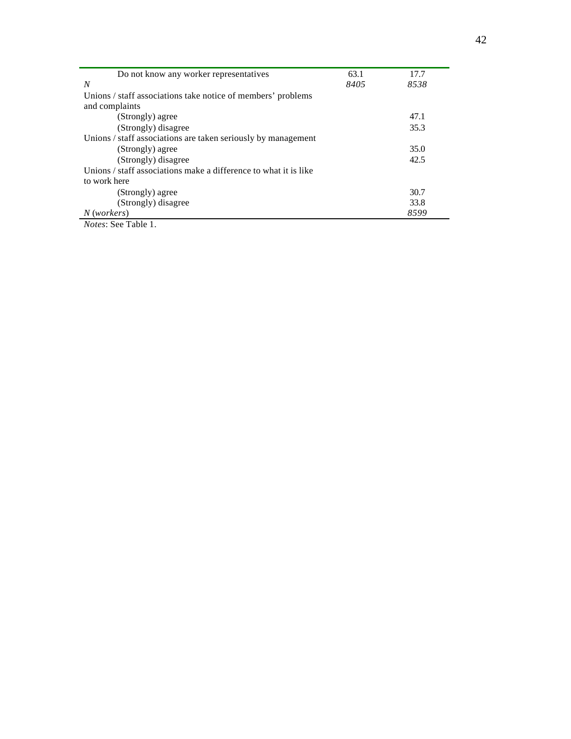| | | |
|---|---|---|
| Do not know any worker representatives | 63.1 | 17.7 |
| *N* | *8405* | *8538* |
| Unions / staff associations take notice of members' problems and complaints | | |
| (Strongly) agree | | 47.1 |
| (Strongly) disagree | | 35.3 |
| Unions / staff associations are taken seriously by management | | |
| (Strongly) agree | | 35.0 |
| (Strongly) disagree | | 42.5 |
| Unions / staff associations make a difference to what it is like to work here | | |
| (Strongly) agree | | 30.7 |
| (Strongly) disagree | | 33.8 |
| *N* (*workers*) | | *8599* |

*Notes*: See Table 1.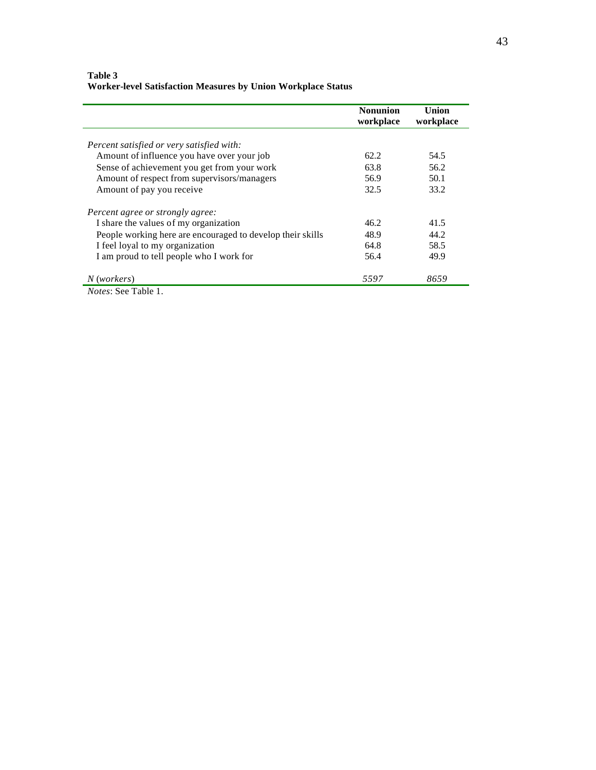**Table 3**
**Worker-level Satisfaction Measures by Union Workplace Status**

| | Nonunion workplace | Union workplace |
|---|---|---|
| *Percent satisfied or very satisfied with:* | | |
| Amount of influence you have over your job | 62.2 | 54.5 |
| Sense of achievement you get from your work | 63.8 | 56.2 |
| Amount of respect from supervisors/managers | 56.9 | 50.1 |
| Amount of pay you receive | 32.5 | 33.2 |
| *Percent agree or strongly agree:* | | |
| I share the values of my organization | 46.2 | 41.5 |
| People working here are encouraged to develop their skills | 48.9 | 44.2 |
| I feel loyal to my organization | 64.8 | 58.5 |
| I am proud to tell people who I work for | 56.4 | 49.9 |
| *N* (*workers*) | *5597* | *8659* |

*Notes*: See Table 1.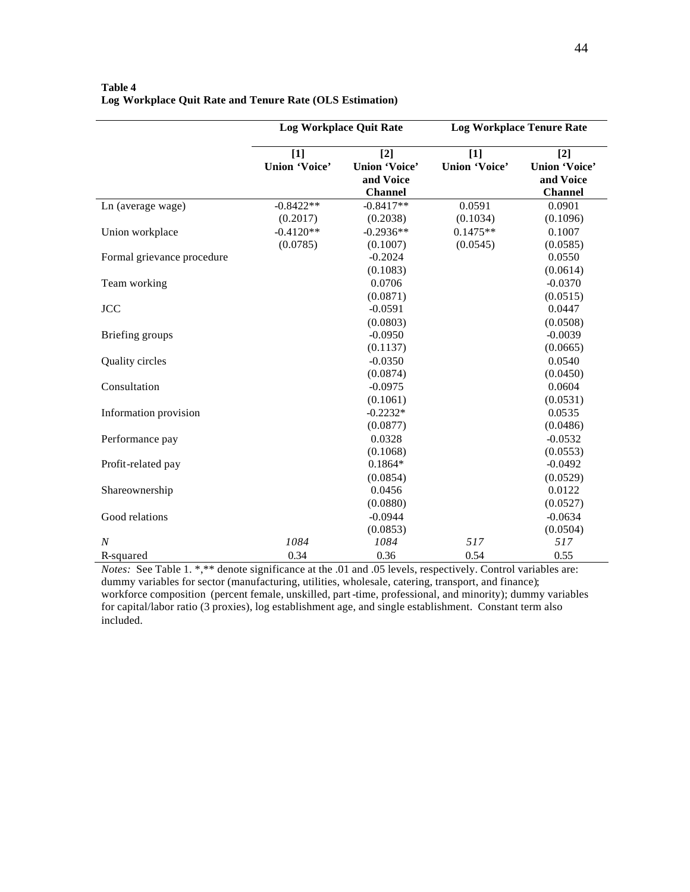**Table 4**
**Log Workplace Quit Rate and Tenure Rate (OLS Estimation)**

| | **Log Workplace Quit Rate** | | **Log Workplace Tenure Rate** | |
|---|---|---|---|---|
| | **[1] Union 'Voice'** | **[2] Union 'Voice' and Voice Channel** | **[1] Union 'Voice'** | **[2] Union 'Voice' and Voice Channel** |
| Ln (average wage) | -0.8422** | -0.8417** | 0.0591 | 0.0901 |
| | (0.2017) | (0.2038) | (0.1034) | (0.1096) |
| Union workplace | -0.4120** | -0.2936** | 0.1475** | 0.1007 |
| | (0.0785) | (0.1007) | (0.0545) | (0.0585) |
| Formal grievance procedure | | -0.2024 | | 0.0550 |
| | | (0.1083) | | (0.0614) |
| Team working | | 0.0706 | | -0.0370 |
| | | (0.0871) | | (0.0515) |
| JCC | | -0.0591 | | 0.0447 |
| | | (0.0803) | | (0.0508) |
| Briefing groups | | -0.0950 | | -0.0039 |
| | | (0.1137) | | (0.0665) |
| Quality circles | | -0.0350 | | 0.0540 |
| | | (0.0874) | | (0.0450) |
| Consultation | | -0.0975 | | 0.0604 |
| | | (0.1061) | | (0.0531) |
| Information provision | | -0.2232* | | 0.0535 |
| | | (0.0877) | | (0.0486) |
| Performance pay | | 0.0328 | | -0.0532 |
| | | (0.1068) | | (0.0553) |
| Profit-related pay | | 0.1864* | | -0.0492 |
| | | (0.0854) | | (0.0529) |
| Shareownership | | 0.0456 | | 0.0122 |
| | | (0.0880) | | (0.0527) |
| Good relations | | -0.0944 | | -0.0634 |
| | | (0.0853) | | (0.0504) |
| *N* | *1084* | *1084* | *517* | *517* |
| R-squared | 0.34 | 0.36 | 0.54 | 0.55 |

*Notes:* See Table 1. *,** denote significance at the .01 and .05 levels, respectively. Control variables are: dummy variables for sector (manufacturing, utilities, wholesale, catering, transport, and finance); workforce composition (percent female, unskilled, part-time, professional, and minority); dummy variables for capital/labor ratio (3 proxies), log establishment age, and single establishment. Constant term also included.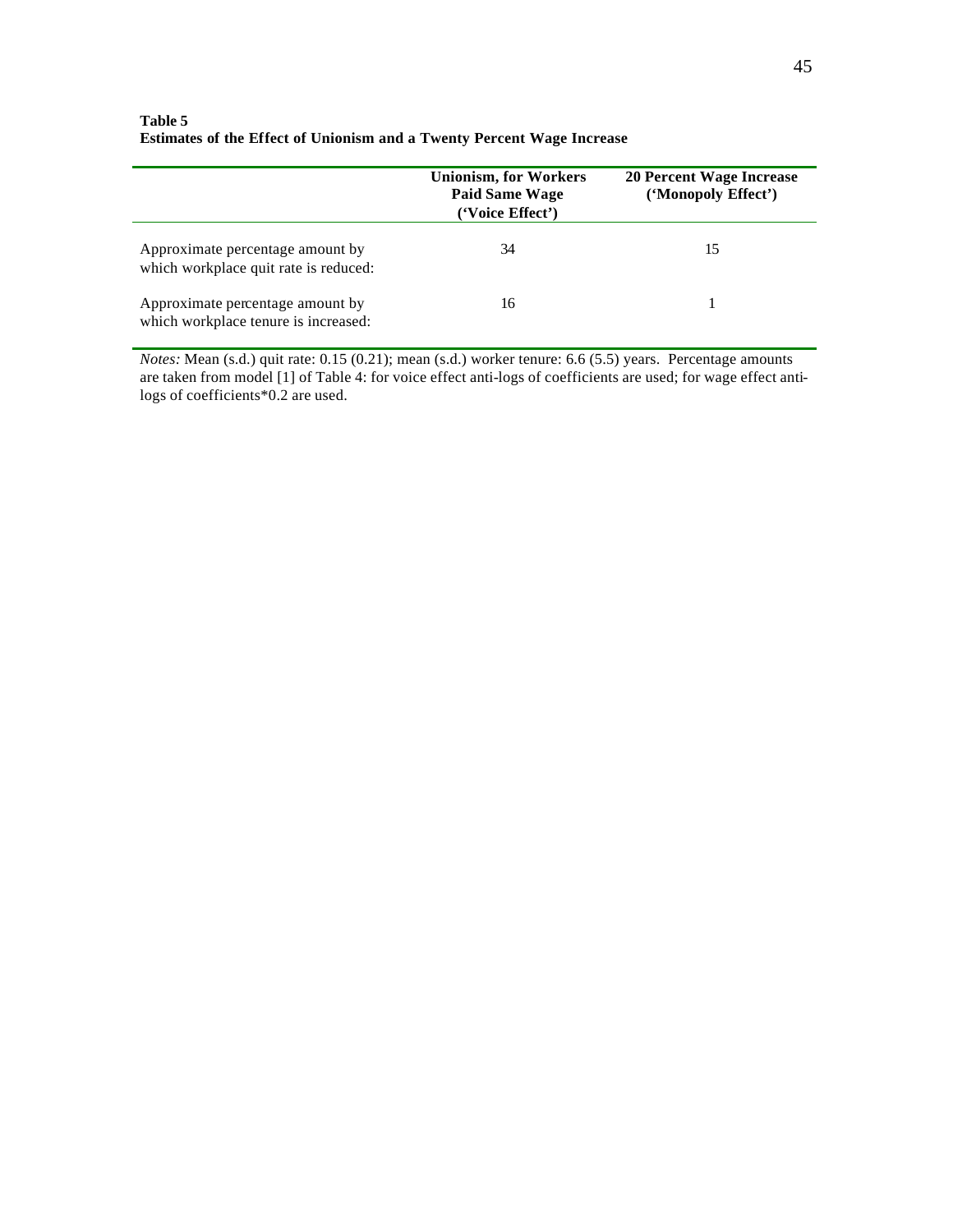**Table 5**
**Estimates of the Effect of Unionism and a Twenty Percent Wage Increase**

| | Unionism, for Workers Paid Same Wage ('Voice Effect') | 20 Percent Wage Increase ('Monopoly Effect') |
|---|---|---|
| Approximate percentage amount by which workplace quit rate is reduced: | 34 | 15 |
| Approximate percentage amount by which workplace tenure is increased: | 16 | 1 |

*Notes:* Mean (s.d.) quit rate: 0.15 (0.21); mean (s.d.) worker tenure: 6.6 (5.5) years. Percentage amounts are taken from model [1] of Table 4: for voice effect anti-logs of coefficients are used; for wage effect anti-logs of coefficients*0.2 are used.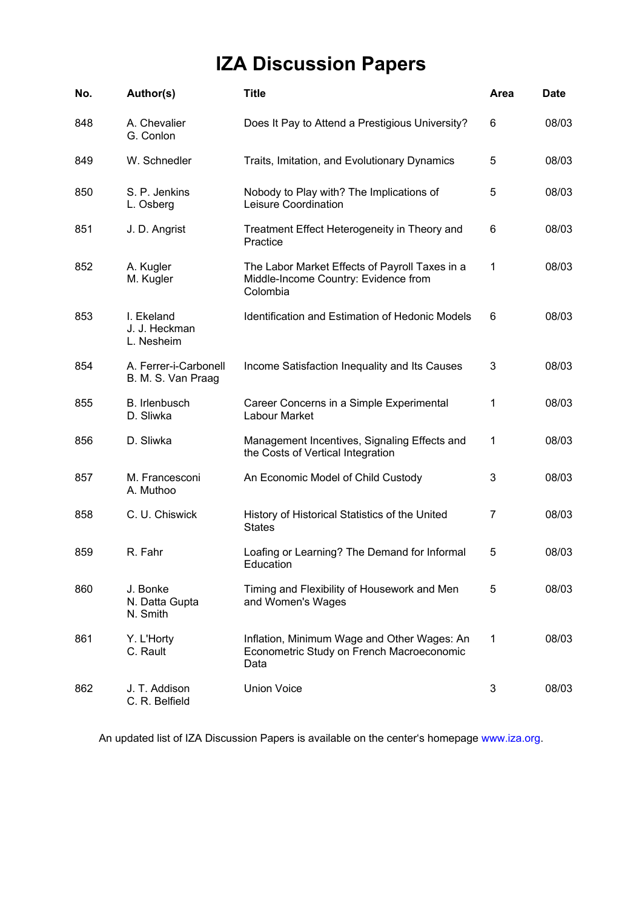# IZA Discussion Papers

| No. | Author(s) | Title | Area | Date |
|---|---|---|---|---|
| 848 | A. Chevalier<br>G. Conlon | Does It Pay to Attend a Prestigious University? | 6 | 08/03 |
| 849 | W. Schnedler | Traits, Imitation, and Evolutionary Dynamics | 5 | 08/03 |
| 850 | S. P. Jenkins<br>L. Osberg | Nobody to Play with? The Implications of Leisure Coordination | 5 | 08/03 |
| 851 | J. D. Angrist | Treatment Effect Heterogeneity in Theory and Practice | 6 | 08/03 |
| 852 | A. Kugler<br>M. Kugler | The Labor Market Effects of Payroll Taxes in a Middle-Income Country: Evidence from Colombia | 1 | 08/03 |
| 853 | I. Ekeland<br>J. J. Heckman<br>L. Nesheim | Identification and Estimation of Hedonic Models | 6 | 08/03 |
| 854 | A. Ferrer-i-Carbonell<br>B. M. S. Van Praag | Income Satisfaction Inequality and Its Causes | 3 | 08/03 |
| 855 | B. Irlenbusch<br>D. Sliwka | Career Concerns in a Simple Experimental Labour Market | 1 | 08/03 |
| 856 | D. Sliwka | Management Incentives, Signaling Effects and the Costs of Vertical Integration | 1 | 08/03 |
| 857 | M. Francesconi<br>A. Muthoo | An Economic Model of Child Custody | 3 | 08/03 |
| 858 | C. U. Chiswick | History of Historical Statistics of the United States | 7 | 08/03 |
| 859 | R. Fahr | Loafing or Learning? The Demand for Informal Education | 5 | 08/03 |
| 860 | J. Bonke<br>N. Datta Gupta<br>N. Smith | Timing and Flexibility of Housework and Men and Women's Wages | 5 | 08/03 |
| 861 | Y. L'Horty<br>C. Rault | Inflation, Minimum Wage and Other Wages: An Econometric Study on French Macroeconomic Data | 1 | 08/03 |
| 862 | J. T. Addison<br>C. R. Belfield | Union Voice | 3 | 08/03 |

An updated list of IZA Discussion Papers is available on the center's homepage www.iza.org.